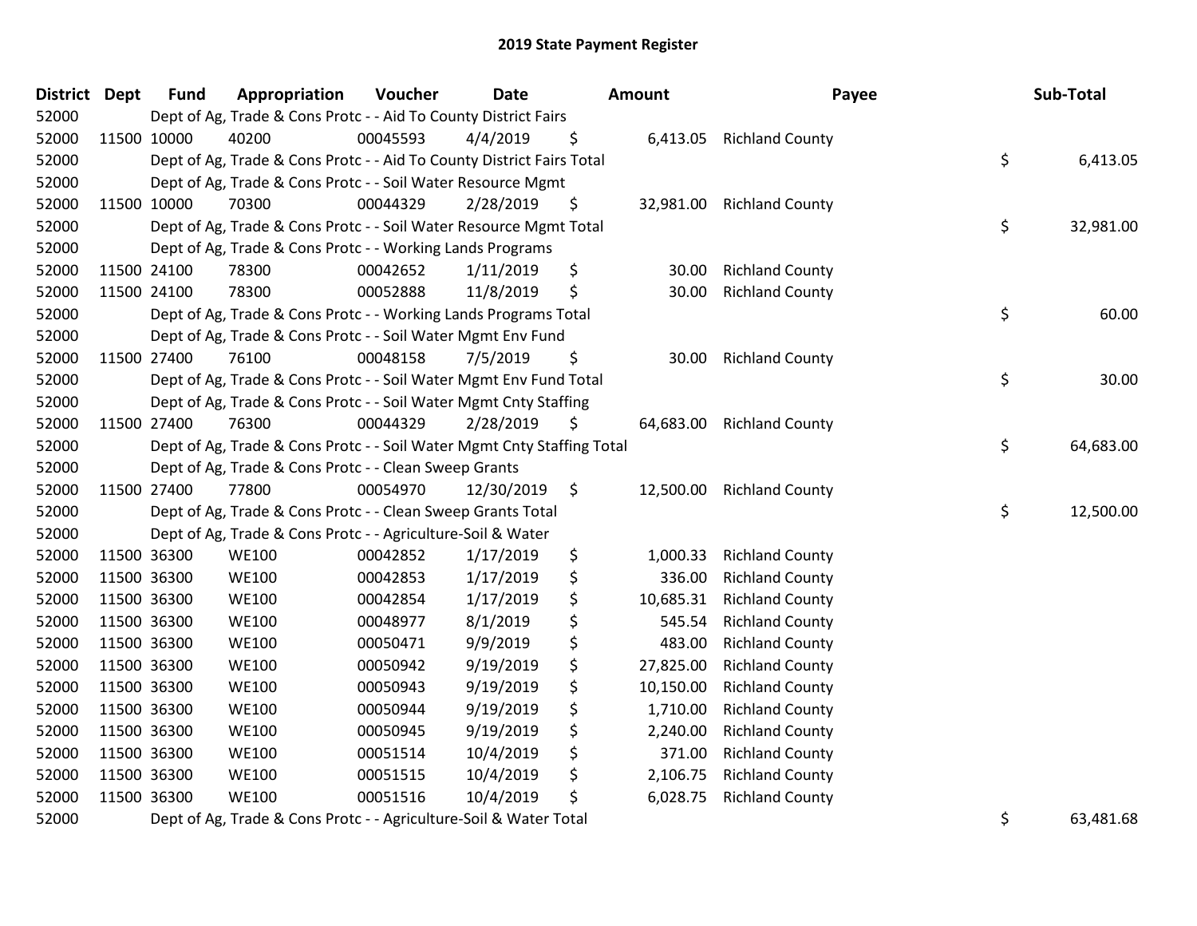# 2019 State Payment Register

| District | Dept | Fund | Appropriation | Voucher | Date | Amount | Payee | Sub-Total |
|---|---|---|---|---|---|---|---|---|
| 52000 | | Dept of Ag, Trade & Cons Protc - - Aid To County District Fairs | | | | | | |
| 52000 | 11500 | 10000 | 40200 | 00045593 | 4/4/2019 | $ 6,413.05 | Richland County | |
| 52000 | | Dept of Ag, Trade & Cons Protc - - Aid To County District Fairs Total | | | | | | $ 6,413.05 |
| 52000 | | Dept of Ag, Trade & Cons Protc - - Soil Water Resource Mgmt | | | | | | |
| 52000 | 11500 | 10000 | 70300 | 00044329 | 2/28/2019 | $ 32,981.00 | Richland County | |
| 52000 | | Dept of Ag, Trade & Cons Protc - - Soil Water Resource Mgmt Total | | | | | | $ 32,981.00 |
| 52000 | | Dept of Ag, Trade & Cons Protc - - Working Lands Programs | | | | | | |
| 52000 | 11500 | 24100 | 78300 | 00042652 | 1/11/2019 | $ 30.00 | Richland County | |
| 52000 | 11500 | 24100 | 78300 | 00052888 | 11/8/2019 | $ 30.00 | Richland County | |
| 52000 | | Dept of Ag, Trade & Cons Protc - - Working Lands Programs Total | | | | | | $ 60.00 |
| 52000 | | Dept of Ag, Trade & Cons Protc - - Soil Water Mgmt Env Fund | | | | | | |
| 52000 | 11500 | 27400 | 76100 | 00048158 | 7/5/2019 | $ 30.00 | Richland County | |
| 52000 | | Dept of Ag, Trade & Cons Protc - - Soil Water Mgmt Env Fund Total | | | | | | $ 30.00 |
| 52000 | | Dept of Ag, Trade & Cons Protc - - Soil Water Mgmt Cnty Staffing | | | | | | |
| 52000 | 11500 | 27400 | 76300 | 00044329 | 2/28/2019 | $ 64,683.00 | Richland County | |
| 52000 | | Dept of Ag, Trade & Cons Protc - - Soil Water Mgmt Cnty Staffing Total | | | | | | $ 64,683.00 |
| 52000 | | Dept of Ag, Trade & Cons Protc - - Clean Sweep Grants | | | | | | |
| 52000 | 11500 | 27400 | 77800 | 00054970 | 12/30/2019 | $ 12,500.00 | Richland County | |
| 52000 | | Dept of Ag, Trade & Cons Protc - - Clean Sweep Grants Total | | | | | | $ 12,500.00 |
| 52000 | | Dept of Ag, Trade & Cons Protc - - Agriculture-Soil & Water | | | | | | |
| 52000 | 11500 | 36300 | WE100 | 00042852 | 1/17/2019 | $ 1,000.33 | Richland County | |
| 52000 | 11500 | 36300 | WE100 | 00042853 | 1/17/2019 | $ 336.00 | Richland County | |
| 52000 | 11500 | 36300 | WE100 | 00042854 | 1/17/2019 | $ 10,685.31 | Richland County | |
| 52000 | 11500 | 36300 | WE100 | 00048977 | 8/1/2019 | $ 545.54 | Richland County | |
| 52000 | 11500 | 36300 | WE100 | 00050471 | 9/9/2019 | $ 483.00 | Richland County | |
| 52000 | 11500 | 36300 | WE100 | 00050942 | 9/19/2019 | $ 27,825.00 | Richland County | |
| 52000 | 11500 | 36300 | WE100 | 00050943 | 9/19/2019 | $ 10,150.00 | Richland County | |
| 52000 | 11500 | 36300 | WE100 | 00050944 | 9/19/2019 | $ 1,710.00 | Richland County | |
| 52000 | 11500 | 36300 | WE100 | 00050945 | 9/19/2019 | $ 2,240.00 | Richland County | |
| 52000 | 11500 | 36300 | WE100 | 00051514 | 10/4/2019 | $ 371.00 | Richland County | |
| 52000 | 11500 | 36300 | WE100 | 00051515 | 10/4/2019 | $ 2,106.75 | Richland County | |
| 52000 | 11500 | 36300 | WE100 | 00051516 | 10/4/2019 | $ 6,028.75 | Richland County | |
| 52000 | | Dept of Ag, Trade & Cons Protc - - Agriculture-Soil & Water Total | | | | | | $ 63,481.68 |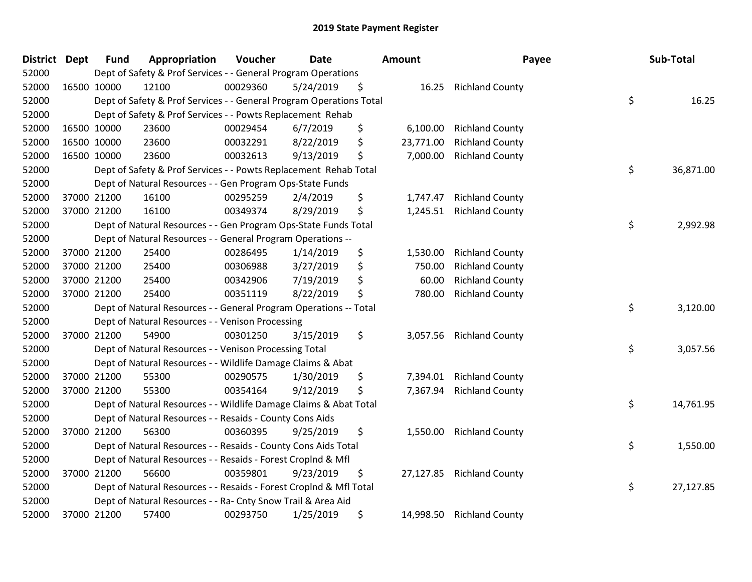## 2019 State Payment Register

| District | Dept | Fund | Appropriation | Voucher | Date | Amount | Payee | Sub-Total |
|---|---|---|---|---|---|---|---|---|
| 52000 | | | Dept of Safety & Prof Services - - General Program Operations | | | | | |
| 52000 | 16500 | 10000 | 12100 | 00029360 | 5/24/2019 | $ 16.25 | Richland County | |
| 52000 | | | Dept of Safety & Prof Services - - General Program Operations Total | | | | | $ 16.25 |
| 52000 | | | Dept of Safety & Prof Services - - Powts Replacement Rehab | | | | | |
| 52000 | 16500 | 10000 | 23600 | 00029454 | 6/7/2019 | $ 6,100.00 | Richland County | |
| 52000 | 16500 | 10000 | 23600 | 00032291 | 8/22/2019 | $ 23,771.00 | Richland County | |
| 52000 | 16500 | 10000 | 23600 | 00032613 | 9/13/2019 | $ 7,000.00 | Richland County | |
| 52000 | | | Dept of Safety & Prof Services - - Powts Replacement Rehab Total | | | | | $ 36,871.00 |
| 52000 | | | Dept of Natural Resources - - Gen Program Ops-State Funds | | | | | |
| 52000 | 37000 | 21200 | 16100 | 00295259 | 2/4/2019 | $ 1,747.47 | Richland County | |
| 52000 | 37000 | 21200 | 16100 | 00349374 | 8/29/2019 | $ 1,245.51 | Richland County | |
| 52000 | | | Dept of Natural Resources - - Gen Program Ops-State Funds Total | | | | | $ 2,992.98 |
| 52000 | | | Dept of Natural Resources - - General Program Operations -- | | | | | |
| 52000 | 37000 | 21200 | 25400 | 00286495 | 1/14/2019 | $ 1,530.00 | Richland County | |
| 52000 | 37000 | 21200 | 25400 | 00306988 | 3/27/2019 | $ 750.00 | Richland County | |
| 52000 | 37000 | 21200 | 25400 | 00342906 | 7/19/2019 | $ 60.00 | Richland County | |
| 52000 | 37000 | 21200 | 25400 | 00351119 | 8/22/2019 | $ 780.00 | Richland County | |
| 52000 | | | Dept of Natural Resources - - General Program Operations -- Total | | | | | $ 3,120.00 |
| 52000 | | | Dept of Natural Resources - - Venison Processing | | | | | |
| 52000 | 37000 | 21200 | 54900 | 00301250 | 3/15/2019 | $ 3,057.56 | Richland County | |
| 52000 | | | Dept of Natural Resources - - Venison Processing Total | | | | | $ 3,057.56 |
| 52000 | | | Dept of Natural Resources - - Wildlife Damage Claims & Abat | | | | | |
| 52000 | 37000 | 21200 | 55300 | 00290575 | 1/30/2019 | $ 7,394.01 | Richland County | |
| 52000 | 37000 | 21200 | 55300 | 00354164 | 9/12/2019 | $ 7,367.94 | Richland County | |
| 52000 | | | Dept of Natural Resources - - Wildlife Damage Claims & Abat Total | | | | | $ 14,761.95 |
| 52000 | | | Dept of Natural Resources - - Resaids - County Cons Aids | | | | | |
| 52000 | 37000 | 21200 | 56300 | 00360395 | 9/25/2019 | $ 1,550.00 | Richland County | |
| 52000 | | | Dept of Natural Resources - - Resaids - County Cons Aids Total | | | | | $ 1,550.00 |
| 52000 | | | Dept of Natural Resources - - Resaids - Forest Croplnd & Mfl | | | | | |
| 52000 | 37000 | 21200 | 56600 | 00359801 | 9/23/2019 | $ 27,127.85 | Richland County | |
| 52000 | | | Dept of Natural Resources - - Resaids - Forest Croplnd & Mfl Total | | | | | $ 27,127.85 |
| 52000 | | | Dept of Natural Resources - - Ra- Cnty Snow Trail & Area Aid | | | | | |
| 52000 | 37000 | 21200 | 57400 | 00293750 | 1/25/2019 | $ 14,998.50 | Richland County | |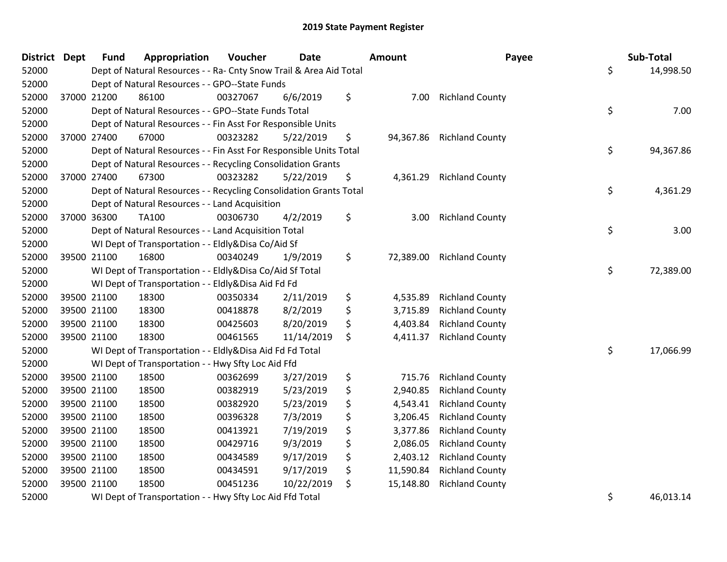## 2019 State Payment Register

| District | Dept | Fund | Appropriation | Voucher | Date | Amount | Payee | Sub-Total |
|---|---|---|---|---|---|---|---|---|
| 52000 | | Dept of Natural Resources - - Ra- Cnty Snow Trail & Area Aid Total | | | | | | $ 14,998.50 |
| 52000 | | Dept of Natural Resources - - GPO--State Funds | | | | | | |
| 52000 | 37000 | 21200 | 86100 | 00327067 | 6/6/2019 | $ 7.00 | Richland County | |
| 52000 | | Dept of Natural Resources - - GPO--State Funds Total | | | | | | $ 7.00 |
| 52000 | | Dept of Natural Resources - - Fin Asst For Responsible Units | | | | | | |
| 52000 | 37000 | 27400 | 67000 | 00323282 | 5/22/2019 | $ 94,367.86 | Richland County | |
| 52000 | | Dept of Natural Resources - - Fin Asst For Responsible Units Total | | | | | | $ 94,367.86 |
| 52000 | | Dept of Natural Resources - - Recycling Consolidation Grants | | | | | | |
| 52000 | 37000 | 27400 | 67300 | 00323282 | 5/22/2019 | $ 4,361.29 | Richland County | |
| 52000 | | Dept of Natural Resources - - Recycling Consolidation Grants Total | | | | | | $ 4,361.29 |
| 52000 | | Dept of Natural Resources - - Land Acquisition | | | | | | |
| 52000 | 37000 | 36300 | TA100 | 00306730 | 4/2/2019 | $ 3.00 | Richland County | |
| 52000 | | Dept of Natural Resources - - Land Acquisition Total | | | | | | $ 3.00 |
| 52000 | | WI Dept of Transportation - - Eldly&Disa Co/Aid Sf | | | | | | |
| 52000 | 39500 | 21100 | 16800 | 00340249 | 1/9/2019 | $ 72,389.00 | Richland County | |
| 52000 | | WI Dept of Transportation - - Eldly&Disa Co/Aid Sf Total | | | | | | $ 72,389.00 |
| 52000 | | WI Dept of Transportation - - Eldly&Disa Aid Fd Fd | | | | | | |
| 52000 | 39500 | 21100 | 18300 | 00350334 | 2/11/2019 | $ 4,535.89 | Richland County | |
| 52000 | 39500 | 21100 | 18300 | 00418878 | 8/2/2019 | $ 3,715.89 | Richland County | |
| 52000 | 39500 | 21100 | 18300 | 00425603 | 8/20/2019 | $ 4,403.84 | Richland County | |
| 52000 | 39500 | 21100 | 18300 | 00461565 | 11/14/2019 | $ 4,411.37 | Richland County | |
| 52000 | | WI Dept of Transportation - - Eldly&Disa Aid Fd Fd Total | | | | | | $ 17,066.99 |
| 52000 | | WI Dept of Transportation - - Hwy Sfty Loc Aid Ffd | | | | | | |
| 52000 | 39500 | 21100 | 18500 | 00362699 | 3/27/2019 | $ 715.76 | Richland County | |
| 52000 | 39500 | 21100 | 18500 | 00382919 | 5/23/2019 | $ 2,940.85 | Richland County | |
| 52000 | 39500 | 21100 | 18500 | 00382920 | 5/23/2019 | $ 4,543.41 | Richland County | |
| 52000 | 39500 | 21100 | 18500 | 00396328 | 7/3/2019 | $ 3,206.45 | Richland County | |
| 52000 | 39500 | 21100 | 18500 | 00413921 | 7/19/2019 | $ 3,377.86 | Richland County | |
| 52000 | 39500 | 21100 | 18500 | 00429716 | 9/3/2019 | $ 2,086.05 | Richland County | |
| 52000 | 39500 | 21100 | 18500 | 00434589 | 9/17/2019 | $ 2,403.12 | Richland County | |
| 52000 | 39500 | 21100 | 18500 | 00434591 | 9/17/2019 | $ 11,590.84 | Richland County | |
| 52000 | 39500 | 21100 | 18500 | 00451236 | 10/22/2019 | $ 15,148.80 | Richland County | |
| 52000 | | WI Dept of Transportation - - Hwy Sfty Loc Aid Ffd Total | | | | | | $ 46,013.14 |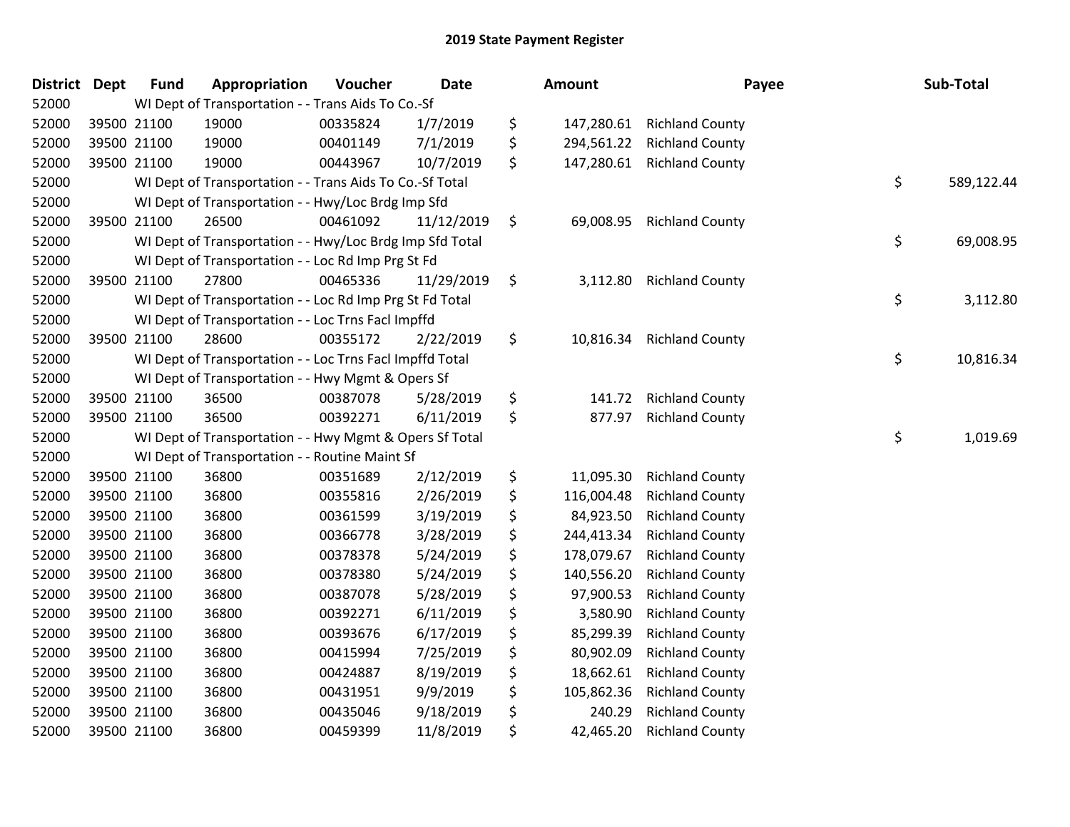# 2019 State Payment Register

| District | Dept | Fund | Appropriation | Voucher | Date | Amount | Payee | Sub-Total |
|---|---|---|---|---|---|---|---|---|
| 52000 | | WI Dept of Transportation - - Trans Aids To Co.-Sf | | | | | | |
| 52000 | 39500 | 21100 | 19000 | 00335824 | 1/7/2019 | $ 147,280.61 | Richland County | |
| 52000 | 39500 | 21100 | 19000 | 00401149 | 7/1/2019 | $ 294,561.22 | Richland County | |
| 52000 | 39500 | 21100 | 19000 | 00443967 | 10/7/2019 | $ 147,280.61 | Richland County | |
| 52000 | | WI Dept of Transportation - - Trans Aids To Co.-Sf Total | | | | | | $ 589,122.44 |
| 52000 | | WI Dept of Transportation - - Hwy/Loc Brdg Imp Sfd | | | | | | |
| 52000 | 39500 | 21100 | 26500 | 00461092 | 11/12/2019 | $ 69,008.95 | Richland County | |
| 52000 | | WI Dept of Transportation - - Hwy/Loc Brdg Imp Sfd Total | | | | | | $ 69,008.95 |
| 52000 | | WI Dept of Transportation - - Loc Rd Imp Prg St Fd | | | | | | |
| 52000 | 39500 | 21100 | 27800 | 00465336 | 11/29/2019 | $ 3,112.80 | Richland County | |
| 52000 | | WI Dept of Transportation - - Loc Rd Imp Prg St Fd Total | | | | | | $ 3,112.80 |
| 52000 | | WI Dept of Transportation - - Loc Trns Facl Impffd | | | | | | |
| 52000 | 39500 | 21100 | 28600 | 00355172 | 2/22/2019 | $ 10,816.34 | Richland County | |
| 52000 | | WI Dept of Transportation - - Loc Trns Facl Impffd Total | | | | | | $ 10,816.34 |
| 52000 | | WI Dept of Transportation - - Hwy Mgmt & Opers Sf | | | | | | |
| 52000 | 39500 | 21100 | 36500 | 00387078 | 5/28/2019 | $ 141.72 | Richland County | |
| 52000 | 39500 | 21100 | 36500 | 00392271 | 6/11/2019 | $ 877.97 | Richland County | |
| 52000 | | WI Dept of Transportation - - Hwy Mgmt & Opers Sf Total | | | | | | $ 1,019.69 |
| 52000 | | WI Dept of Transportation - - Routine Maint Sf | | | | | | |
| 52000 | 39500 | 21100 | 36800 | 00351689 | 2/12/2019 | $ 11,095.30 | Richland County | |
| 52000 | 39500 | 21100 | 36800 | 00355816 | 2/26/2019 | $ 116,004.48 | Richland County | |
| 52000 | 39500 | 21100 | 36800 | 00361599 | 3/19/2019 | $ 84,923.50 | Richland County | |
| 52000 | 39500 | 21100 | 36800 | 00366778 | 3/28/2019 | $ 244,413.34 | Richland County | |
| 52000 | 39500 | 21100 | 36800 | 00378378 | 5/24/2019 | $ 178,079.67 | Richland County | |
| 52000 | 39500 | 21100 | 36800 | 00378380 | 5/24/2019 | $ 140,556.20 | Richland County | |
| 52000 | 39500 | 21100 | 36800 | 00387078 | 5/28/2019 | $ 97,900.53 | Richland County | |
| 52000 | 39500 | 21100 | 36800 | 00392271 | 6/11/2019 | $ 3,580.90 | Richland County | |
| 52000 | 39500 | 21100 | 36800 | 00393676 | 6/17/2019 | $ 85,299.39 | Richland County | |
| 52000 | 39500 | 21100 | 36800 | 00415994 | 7/25/2019 | $ 80,902.09 | Richland County | |
| 52000 | 39500 | 21100 | 36800 | 00424887 | 8/19/2019 | $ 18,662.61 | Richland County | |
| 52000 | 39500 | 21100 | 36800 | 00431951 | 9/9/2019 | $ 105,862.36 | Richland County | |
| 52000 | 39500 | 21100 | 36800 | 00435046 | 9/18/2019 | $ 240.29 | Richland County | |
| 52000 | 39500 | 21100 | 36800 | 00459399 | 11/8/2019 | $ 42,465.20 | Richland County | |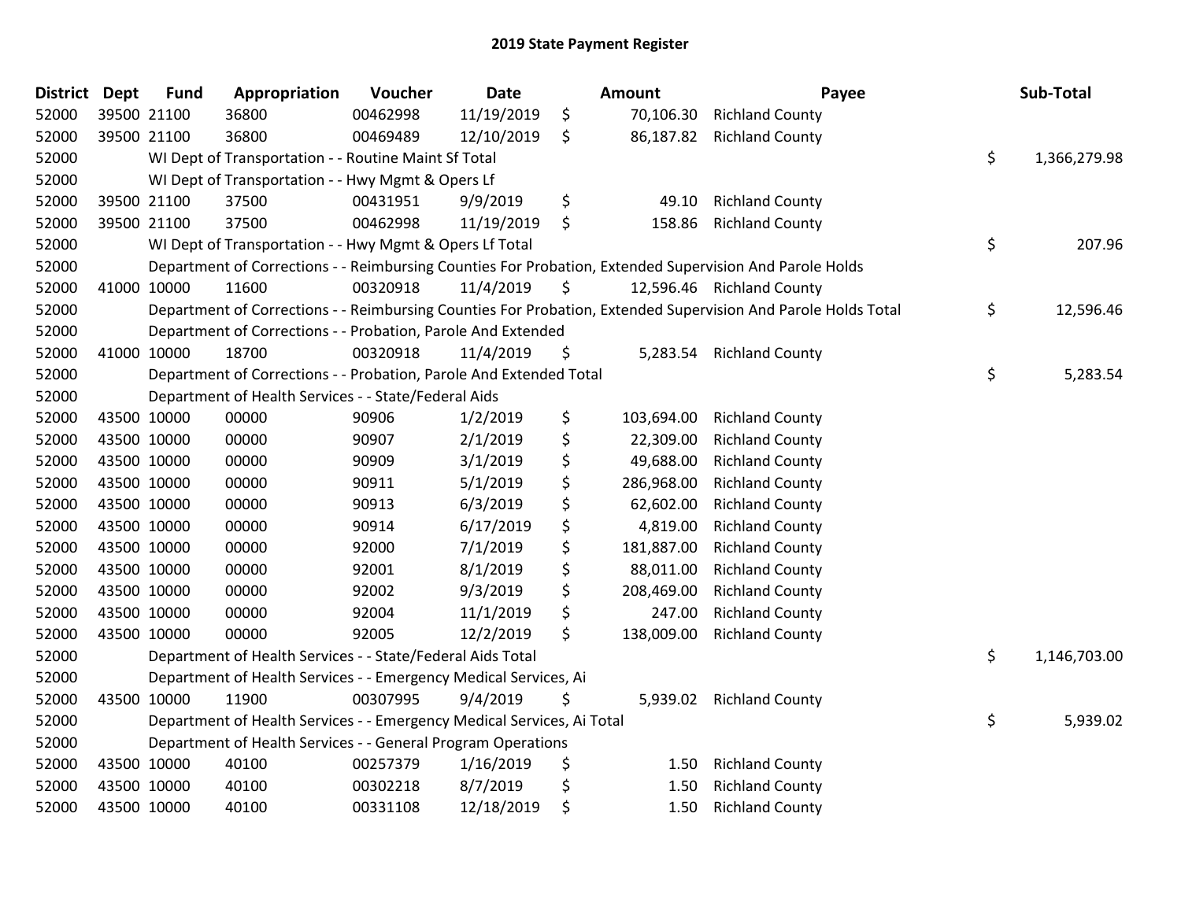# 2019 State Payment Register

| District | Dept | Fund | Appropriation | Voucher | Date | Amount | Payee | Sub-Total |
|---|---|---|---|---|---|---|---|---|
| 52000 | 39500 | 21100 | 36800 | 00462998 | 11/19/2019 | $ 70,106.30 | Richland County | |
| 52000 | 39500 | 21100 | 36800 | 00469489 | 12/10/2019 | $ 86,187.82 | Richland County | |
| 52000 | | | WI Dept of Transportation - - Routine Maint Sf Total | | | | | $ 1,366,279.98 |
| 52000 | | | WI Dept of Transportation - - Hwy Mgmt & Opers Lf | | | | | |
| 52000 | 39500 | 21100 | 37500 | 00431951 | 9/9/2019 | $ 49.10 | Richland County | |
| 52000 | 39500 | 21100 | 37500 | 00462998 | 11/19/2019 | $ 158.86 | Richland County | |
| 52000 | | | WI Dept of Transportation - - Hwy Mgmt & Opers Lf Total | | | | | $ 207.96 |
| 52000 | | | Department of Corrections - - Reimbursing Counties For Probation, Extended Supervision And Parole Holds | | | | | |
| 52000 | 41000 | 10000 | 11600 | 00320918 | 11/4/2019 | $ 12,596.46 | Richland County | |
| 52000 | | | Department of Corrections - - Reimbursing Counties For Probation, Extended Supervision And Parole Holds Total | | | | | $ 12,596.46 |
| 52000 | | | Department of Corrections - - Probation, Parole And Extended | | | | | |
| 52000 | 41000 | 10000 | 18700 | 00320918 | 11/4/2019 | $ 5,283.54 | Richland County | |
| 52000 | | | Department of Corrections - - Probation, Parole And Extended Total | | | | | $ 5,283.54 |
| 52000 | | | Department of Health Services - - State/Federal Aids | | | | | |
| 52000 | 43500 | 10000 | 00000 | 90906 | 1/2/2019 | $ 103,694.00 | Richland County | |
| 52000 | 43500 | 10000 | 00000 | 90907 | 2/1/2019 | $ 22,309.00 | Richland County | |
| 52000 | 43500 | 10000 | 00000 | 90909 | 3/1/2019 | $ 49,688.00 | Richland County | |
| 52000 | 43500 | 10000 | 00000 | 90911 | 5/1/2019 | $ 286,968.00 | Richland County | |
| 52000 | 43500 | 10000 | 00000 | 90913 | 6/3/2019 | $ 62,602.00 | Richland County | |
| 52000 | 43500 | 10000 | 00000 | 90914 | 6/17/2019 | $ 4,819.00 | Richland County | |
| 52000 | 43500 | 10000 | 00000 | 92000 | 7/1/2019 | $ 181,887.00 | Richland County | |
| 52000 | 43500 | 10000 | 00000 | 92001 | 8/1/2019 | $ 88,011.00 | Richland County | |
| 52000 | 43500 | 10000 | 00000 | 92002 | 9/3/2019 | $ 208,469.00 | Richland County | |
| 52000 | 43500 | 10000 | 00000 | 92004 | 11/1/2019 | $ 247.00 | Richland County | |
| 52000 | 43500 | 10000 | 00000 | 92005 | 12/2/2019 | $ 138,009.00 | Richland County | |
| 52000 | | | Department of Health Services - - State/Federal Aids Total | | | | | $ 1,146,703.00 |
| 52000 | | | Department of Health Services - - Emergency Medical Services, Ai | | | | | |
| 52000 | 43500 | 10000 | 11900 | 00307995 | 9/4/2019 | $ 5,939.02 | Richland County | |
| 52000 | | | Department of Health Services - - Emergency Medical Services, Ai Total | | | | | $ 5,939.02 |
| 52000 | | | Department of Health Services - - General Program Operations | | | | | |
| 52000 | 43500 | 10000 | 40100 | 00257379 | 1/16/2019 | $ 1.50 | Richland County | |
| 52000 | 43500 | 10000 | 40100 | 00302218 | 8/7/2019 | $ 1.50 | Richland County | |
| 52000 | 43500 | 10000 | 40100 | 00331108 | 12/18/2019 | $ 1.50 | Richland County | |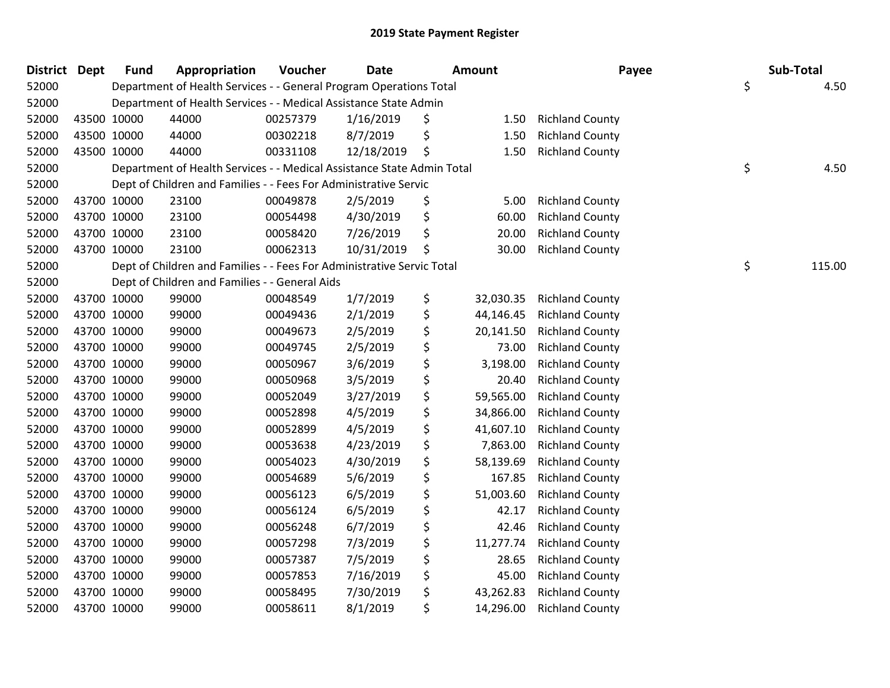## 2019 State Payment Register

| District | Dept | Fund | Appropriation | Voucher | Date | Amount | Payee | Sub-Total |
|---|---|---|---|---|---|---|---|---|
| 52000 | | Department of Health Services - - General Program Operations Total | | | | | | $ 4.50 |
| 52000 | | Department of Health Services - - Medical Assistance State Admin | | | | | | |
| 52000 | 43500 | 10000 | 44000 | 00257379 | 1/16/2019 | $ 1.50 | Richland County | |
| 52000 | 43500 | 10000 | 44000 | 00302218 | 8/7/2019 | $ 1.50 | Richland County | |
| 52000 | 43500 | 10000 | 44000 | 00331108 | 12/18/2019 | $ 1.50 | Richland County | |
| 52000 | | Department of Health Services - - Medical Assistance State Admin Total | | | | | | $ 4.50 |
| 52000 | | Dept of Children and Families - - Fees For Administrative Servic | | | | | | |
| 52000 | 43700 | 10000 | 23100 | 00049878 | 2/5/2019 | $ 5.00 | Richland County | |
| 52000 | 43700 | 10000 | 23100 | 00054498 | 4/30/2019 | $ 60.00 | Richland County | |
| 52000 | 43700 | 10000 | 23100 | 00058420 | 7/26/2019 | $ 20.00 | Richland County | |
| 52000 | 43700 | 10000 | 23100 | 00062313 | 10/31/2019 | $ 30.00 | Richland County | |
| 52000 | | Dept of Children and Families - - Fees For Administrative Servic Total | | | | | | $ 115.00 |
| 52000 | | Dept of Children and Families - - General Aids | | | | | | |
| 52000 | 43700 | 10000 | 99000 | 00048549 | 1/7/2019 | $ 32,030.35 | Richland County | |
| 52000 | 43700 | 10000 | 99000 | 00049436 | 2/1/2019 | $ 44,146.45 | Richland County | |
| 52000 | 43700 | 10000 | 99000 | 00049673 | 2/5/2019 | $ 20,141.50 | Richland County | |
| 52000 | 43700 | 10000 | 99000 | 00049745 | 2/5/2019 | $ 73.00 | Richland County | |
| 52000 | 43700 | 10000 | 99000 | 00050967 | 3/6/2019 | $ 3,198.00 | Richland County | |
| 52000 | 43700 | 10000 | 99000 | 00050968 | 3/5/2019 | $ 20.40 | Richland County | |
| 52000 | 43700 | 10000 | 99000 | 00052049 | 3/27/2019 | $ 59,565.00 | Richland County | |
| 52000 | 43700 | 10000 | 99000 | 00052898 | 4/5/2019 | $ 34,866.00 | Richland County | |
| 52000 | 43700 | 10000 | 99000 | 00052899 | 4/5/2019 | $ 41,607.10 | Richland County | |
| 52000 | 43700 | 10000 | 99000 | 00053638 | 4/23/2019 | $ 7,863.00 | Richland County | |
| 52000 | 43700 | 10000 | 99000 | 00054023 | 4/30/2019 | $ 58,139.69 | Richland County | |
| 52000 | 43700 | 10000 | 99000 | 00054689 | 5/6/2019 | $ 167.85 | Richland County | |
| 52000 | 43700 | 10000 | 99000 | 00056123 | 6/5/2019 | $ 51,003.60 | Richland County | |
| 52000 | 43700 | 10000 | 99000 | 00056124 | 6/5/2019 | $ 42.17 | Richland County | |
| 52000 | 43700 | 10000 | 99000 | 00056248 | 6/7/2019 | $ 42.46 | Richland County | |
| 52000 | 43700 | 10000 | 99000 | 00057298 | 7/3/2019 | $ 11,277.74 | Richland County | |
| 52000 | 43700 | 10000 | 99000 | 00057387 | 7/5/2019 | $ 28.65 | Richland County | |
| 52000 | 43700 | 10000 | 99000 | 00057853 | 7/16/2019 | $ 45.00 | Richland County | |
| 52000 | 43700 | 10000 | 99000 | 00058495 | 7/30/2019 | $ 43,262.83 | Richland County | |
| 52000 | 43700 | 10000 | 99000 | 00058611 | 8/1/2019 | $ 14,296.00 | Richland County | |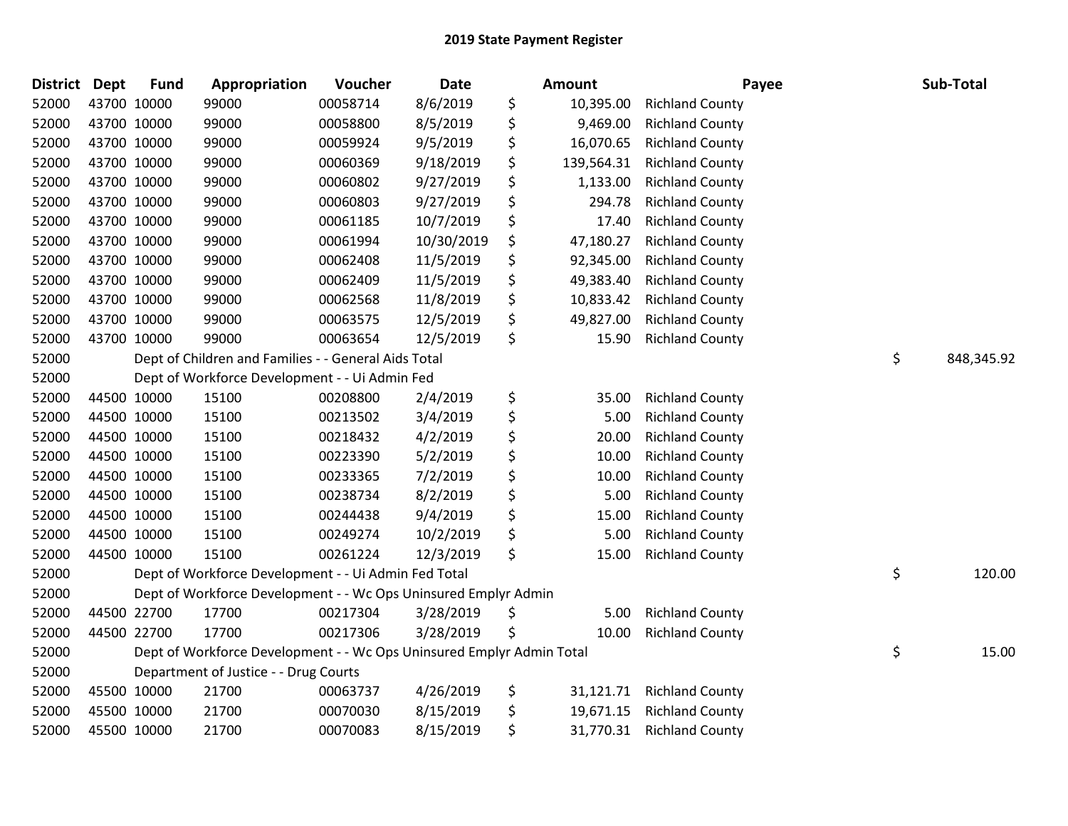## 2019 State Payment Register

| District | Dept | Fund | Appropriation | Voucher | Date | Amount | Payee | Sub-Total |
|---|---|---|---|---|---|---|---|---|
| 52000 | 43700 | 10000 | 99000 | 00058714 | 8/6/2019 | $ 10,395.00 | Richland County | |
| 52000 | 43700 | 10000 | 99000 | 00058800 | 8/5/2019 | $ 9,469.00 | Richland County | |
| 52000 | 43700 | 10000 | 99000 | 00059924 | 9/5/2019 | $ 16,070.65 | Richland County | |
| 52000 | 43700 | 10000 | 99000 | 00060369 | 9/18/2019 | $ 139,564.31 | Richland County | |
| 52000 | 43700 | 10000 | 99000 | 00060802 | 9/27/2019 | $ 1,133.00 | Richland County | |
| 52000 | 43700 | 10000 | 99000 | 00060803 | 9/27/2019 | $ 294.78 | Richland County | |
| 52000 | 43700 | 10000 | 99000 | 00061185 | 10/7/2019 | $ 17.40 | Richland County | |
| 52000 | 43700 | 10000 | 99000 | 00061994 | 10/30/2019 | $ 47,180.27 | Richland County | |
| 52000 | 43700 | 10000 | 99000 | 00062408 | 11/5/2019 | $ 92,345.00 | Richland County | |
| 52000 | 43700 | 10000 | 99000 | 00062409 | 11/5/2019 | $ 49,383.40 | Richland County | |
| 52000 | 43700 | 10000 | 99000 | 00062568 | 11/8/2019 | $ 10,833.42 | Richland County | |
| 52000 | 43700 | 10000 | 99000 | 00063575 | 12/5/2019 | $ 49,827.00 | Richland County | |
| 52000 | 43700 | 10000 | 99000 | 00063654 | 12/5/2019 | $ 15.90 | Richland County | |
| 52000 | | Dept of Children and Families - - General Aids Total | | | | | | $ 848,345.92 |
| 52000 | | Dept of Workforce Development - - Ui Admin Fed | | | | | | |
| 52000 | 44500 | 10000 | 15100 | 00208800 | 2/4/2019 | $ 35.00 | Richland County | |
| 52000 | 44500 | 10000 | 15100 | 00213502 | 3/4/2019 | $ 5.00 | Richland County | |
| 52000 | 44500 | 10000 | 15100 | 00218432 | 4/2/2019 | $ 20.00 | Richland County | |
| 52000 | 44500 | 10000 | 15100 | 00223390 | 5/2/2019 | $ 10.00 | Richland County | |
| 52000 | 44500 | 10000 | 15100 | 00233365 | 7/2/2019 | $ 10.00 | Richland County | |
| 52000 | 44500 | 10000 | 15100 | 00238734 | 8/2/2019 | $ 5.00 | Richland County | |
| 52000 | 44500 | 10000 | 15100 | 00244438 | 9/4/2019 | $ 15.00 | Richland County | |
| 52000 | 44500 | 10000 | 15100 | 00249274 | 10/2/2019 | $ 5.00 | Richland County | |
| 52000 | 44500 | 10000 | 15100 | 00261224 | 12/3/2019 | $ 15.00 | Richland County | |
| 52000 | | Dept of Workforce Development - - Ui Admin Fed Total | | | | | | $ 120.00 |
| 52000 | | Dept of Workforce Development - - Wc Ops Uninsured Emplyr Admin | | | | | | |
| 52000 | 44500 | 22700 | 17700 | 00217304 | 3/28/2019 | $ 5.00 | Richland County | |
| 52000 | 44500 | 22700 | 17700 | 00217306 | 3/28/2019 | $ 10.00 | Richland County | |
| 52000 | | Dept of Workforce Development - - Wc Ops Uninsured Emplyr Admin Total | | | | | | $ 15.00 |
| 52000 | | Department of Justice - - Drug Courts | | | | | | |
| 52000 | 45500 | 10000 | 21700 | 00063737 | 4/26/2019 | $ 31,121.71 | Richland County | |
| 52000 | 45500 | 10000 | 21700 | 00070030 | 8/15/2019 | $ 19,671.15 | Richland County | |
| 52000 | 45500 | 10000 | 21700 | 00070083 | 8/15/2019 | $ 31,770.31 | Richland County | |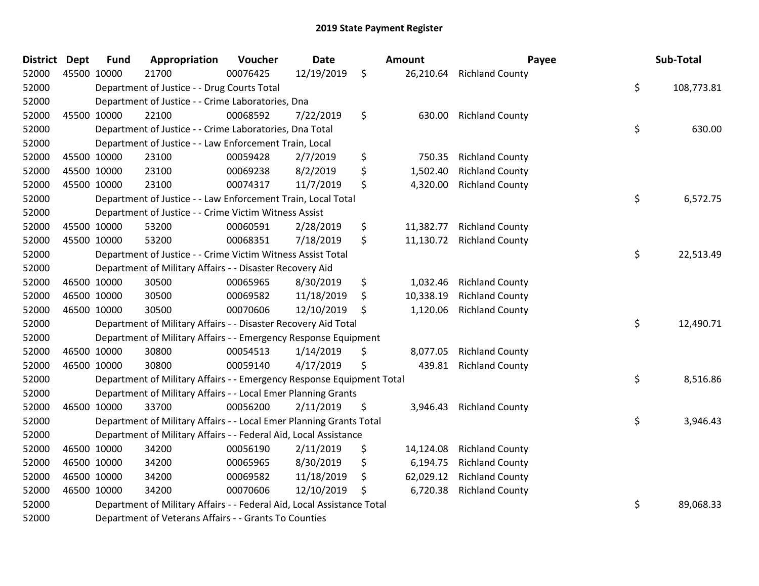## 2019 State Payment Register

| District | Dept | Fund | Appropriation | Voucher | Date | Amount | Payee | Sub-Total |
|---|---|---|---|---|---|---|---|---|
| 52000 | 45500 | 10000 | 21700 | 00076425 | 12/19/2019 | $ 26,210.64 | Richland County | |
| 52000 | | Department of Justice - - Drug Courts Total | | | | | | $ 108,773.81 |
| 52000 | | Department of Justice - - Crime Laboratories, Dna | | | | | | |
| 52000 | 45500 | 10000 | 22100 | 00068592 | 7/22/2019 | $ 630.00 | Richland County | |
| 52000 | | Department of Justice - - Crime Laboratories, Dna Total | | | | | | $ 630.00 |
| 52000 | | Department of Justice - - Law Enforcement Train, Local | | | | | | |
| 52000 | 45500 | 10000 | 23100 | 00059428 | 2/7/2019 | $ 750.35 | Richland County | |
| 52000 | 45500 | 10000 | 23100 | 00069238 | 8/2/2019 | $ 1,502.40 | Richland County | |
| 52000 | 45500 | 10000 | 23100 | 00074317 | 11/7/2019 | $ 4,320.00 | Richland County | |
| 52000 | | Department of Justice - - Law Enforcement Train, Local Total | | | | | | $ 6,572.75 |
| 52000 | | Department of Justice - - Crime Victim Witness Assist | | | | | | |
| 52000 | 45500 | 10000 | 53200 | 00060591 | 2/28/2019 | $ 11,382.77 | Richland County | |
| 52000 | 45500 | 10000 | 53200 | 00068351 | 7/18/2019 | $ 11,130.72 | Richland County | |
| 52000 | | Department of Justice - - Crime Victim Witness Assist Total | | | | | | $ 22,513.49 |
| 52000 | | Department of Military Affairs - - Disaster Recovery Aid | | | | | | |
| 52000 | 46500 | 10000 | 30500 | 00065965 | 8/30/2019 | $ 1,032.46 | Richland County | |
| 52000 | 46500 | 10000 | 30500 | 00069582 | 11/18/2019 | $ 10,338.19 | Richland County | |
| 52000 | 46500 | 10000 | 30500 | 00070606 | 12/10/2019 | $ 1,120.06 | Richland County | |
| 52000 | | Department of Military Affairs - - Disaster Recovery Aid Total | | | | | | $ 12,490.71 |
| 52000 | | Department of Military Affairs - - Emergency Response Equipment | | | | | | |
| 52000 | 46500 | 10000 | 30800 | 00054513 | 1/14/2019 | $ 8,077.05 | Richland County | |
| 52000 | 46500 | 10000 | 30800 | 00059140 | 4/17/2019 | $ 439.81 | Richland County | |
| 52000 | | Department of Military Affairs - - Emergency Response Equipment Total | | | | | | $ 8,516.86 |
| 52000 | | Department of Military Affairs - - Local Emer Planning Grants | | | | | | |
| 52000 | 46500 | 10000 | 33700 | 00056200 | 2/11/2019 | $ 3,946.43 | Richland County | |
| 52000 | | Department of Military Affairs - - Local Emer Planning Grants Total | | | | | | $ 3,946.43 |
| 52000 | | Department of Military Affairs - - Federal Aid, Local Assistance | | | | | | |
| 52000 | 46500 | 10000 | 34200 | 00056190 | 2/11/2019 | $ 14,124.08 | Richland County | |
| 52000 | 46500 | 10000 | 34200 | 00065965 | 8/30/2019 | $ 6,194.75 | Richland County | |
| 52000 | 46500 | 10000 | 34200 | 00069582 | 11/18/2019 | $ 62,029.12 | Richland County | |
| 52000 | 46500 | 10000 | 34200 | 00070606 | 12/10/2019 | $ 6,720.38 | Richland County | |
| 52000 | | Department of Military Affairs - - Federal Aid, Local Assistance Total | | | | | | $ 89,068.33 |
| 52000 | | Department of Veterans Affairs - - Grants To Counties | | | | | | |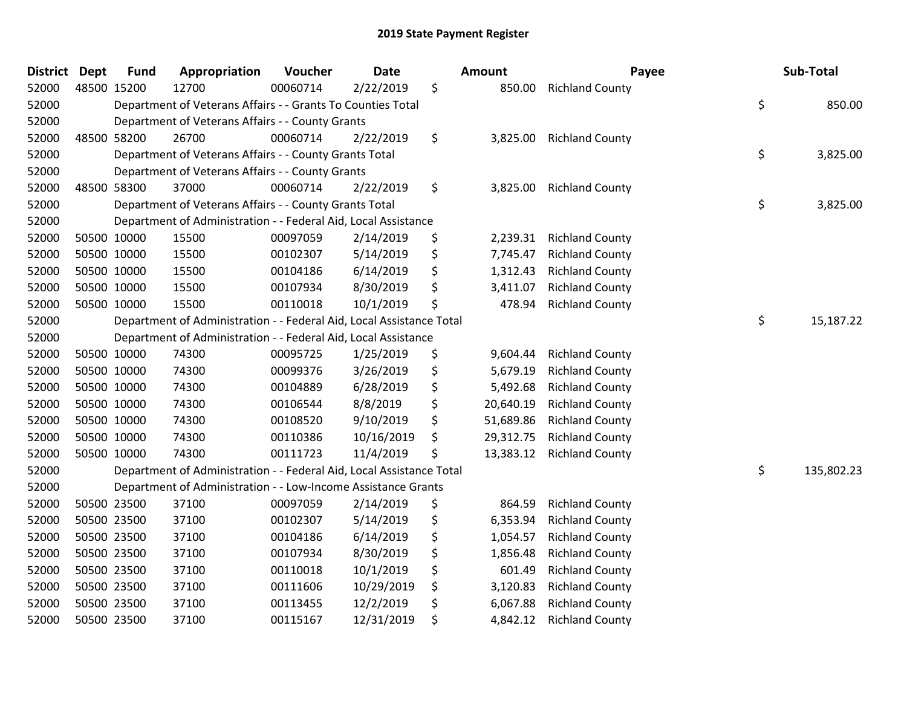# 2019 State Payment Register

| District | Dept | Fund | Appropriation | Voucher | Date | Amount | Payee | Sub-Total |
|---|---|---|---|---|---|---|---|---|
| 52000 | 48500 | 15200 | 12700 | 00060714 | 2/22/2019 | $ 850.00 | Richland County | |
| 52000 | | Department of Veterans Affairs - - Grants To Counties Total | | | | | | $ 850.00 |
| 52000 | | Department of Veterans Affairs - - County Grants | | | | | | |
| 52000 | 48500 | 58200 | 26700 | 00060714 | 2/22/2019 | $ 3,825.00 | Richland County | |
| 52000 | | Department of Veterans Affairs - - County Grants Total | | | | | | $ 3,825.00 |
| 52000 | | Department of Veterans Affairs - - County Grants | | | | | | |
| 52000 | 48500 | 58300 | 37000 | 00060714 | 2/22/2019 | $ 3,825.00 | Richland County | |
| 52000 | | Department of Veterans Affairs - - County Grants Total | | | | | | $ 3,825.00 |
| 52000 | | Department of Administration - - Federal Aid, Local Assistance | | | | | | |
| 52000 | 50500 | 10000 | 15500 | 00097059 | 2/14/2019 | $ 2,239.31 | Richland County | |
| 52000 | 50500 | 10000 | 15500 | 00102307 | 5/14/2019 | $ 7,745.47 | Richland County | |
| 52000 | 50500 | 10000 | 15500 | 00104186 | 6/14/2019 | $ 1,312.43 | Richland County | |
| 52000 | 50500 | 10000 | 15500 | 00107934 | 8/30/2019 | $ 3,411.07 | Richland County | |
| 52000 | 50500 | 10000 | 15500 | 00110018 | 10/1/2019 | $ 478.94 | Richland County | |
| 52000 | | Department of Administration - - Federal Aid, Local Assistance Total | | | | | | $ 15,187.22 |
| 52000 | | Department of Administration - - Federal Aid, Local Assistance | | | | | | |
| 52000 | 50500 | 10000 | 74300 | 00095725 | 1/25/2019 | $ 9,604.44 | Richland County | |
| 52000 | 50500 | 10000 | 74300 | 00099376 | 3/26/2019 | $ 5,679.19 | Richland County | |
| 52000 | 50500 | 10000 | 74300 | 00104889 | 6/28/2019 | $ 5,492.68 | Richland County | |
| 52000 | 50500 | 10000 | 74300 | 00106544 | 8/8/2019 | $ 20,640.19 | Richland County | |
| 52000 | 50500 | 10000 | 74300 | 00108520 | 9/10/2019 | $ 51,689.86 | Richland County | |
| 52000 | 50500 | 10000 | 74300 | 00110386 | 10/16/2019 | $ 29,312.75 | Richland County | |
| 52000 | 50500 | 10000 | 74300 | 00111723 | 11/4/2019 | $ 13,383.12 | Richland County | |
| 52000 | | Department of Administration - - Federal Aid, Local Assistance Total | | | | | | $ 135,802.23 |
| 52000 | | Department of Administration - - Low-Income Assistance Grants | | | | | | |
| 52000 | 50500 | 23500 | 37100 | 00097059 | 2/14/2019 | $ 864.59 | Richland County | |
| 52000 | 50500 | 23500 | 37100 | 00102307 | 5/14/2019 | $ 6,353.94 | Richland County | |
| 52000 | 50500 | 23500 | 37100 | 00104186 | 6/14/2019 | $ 1,054.57 | Richland County | |
| 52000 | 50500 | 23500 | 37100 | 00107934 | 8/30/2019 | $ 1,856.48 | Richland County | |
| 52000 | 50500 | 23500 | 37100 | 00110018 | 10/1/2019 | $ 601.49 | Richland County | |
| 52000 | 50500 | 23500 | 37100 | 00111606 | 10/29/2019 | $ 3,120.83 | Richland County | |
| 52000 | 50500 | 23500 | 37100 | 00113455 | 12/2/2019 | $ 6,067.88 | Richland County | |
| 52000 | 50500 | 23500 | 37100 | 00115167 | 12/31/2019 | $ 4,842.12 | Richland County | |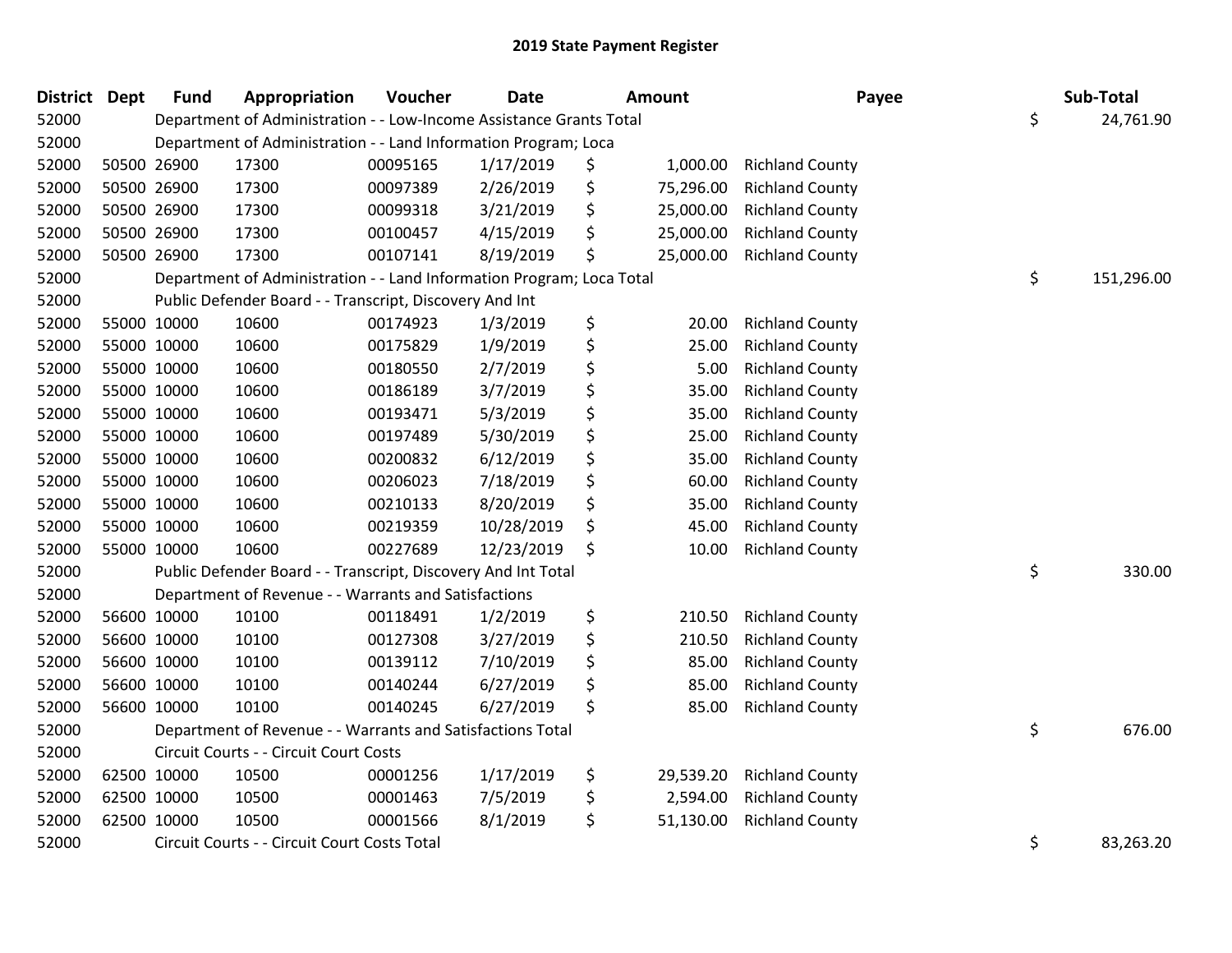## 2019 State Payment Register

| District | Dept | Fund | Appropriation | Voucher | Date | Amount | Payee | Sub-Total |
|---|---|---|---|---|---|---|---|---|
| 52000 | | Department of Administration - - Low-Income Assistance Grants Total | | | | | | $ 24,761.90 |
| 52000 | | Department of Administration - - Land Information Program; Loca | | | | | | |
| 52000 | 50500 | 26900 | 17300 | 00095165 | 1/17/2019 | $ 1,000.00 | Richland County | |
| 52000 | 50500 | 26900 | 17300 | 00097389 | 2/26/2019 | $ 75,296.00 | Richland County | |
| 52000 | 50500 | 26900 | 17300 | 00099318 | 3/21/2019 | $ 25,000.00 | Richland County | |
| 52000 | 50500 | 26900 | 17300 | 00100457 | 4/15/2019 | $ 25,000.00 | Richland County | |
| 52000 | 50500 | 26900 | 17300 | 00107141 | 8/19/2019 | $ 25,000.00 | Richland County | |
| 52000 | | Department of Administration - - Land Information Program; Loca Total | | | | | | $ 151,296.00 |
| 52000 | | Public Defender Board - - Transcript, Discovery And Int | | | | | | |
| 52000 | 55000 | 10000 | 10600 | 00174923 | 1/3/2019 | $ 20.00 | Richland County | |
| 52000 | 55000 | 10000 | 10600 | 00175829 | 1/9/2019 | $ 25.00 | Richland County | |
| 52000 | 55000 | 10000 | 10600 | 00180550 | 2/7/2019 | $ 5.00 | Richland County | |
| 52000 | 55000 | 10000 | 10600 | 00186189 | 3/7/2019 | $ 35.00 | Richland County | |
| 52000 | 55000 | 10000 | 10600 | 00193471 | 5/3/2019 | $ 35.00 | Richland County | |
| 52000 | 55000 | 10000 | 10600 | 00197489 | 5/30/2019 | $ 25.00 | Richland County | |
| 52000 | 55000 | 10000 | 10600 | 00200832 | 6/12/2019 | $ 35.00 | Richland County | |
| 52000 | 55000 | 10000 | 10600 | 00206023 | 7/18/2019 | $ 60.00 | Richland County | |
| 52000 | 55000 | 10000 | 10600 | 00210133 | 8/20/2019 | $ 35.00 | Richland County | |
| 52000 | 55000 | 10000 | 10600 | 00219359 | 10/28/2019 | $ 45.00 | Richland County | |
| 52000 | 55000 | 10000 | 10600 | 00227689 | 12/23/2019 | $ 10.00 | Richland County | |
| 52000 | | Public Defender Board - - Transcript, Discovery And Int Total | | | | | | $ 330.00 |
| 52000 | | Department of Revenue - - Warrants and Satisfactions | | | | | | |
| 52000 | 56600 | 10000 | 10100 | 00118491 | 1/2/2019 | $ 210.50 | Richland County | |
| 52000 | 56600 | 10000 | 10100 | 00127308 | 3/27/2019 | $ 210.50 | Richland County | |
| 52000 | 56600 | 10000 | 10100 | 00139112 | 7/10/2019 | $ 85.00 | Richland County | |
| 52000 | 56600 | 10000 | 10100 | 00140244 | 6/27/2019 | $ 85.00 | Richland County | |
| 52000 | 56600 | 10000 | 10100 | 00140245 | 6/27/2019 | $ 85.00 | Richland County | |
| 52000 | | Department of Revenue - - Warrants and Satisfactions Total | | | | | | $ 676.00 |
| 52000 | | Circuit Courts - - Circuit Court Costs | | | | | | |
| 52000 | 62500 | 10000 | 10500 | 00001256 | 1/17/2019 | $ 29,539.20 | Richland County | |
| 52000 | 62500 | 10000 | 10500 | 00001463 | 7/5/2019 | $ 2,594.00 | Richland County | |
| 52000 | 62500 | 10000 | 10500 | 00001566 | 8/1/2019 | $ 51,130.00 | Richland County | |
| 52000 | | Circuit Courts - - Circuit Court Costs Total | | | | | | $ 83,263.20 |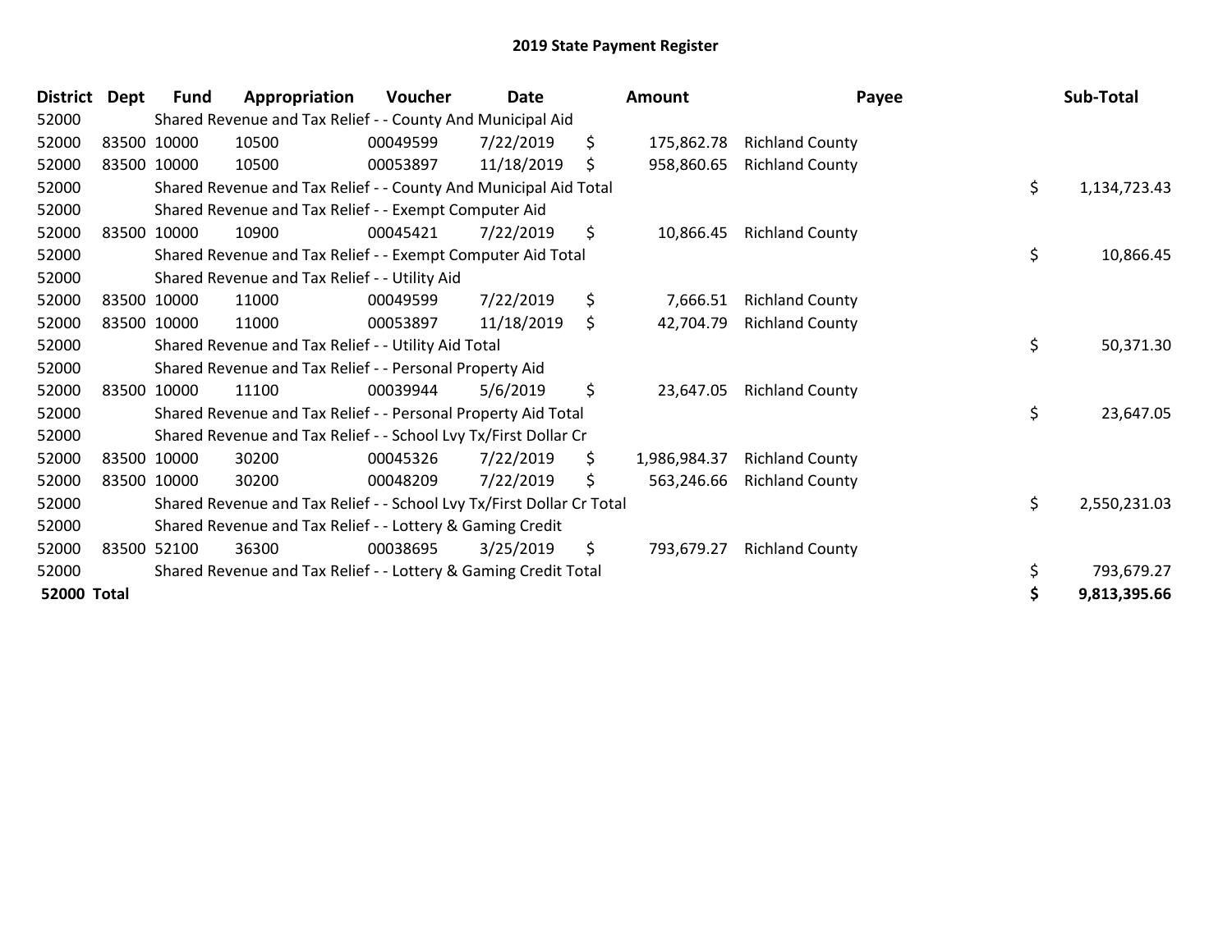# 2019 State Payment Register

| District | Dept | Fund | Appropriation | Voucher | Date | Amount | Payee | Sub-Total |
|---|---|---|---|---|---|---|---|---|
| 52000 | | Shared Revenue and Tax Relief - - County And Municipal Aid | | | | | | |
| 52000 | 83500 | 10000 | 10500 | 00049599 | 7/22/2019 | $ 175,862.78 | Richland County | |
| 52000 | 83500 | 10000 | 10500 | 00053897 | 11/18/2019 | $ 958,860.65 | Richland County | |
| 52000 | | Shared Revenue and Tax Relief - - County And Municipal Aid Total | | | | | | $ 1,134,723.43 |
| 52000 | | Shared Revenue and Tax Relief - - Exempt Computer Aid | | | | | | |
| 52000 | 83500 | 10000 | 10900 | 00045421 | 7/22/2019 | $ 10,866.45 | Richland County | |
| 52000 | | Shared Revenue and Tax Relief - - Exempt Computer Aid Total | | | | | | $ 10,866.45 |
| 52000 | | Shared Revenue and Tax Relief - - Utility Aid | | | | | | |
| 52000 | 83500 | 10000 | 11000 | 00049599 | 7/22/2019 | $ 7,666.51 | Richland County | |
| 52000 | 83500 | 10000 | 11000 | 00053897 | 11/18/2019 | $ 42,704.79 | Richland County | |
| 52000 | | Shared Revenue and Tax Relief - - Utility Aid Total | | | | | | $ 50,371.30 |
| 52000 | | Shared Revenue and Tax Relief - - Personal Property Aid | | | | | | |
| 52000 | 83500 | 10000 | 11100 | 00039944 | 5/6/2019 | $ 23,647.05 | Richland County | |
| 52000 | | Shared Revenue and Tax Relief - - Personal Property Aid Total | | | | | | $ 23,647.05 |
| 52000 | | Shared Revenue and Tax Relief - - School Lvy Tx/First Dollar Cr | | | | | | |
| 52000 | 83500 | 10000 | 30200 | 00045326 | 7/22/2019 | $ 1,986,984.37 | Richland County | |
| 52000 | 83500 | 10000 | 30200 | 00048209 | 7/22/2019 | $ 563,246.66 | Richland County | |
| 52000 | | Shared Revenue and Tax Relief - - School Lvy Tx/First Dollar Cr Total | | | | | | $ 2,550,231.03 |
| 52000 | | Shared Revenue and Tax Relief - - Lottery & Gaming Credit | | | | | | |
| 52000 | 83500 | 52100 | 36300 | 00038695 | 3/25/2019 | $ 793,679.27 | Richland County | |
| 52000 | | Shared Revenue and Tax Relief - - Lottery & Gaming Credit Total | | | | | | $ 793,679.27 |
| **52000 Total** | | | | | | | | **$ 9,813,395.66** |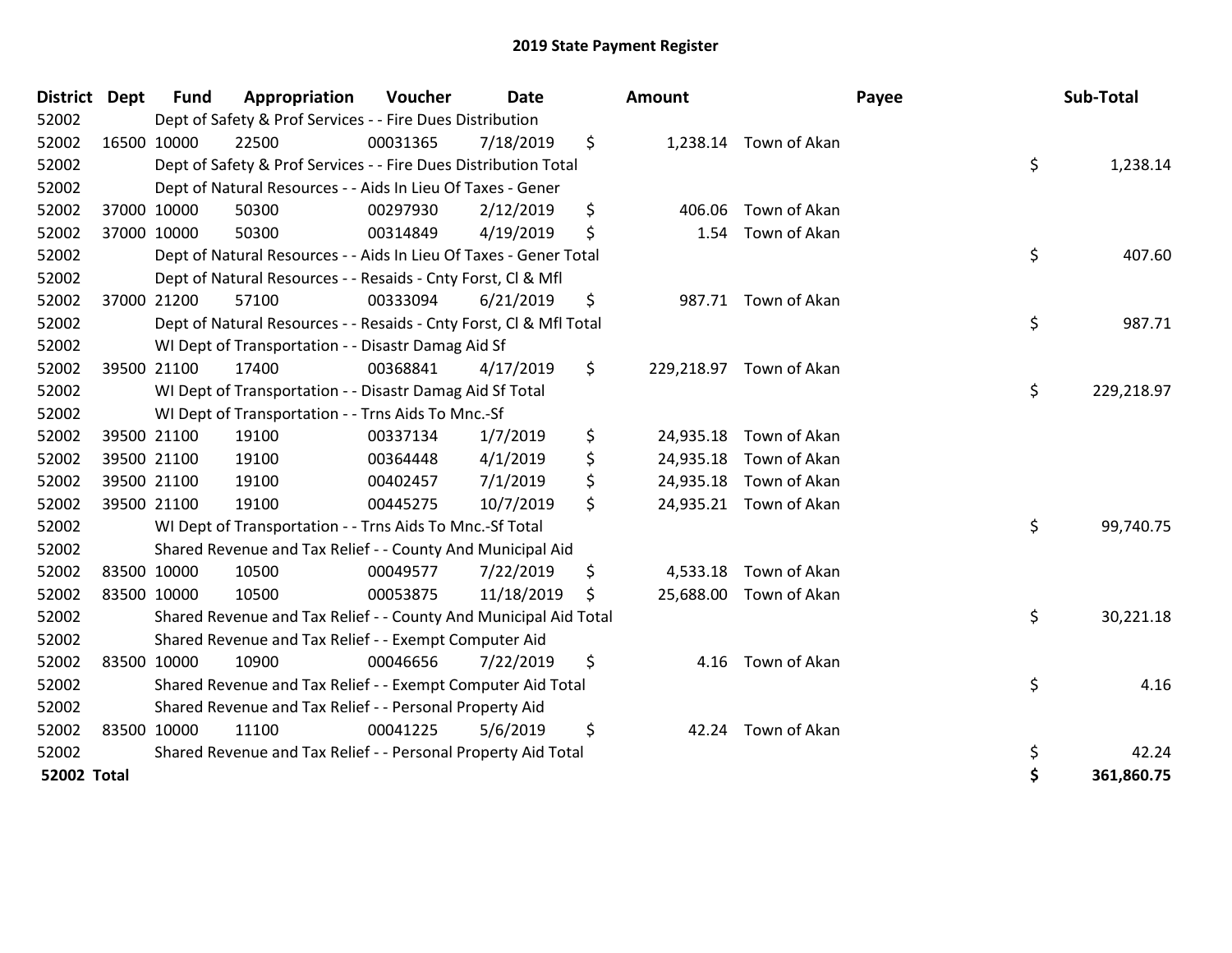# 2019 State Payment Register

| District | Dept | Fund | Appropriation | Voucher | Date | Amount | Payee | Sub-Total |
|---|---|---|---|---|---|---|---|---|
| 52002 | Dept of Safety & Prof Services - - Fire Dues Distribution | | | | | | | |
| 52002 | 16500 | 10000 | 22500 | 00031365 | 7/18/2019 | $ 1,238.14 | Town of Akan | |
| 52002 | Dept of Safety & Prof Services - - Fire Dues Distribution Total | | | | | | | $ 1,238.14 |
| 52002 | Dept of Natural Resources - - Aids In Lieu Of Taxes - Gener | | | | | | | |
| 52002 | 37000 | 10000 | 50300 | 00297930 | 2/12/2019 | $ 406.06 | Town of Akan | |
| 52002 | 37000 | 10000 | 50300 | 00314849 | 4/19/2019 | $ 1.54 | Town of Akan | |
| 52002 | Dept of Natural Resources - - Aids In Lieu Of Taxes - Gener Total | | | | | | | $ 407.60 |
| 52002 | Dept of Natural Resources - - Resaids - Cnty Forst, Cl & Mfl | | | | | | | |
| 52002 | 37000 | 21200 | 57100 | 00333094 | 6/21/2019 | $ 987.71 | Town of Akan | |
| 52002 | Dept of Natural Resources - - Resaids - Cnty Forst, Cl & Mfl Total | | | | | | | $ 987.71 |
| 52002 | WI Dept of Transportation - - Disastr Damag Aid Sf | | | | | | | |
| 52002 | 39500 | 21100 | 17400 | 00368841 | 4/17/2019 | $ 229,218.97 | Town of Akan | |
| 52002 | WI Dept of Transportation - - Disastr Damag Aid Sf Total | | | | | | | $ 229,218.97 |
| 52002 | WI Dept of Transportation - - Trns Aids To Mnc.-Sf | | | | | | | |
| 52002 | 39500 | 21100 | 19100 | 00337134 | 1/7/2019 | $ 24,935.18 | Town of Akan | |
| 52002 | 39500 | 21100 | 19100 | 00364448 | 4/1/2019 | $ 24,935.18 | Town of Akan | |
| 52002 | 39500 | 21100 | 19100 | 00402457 | 7/1/2019 | $ 24,935.18 | Town of Akan | |
| 52002 | 39500 | 21100 | 19100 | 00445275 | 10/7/2019 | $ 24,935.21 | Town of Akan | |
| 52002 | WI Dept of Transportation - - Trns Aids To Mnc.-Sf Total | | | | | | | $ 99,740.75 |
| 52002 | Shared Revenue and Tax Relief - - County And Municipal Aid | | | | | | | |
| 52002 | 83500 | 10000 | 10500 | 00049577 | 7/22/2019 | $ 4,533.18 | Town of Akan | |
| 52002 | 83500 | 10000 | 10500 | 00053875 | 11/18/2019 | $ 25,688.00 | Town of Akan | |
| 52002 | Shared Revenue and Tax Relief - - County And Municipal Aid Total | | | | | | | $ 30,221.18 |
| 52002 | Shared Revenue and Tax Relief - - Exempt Computer Aid | | | | | | | |
| 52002 | 83500 | 10000 | 10900 | 00046656 | 7/22/2019 | $ 4.16 | Town of Akan | |
| 52002 | Shared Revenue and Tax Relief - - Exempt Computer Aid Total | | | | | | | $ 4.16 |
| 52002 | Shared Revenue and Tax Relief - - Personal Property Aid | | | | | | | |
| 52002 | 83500 | 10000 | 11100 | 00041225 | 5/6/2019 | $ 42.24 | Town of Akan | |
| 52002 | Shared Revenue and Tax Relief - - Personal Property Aid Total | | | | | | | $ 42.24 |
| **52002 Total** | | | | | | | | **$ 361,860.75** |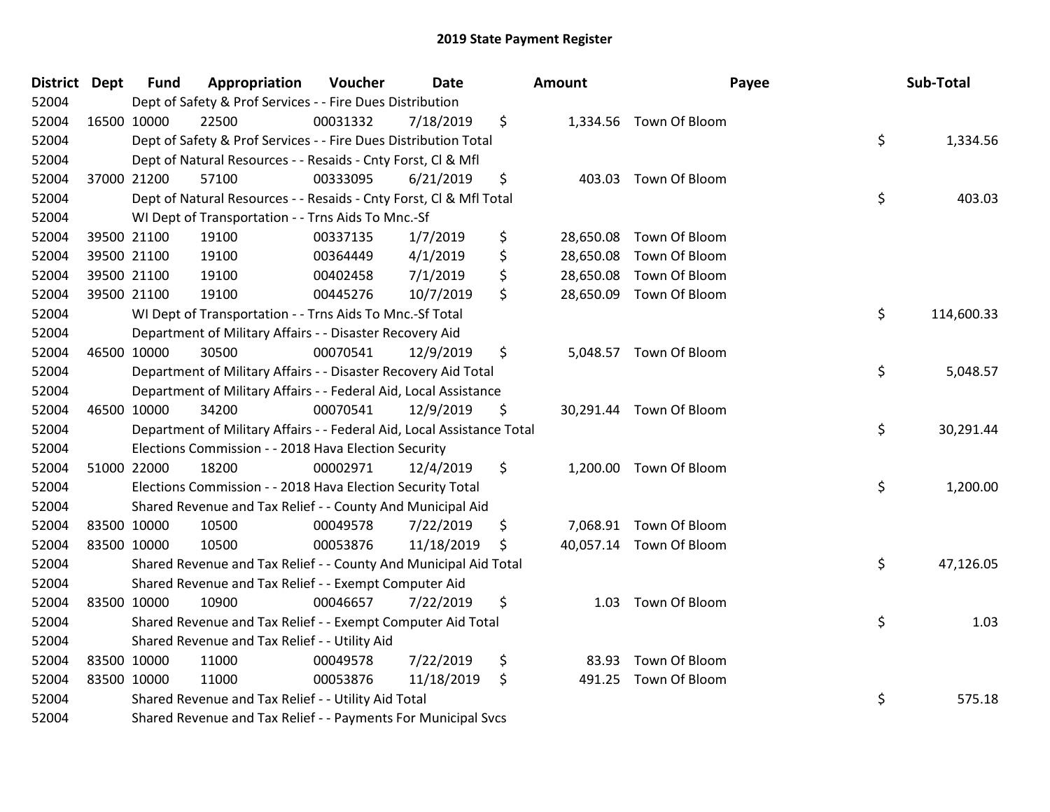# 2019 State Payment Register

| District | Dept | Fund | Appropriation | Voucher | Date | Amount | Payee | Sub-Total |
|---|---|---|---|---|---|---|---|---|
| 52004 | | Dept of Safety & Prof Services - - Fire Dues Distribution | | | | | | |
| 52004 | 16500 | 10000 | 22500 | 00031332 | 7/18/2019 | $ 1,334.56 | Town Of Bloom | |
| 52004 | | Dept of Safety & Prof Services - - Fire Dues Distribution Total | | | | | | $ 1,334.56 |
| 52004 | | Dept of Natural Resources - - Resaids - Cnty Forst, Cl & Mfl | | | | | | |
| 52004 | 37000 | 21200 | 57100 | 00333095 | 6/21/2019 | $ 403.03 | Town Of Bloom | |
| 52004 | | Dept of Natural Resources - - Resaids - Cnty Forst, Cl & Mfl Total | | | | | | $ 403.03 |
| 52004 | | WI Dept of Transportation - - Trns Aids To Mnc.-Sf | | | | | | |
| 52004 | 39500 | 21100 | 19100 | 00337135 | 1/7/2019 | $ 28,650.08 | Town Of Bloom | |
| 52004 | 39500 | 21100 | 19100 | 00364449 | 4/1/2019 | $ 28,650.08 | Town Of Bloom | |
| 52004 | 39500 | 21100 | 19100 | 00402458 | 7/1/2019 | $ 28,650.08 | Town Of Bloom | |
| 52004 | 39500 | 21100 | 19100 | 00445276 | 10/7/2019 | $ 28,650.09 | Town Of Bloom | |
| 52004 | | WI Dept of Transportation - - Trns Aids To Mnc.-Sf Total | | | | | | $ 114,600.33 |
| 52004 | | Department of Military Affairs - - Disaster Recovery Aid | | | | | | |
| 52004 | 46500 | 10000 | 30500 | 00070541 | 12/9/2019 | $ 5,048.57 | Town Of Bloom | |
| 52004 | | Department of Military Affairs - - Disaster Recovery Aid Total | | | | | | $ 5,048.57 |
| 52004 | | Department of Military Affairs - - Federal Aid, Local Assistance | | | | | | |
| 52004 | 46500 | 10000 | 34200 | 00070541 | 12/9/2019 | $ 30,291.44 | Town Of Bloom | |
| 52004 | | Department of Military Affairs - - Federal Aid, Local Assistance Total | | | | | | $ 30,291.44 |
| 52004 | | Elections Commission - - 2018 Hava Election Security | | | | | | |
| 52004 | 51000 | 22000 | 18200 | 00002971 | 12/4/2019 | $ 1,200.00 | Town Of Bloom | |
| 52004 | | Elections Commission - - 2018 Hava Election Security Total | | | | | | $ 1,200.00 |
| 52004 | | Shared Revenue and Tax Relief - - County And Municipal Aid | | | | | | |
| 52004 | 83500 | 10000 | 10500 | 00049578 | 7/22/2019 | $ 7,068.91 | Town Of Bloom | |
| 52004 | 83500 | 10000 | 10500 | 00053876 | 11/18/2019 | $ 40,057.14 | Town Of Bloom | |
| 52004 | | Shared Revenue and Tax Relief - - County And Municipal Aid Total | | | | | | $ 47,126.05 |
| 52004 | | Shared Revenue and Tax Relief - - Exempt Computer Aid | | | | | | |
| 52004 | 83500 | 10000 | 10900 | 00046657 | 7/22/2019 | $ 1.03 | Town Of Bloom | |
| 52004 | | Shared Revenue and Tax Relief - - Exempt Computer Aid Total | | | | | | $ 1.03 |
| 52004 | | Shared Revenue and Tax Relief - - Utility Aid | | | | | | |
| 52004 | 83500 | 10000 | 11000 | 00049578 | 7/22/2019 | $ 83.93 | Town Of Bloom | |
| 52004 | 83500 | 10000 | 11000 | 00053876 | 11/18/2019 | $ 491.25 | Town Of Bloom | |
| 52004 | | Shared Revenue and Tax Relief - - Utility Aid Total | | | | | | $ 575.18 |
| 52004 | | Shared Revenue and Tax Relief - - Payments For Municipal Svcs | | | | | | |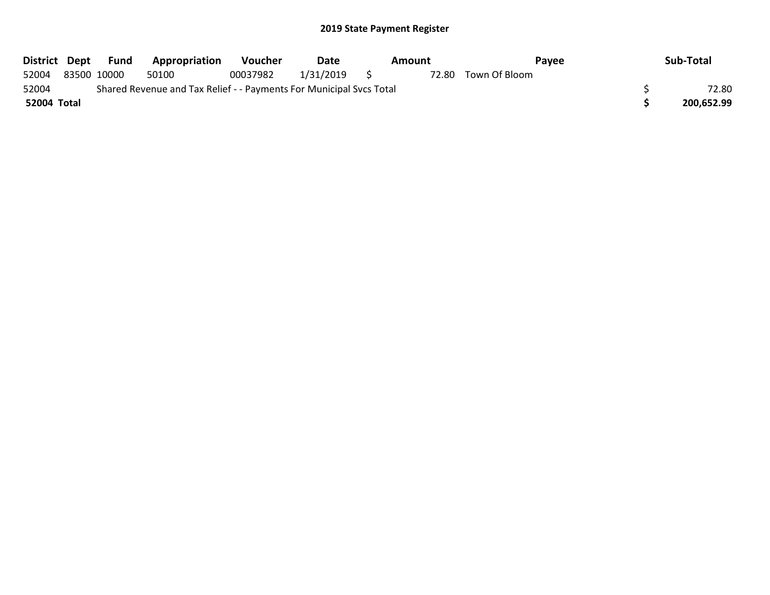# 2019 State Payment Register

| District | Dept | Fund | Appropriation | Voucher | Date | Amount | Payee | Sub-Total |
|---|---|---|---|---|---|---|---|---|
| 52004 | 83500 | 10000 | 50100 | 00037982 | 1/31/2019 | $ 72.80 | Town Of Bloom | |
| 52004 | Shared Revenue and Tax Relief - - Payments For Municipal Svcs Total | | | | | | | $ 72.80 |
| **52004 Total** | | | | | | | | **$ 200,652.99** |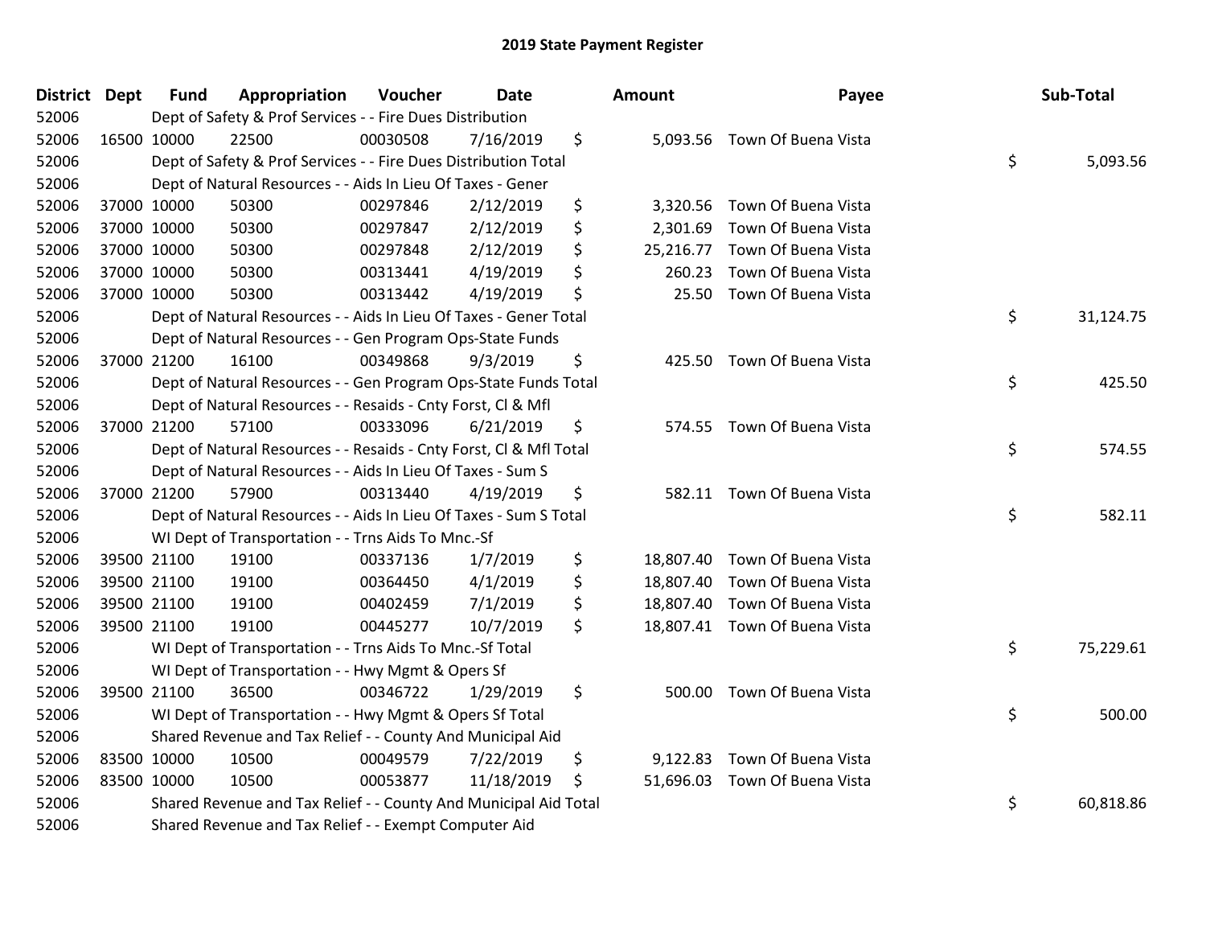# 2019 State Payment Register

| District | Dept | Fund | Appropriation | Voucher | Date | Amount | Payee | Sub-Total |
|---|---|---|---|---|---|---|---|---|
| 52006 | Dept of Safety & Prof Services - - Fire Dues Distribution | | | | | | | |
| 52006 | 16500 | 10000 | 22500 | 00030508 | 7/16/2019 | $ 5,093.56 | Town Of Buena Vista | |
| 52006 | Dept of Safety & Prof Services - - Fire Dues Distribution Total | | | | | | | $ 5,093.56 |
| 52006 | Dept of Natural Resources - - Aids In Lieu Of Taxes - Gener | | | | | | | |
| 52006 | 37000 | 10000 | 50300 | 00297846 | 2/12/2019 | $ 3,320.56 | Town Of Buena Vista | |
| 52006 | 37000 | 10000 | 50300 | 00297847 | 2/12/2019 | $ 2,301.69 | Town Of Buena Vista | |
| 52006 | 37000 | 10000 | 50300 | 00297848 | 2/12/2019 | $ 25,216.77 | Town Of Buena Vista | |
| 52006 | 37000 | 10000 | 50300 | 00313441 | 4/19/2019 | $ 260.23 | Town Of Buena Vista | |
| 52006 | 37000 | 10000 | 50300 | 00313442 | 4/19/2019 | $ 25.50 | Town Of Buena Vista | |
| 52006 | Dept of Natural Resources - - Aids In Lieu Of Taxes - Gener Total | | | | | | | $ 31,124.75 |
| 52006 | Dept of Natural Resources - - Gen Program Ops-State Funds | | | | | | | |
| 52006 | 37000 | 21200 | 16100 | 00349868 | 9/3/2019 | $ 425.50 | Town Of Buena Vista | |
| 52006 | Dept of Natural Resources - - Gen Program Ops-State Funds Total | | | | | | | $ 425.50 |
| 52006 | Dept of Natural Resources - - Resaids - Cnty Forst, Cl & Mfl | | | | | | | |
| 52006 | 37000 | 21200 | 57100 | 00333096 | 6/21/2019 | $ 574.55 | Town Of Buena Vista | |
| 52006 | Dept of Natural Resources - - Resaids - Cnty Forst, Cl & Mfl Total | | | | | | | $ 574.55 |
| 52006 | Dept of Natural Resources - - Aids In Lieu Of Taxes - Sum S | | | | | | | |
| 52006 | 37000 | 21200 | 57900 | 00313440 | 4/19/2019 | $ 582.11 | Town Of Buena Vista | |
| 52006 | Dept of Natural Resources - - Aids In Lieu Of Taxes - Sum S Total | | | | | | | $ 582.11 |
| 52006 | WI Dept of Transportation - - Trns Aids To Mnc.-Sf | | | | | | | |
| 52006 | 39500 | 21100 | 19100 | 00337136 | 1/7/2019 | $ 18,807.40 | Town Of Buena Vista | |
| 52006 | 39500 | 21100 | 19100 | 00364450 | 4/1/2019 | $ 18,807.40 | Town Of Buena Vista | |
| 52006 | 39500 | 21100 | 19100 | 00402459 | 7/1/2019 | $ 18,807.40 | Town Of Buena Vista | |
| 52006 | 39500 | 21100 | 19100 | 00445277 | 10/7/2019 | $ 18,807.41 | Town Of Buena Vista | |
| 52006 | WI Dept of Transportation - - Trns Aids To Mnc.-Sf Total | | | | | | | $ 75,229.61 |
| 52006 | WI Dept of Transportation - - Hwy Mgmt & Opers Sf | | | | | | | |
| 52006 | 39500 | 21100 | 36500 | 00346722 | 1/29/2019 | $ 500.00 | Town Of Buena Vista | |
| 52006 | WI Dept of Transportation - - Hwy Mgmt & Opers Sf Total | | | | | | | $ 500.00 |
| 52006 | Shared Revenue and Tax Relief - - County And Municipal Aid | | | | | | | |
| 52006 | 83500 | 10000 | 10500 | 00049579 | 7/22/2019 | $ 9,122.83 | Town Of Buena Vista | |
| 52006 | 83500 | 10000 | 10500 | 00053877 | 11/18/2019 | $ 51,696.03 | Town Of Buena Vista | |
| 52006 | Shared Revenue and Tax Relief - - County And Municipal Aid Total | | | | | | | $ 60,818.86 |
| 52006 | Shared Revenue and Tax Relief - - Exempt Computer Aid | | | | | | | |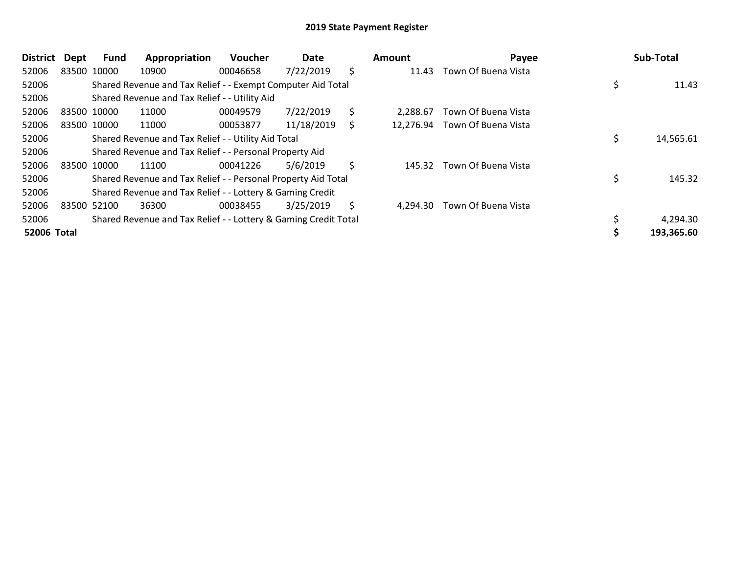## 2019 State Payment Register

| District | Dept | Fund | Appropriation | Voucher | Date | | Amount | Payee | | Sub-Total |
|---|---|---|---|---|---|---|---|---|---|---|
| 52006 | 83500 | 10000 | 10900 | 00046658 | 7/22/2019 | $ | 11.43 | Town Of Buena Vista | | |
| 52006 | | Shared Revenue and Tax Relief - - Exempt Computer Aid Total | | | | | | | $ | 11.43 |
| 52006 | | Shared Revenue and Tax Relief - - Utility Aid | | | | | | | | |
| 52006 | 83500 | 10000 | 11000 | 00049579 | 7/22/2019 | $ | 2,288.67 | Town Of Buena Vista | | |
| 52006 | 83500 | 10000 | 11000 | 00053877 | 11/18/2019 | $ | 12,276.94 | Town Of Buena Vista | | |
| 52006 | | Shared Revenue and Tax Relief - - Utility Aid Total | | | | | | | $ | 14,565.61 |
| 52006 | | Shared Revenue and Tax Relief - - Personal Property Aid | | | | | | | | |
| 52006 | 83500 | 10000 | 11100 | 00041226 | 5/6/2019 | $ | 145.32 | Town Of Buena Vista | | |
| 52006 | | Shared Revenue and Tax Relief - - Personal Property Aid Total | | | | | | | $ | 145.32 |
| 52006 | | Shared Revenue and Tax Relief - - Lottery & Gaming Credit | | | | | | | | |
| 52006 | 83500 | 52100 | 36300 | 00038455 | 3/25/2019 | $ | 4,294.30 | Town Of Buena Vista | | |
| 52006 | | Shared Revenue and Tax Relief - - Lottery & Gaming Credit Total | | | | | | | $ | 4,294.30 |
| **52006 Total** | | | | | | | | | **$** | **193,365.60** |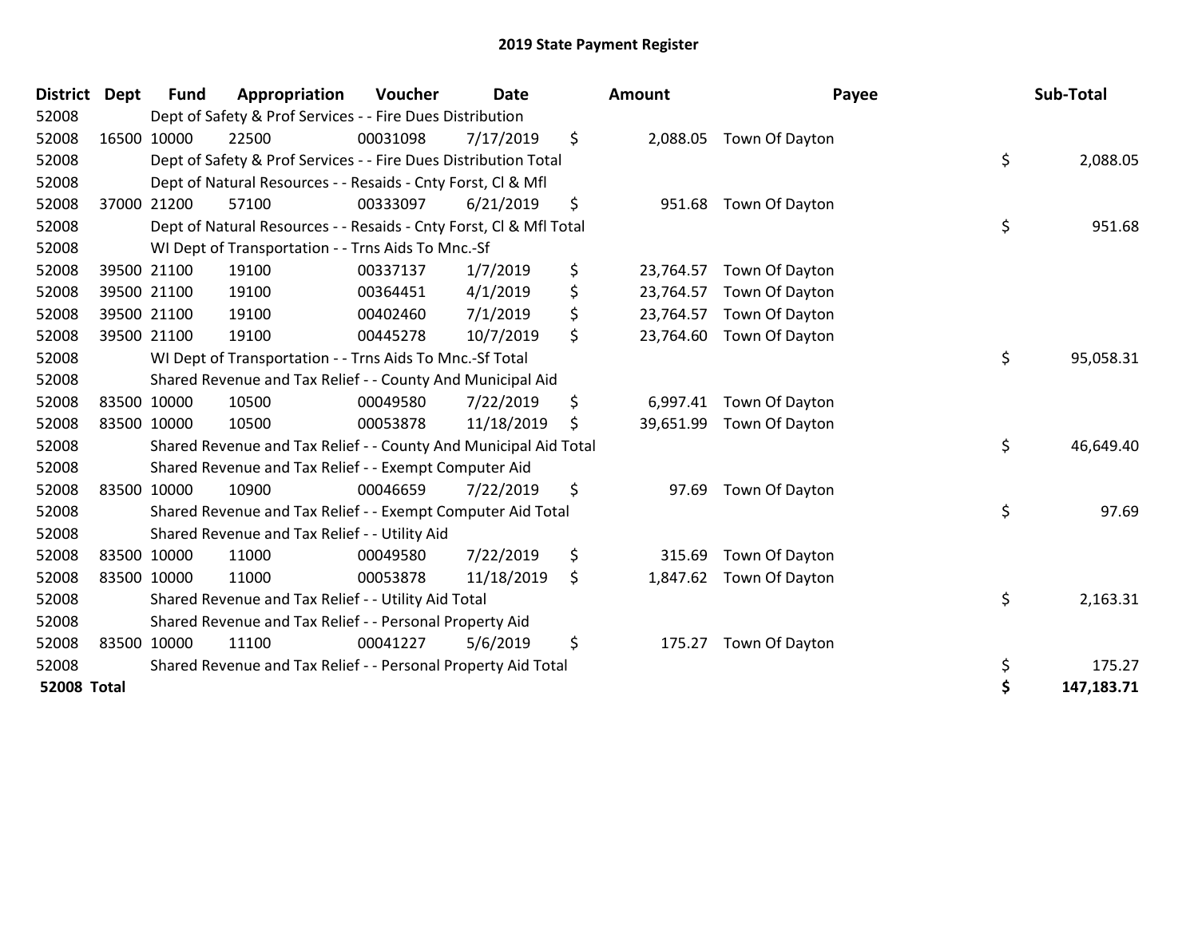# 2019 State Payment Register

| District | Dept | Fund | Appropriation | Voucher | Date | Amount | Payee | Sub-Total |
|---|---|---|---|---|---|---|---|---|
| 52008 | | Dept of Safety & Prof Services - - Fire Dues Distribution | | | | | | |
| 52008 | 16500 | 10000 | 22500 | 00031098 | 7/17/2019 | $ 2,088.05 | Town Of Dayton | |
| 52008 | | Dept of Safety & Prof Services - - Fire Dues Distribution Total | | | | | | $ 2,088.05 |
| 52008 | | Dept of Natural Resources - - Resaids - Cnty Forst, Cl & Mfl | | | | | | |
| 52008 | 37000 | 21200 | 57100 | 00333097 | 6/21/2019 | $ 951.68 | Town Of Dayton | |
| 52008 | | Dept of Natural Resources - - Resaids - Cnty Forst, Cl & Mfl Total | | | | | | $ 951.68 |
| 52008 | | WI Dept of Transportation - - Trns Aids To Mnc.-Sf | | | | | | |
| 52008 | 39500 | 21100 | 19100 | 00337137 | 1/7/2019 | $ 23,764.57 | Town Of Dayton | |
| 52008 | 39500 | 21100 | 19100 | 00364451 | 4/1/2019 | $ 23,764.57 | Town Of Dayton | |
| 52008 | 39500 | 21100 | 19100 | 00402460 | 7/1/2019 | $ 23,764.57 | Town Of Dayton | |
| 52008 | 39500 | 21100 | 19100 | 00445278 | 10/7/2019 | $ 23,764.60 | Town Of Dayton | |
| 52008 | | WI Dept of Transportation - - Trns Aids To Mnc.-Sf Total | | | | | | $ 95,058.31 |
| 52008 | | Shared Revenue and Tax Relief - - County And Municipal Aid | | | | | | |
| 52008 | 83500 | 10000 | 10500 | 00049580 | 7/22/2019 | $ 6,997.41 | Town Of Dayton | |
| 52008 | 83500 | 10000 | 10500 | 00053878 | 11/18/2019 | $ 39,651.99 | Town Of Dayton | |
| 52008 | | Shared Revenue and Tax Relief - - County And Municipal Aid Total | | | | | | $ 46,649.40 |
| 52008 | | Shared Revenue and Tax Relief - - Exempt Computer Aid | | | | | | |
| 52008 | 83500 | 10000 | 10900 | 00046659 | 7/22/2019 | $ 97.69 | Town Of Dayton | |
| 52008 | | Shared Revenue and Tax Relief - - Exempt Computer Aid Total | | | | | | $ 97.69 |
| 52008 | | Shared Revenue and Tax Relief - - Utility Aid | | | | | | |
| 52008 | 83500 | 10000 | 11000 | 00049580 | 7/22/2019 | $ 315.69 | Town Of Dayton | |
| 52008 | 83500 | 10000 | 11000 | 00053878 | 11/18/2019 | $ 1,847.62 | Town Of Dayton | |
| 52008 | | Shared Revenue and Tax Relief - - Utility Aid Total | | | | | | $ 2,163.31 |
| 52008 | | Shared Revenue and Tax Relief - - Personal Property Aid | | | | | | |
| 52008 | 83500 | 10000 | 11100 | 00041227 | 5/6/2019 | $ 175.27 | Town Of Dayton | |
| 52008 | | Shared Revenue and Tax Relief - - Personal Property Aid Total | | | | | | $ 175.27 |
| **52008 Total** | | | | | | | | **$ 147,183.71** |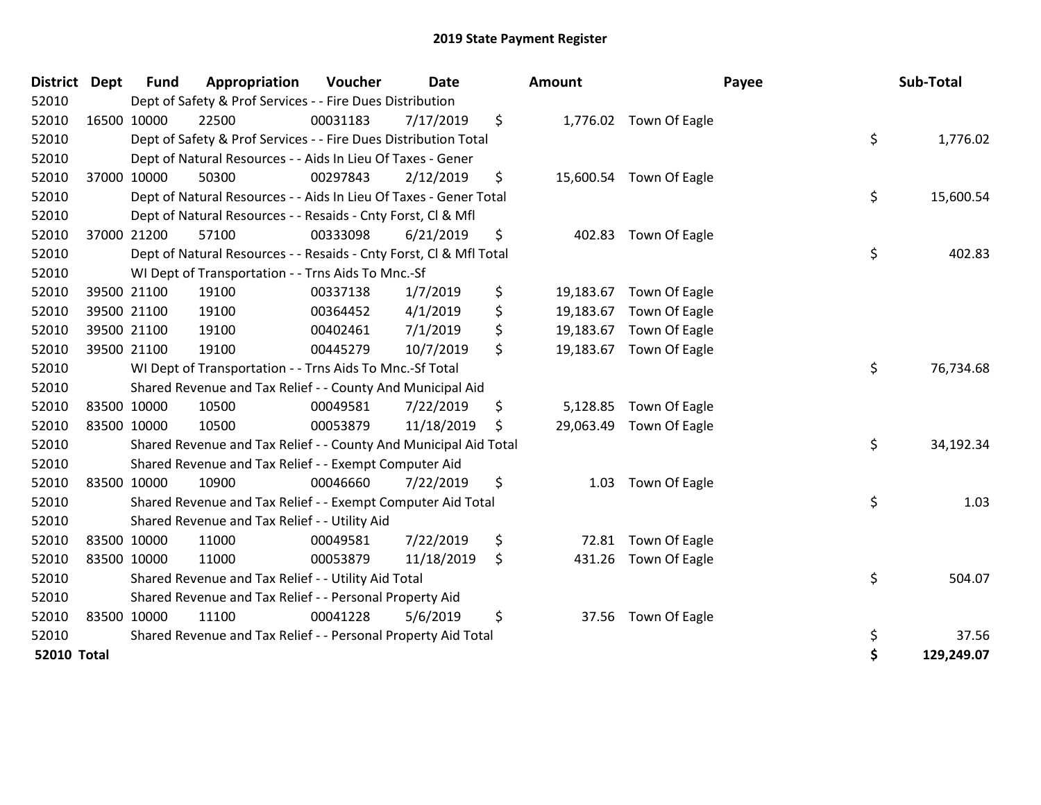# 2019 State Payment Register

| District | Dept | Fund | Appropriation | Voucher | Date | Amount | Payee | Sub-Total |
|---|---|---|---|---|---|---|---|---|
| 52010 | | Dept of Safety & Prof Services - - Fire Dues Distribution | | | | | | |
| 52010 | 16500 | 10000 | 22500 | 00031183 | 7/17/2019 | $ 1,776.02 | Town Of Eagle | |
| 52010 | | Dept of Safety & Prof Services - - Fire Dues Distribution Total | | | | | | $ 1,776.02 |
| 52010 | | Dept of Natural Resources - - Aids In Lieu Of Taxes - Gener | | | | | | |
| 52010 | 37000 | 10000 | 50300 | 00297843 | 2/12/2019 | $ 15,600.54 | Town Of Eagle | |
| 52010 | | Dept of Natural Resources - - Aids In Lieu Of Taxes - Gener Total | | | | | | $ 15,600.54 |
| 52010 | | Dept of Natural Resources - - Resaids - Cnty Forst, Cl & Mfl | | | | | | |
| 52010 | 37000 | 21200 | 57100 | 00333098 | 6/21/2019 | $ 402.83 | Town Of Eagle | |
| 52010 | | Dept of Natural Resources - - Resaids - Cnty Forst, Cl & Mfl Total | | | | | | $ 402.83 |
| 52010 | | WI Dept of Transportation - - Trns Aids To Mnc.-Sf | | | | | | |
| 52010 | 39500 | 21100 | 19100 | 00337138 | 1/7/2019 | $ 19,183.67 | Town Of Eagle | |
| 52010 | 39500 | 21100 | 19100 | 00364452 | 4/1/2019 | $ 19,183.67 | Town Of Eagle | |
| 52010 | 39500 | 21100 | 19100 | 00402461 | 7/1/2019 | $ 19,183.67 | Town Of Eagle | |
| 52010 | 39500 | 21100 | 19100 | 00445279 | 10/7/2019 | $ 19,183.67 | Town Of Eagle | |
| 52010 | | WI Dept of Transportation - - Trns Aids To Mnc.-Sf Total | | | | | | $ 76,734.68 |
| 52010 | | Shared Revenue and Tax Relief - - County And Municipal Aid | | | | | | |
| 52010 | 83500 | 10000 | 10500 | 00049581 | 7/22/2019 | $ 5,128.85 | Town Of Eagle | |
| 52010 | 83500 | 10000 | 10500 | 00053879 | 11/18/2019 | $ 29,063.49 | Town Of Eagle | |
| 52010 | | Shared Revenue and Tax Relief - - County And Municipal Aid Total | | | | | | $ 34,192.34 |
| 52010 | | Shared Revenue and Tax Relief - - Exempt Computer Aid | | | | | | |
| 52010 | 83500 | 10000 | 10900 | 00046660 | 7/22/2019 | $ 1.03 | Town Of Eagle | |
| 52010 | | Shared Revenue and Tax Relief - - Exempt Computer Aid Total | | | | | | $ 1.03 |
| 52010 | | Shared Revenue and Tax Relief - - Utility Aid | | | | | | |
| 52010 | 83500 | 10000 | 11000 | 00049581 | 7/22/2019 | $ 72.81 | Town Of Eagle | |
| 52010 | 83500 | 10000 | 11000 | 00053879 | 11/18/2019 | $ 431.26 | Town Of Eagle | |
| 52010 | | Shared Revenue and Tax Relief - - Utility Aid Total | | | | | | $ 504.07 |
| 52010 | | Shared Revenue and Tax Relief - - Personal Property Aid | | | | | | |
| 52010 | 83500 | 10000 | 11100 | 00041228 | 5/6/2019 | $ 37.56 | Town Of Eagle | |
| 52010 | | Shared Revenue and Tax Relief - - Personal Property Aid Total | | | | | | $ 37.56 |
| **52010 Total** | | | | | | | | **$ 129,249.07** |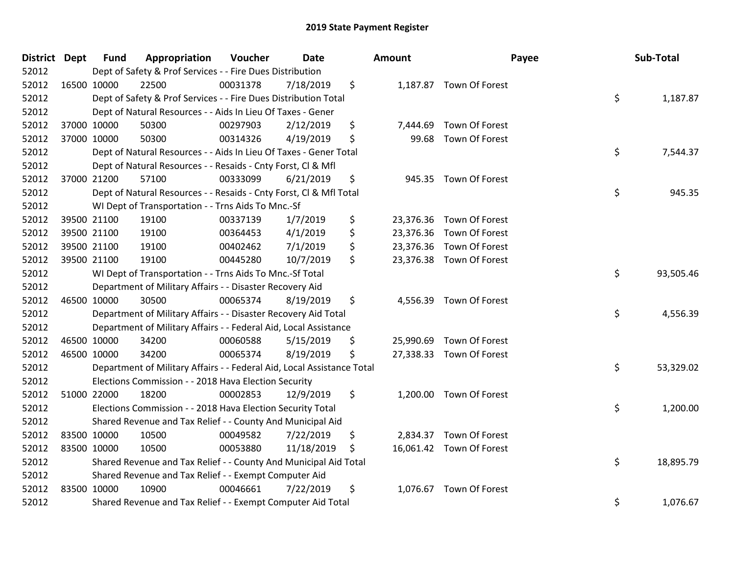# 2019 State Payment Register

| District | Dept | Fund | Appropriation | Voucher | Date | Amount | Payee | Sub-Total |
|---|---|---|---|---|---|---|---|---|
| 52012 | | Dept of Safety & Prof Services - - Fire Dues Distribution | | | | | | |
| 52012 | 16500 | 10000 | 22500 | 00031378 | 7/18/2019 | $ 1,187.87 | Town Of Forest | |
| 52012 | | Dept of Safety & Prof Services - - Fire Dues Distribution Total | | | | | | $ 1,187.87 |
| 52012 | | Dept of Natural Resources - - Aids In Lieu Of Taxes - Gener | | | | | | |
| 52012 | 37000 | 10000 | 50300 | 00297903 | 2/12/2019 | $ 7,444.69 | Town Of Forest | |
| 52012 | 37000 | 10000 | 50300 | 00314326 | 4/19/2019 | $ 99.68 | Town Of Forest | |
| 52012 | | Dept of Natural Resources - - Aids In Lieu Of Taxes - Gener Total | | | | | | $ 7,544.37 |
| 52012 | | Dept of Natural Resources - - Resaids - Cnty Forst, Cl & Mfl | | | | | | |
| 52012 | 37000 | 21200 | 57100 | 00333099 | 6/21/2019 | $ 945.35 | Town Of Forest | |
| 52012 | | Dept of Natural Resources - - Resaids - Cnty Forst, Cl & Mfl Total | | | | | | $ 945.35 |
| 52012 | | WI Dept of Transportation - - Trns Aids To Mnc.-Sf | | | | | | |
| 52012 | 39500 | 21100 | 19100 | 00337139 | 1/7/2019 | $ 23,376.36 | Town Of Forest | |
| 52012 | 39500 | 21100 | 19100 | 00364453 | 4/1/2019 | $ 23,376.36 | Town Of Forest | |
| 52012 | 39500 | 21100 | 19100 | 00402462 | 7/1/2019 | $ 23,376.36 | Town Of Forest | |
| 52012 | 39500 | 21100 | 19100 | 00445280 | 10/7/2019 | $ 23,376.38 | Town Of Forest | |
| 52012 | | WI Dept of Transportation - - Trns Aids To Mnc.-Sf Total | | | | | | $ 93,505.46 |
| 52012 | | Department of Military Affairs - - Disaster Recovery Aid | | | | | | |
| 52012 | 46500 | 10000 | 30500 | 00065374 | 8/19/2019 | $ 4,556.39 | Town Of Forest | |
| 52012 | | Department of Military Affairs - - Disaster Recovery Aid Total | | | | | | $ 4,556.39 |
| 52012 | | Department of Military Affairs - - Federal Aid, Local Assistance | | | | | | |
| 52012 | 46500 | 10000 | 34200 | 00060588 | 5/15/2019 | $ 25,990.69 | Town Of Forest | |
| 52012 | 46500 | 10000 | 34200 | 00065374 | 8/19/2019 | $ 27,338.33 | Town Of Forest | |
| 52012 | | Department of Military Affairs - - Federal Aid, Local Assistance Total | | | | | | $ 53,329.02 |
| 52012 | | Elections Commission - - 2018 Hava Election Security | | | | | | |
| 52012 | 51000 | 22000 | 18200 | 00002853 | 12/9/2019 | $ 1,200.00 | Town Of Forest | |
| 52012 | | Elections Commission - - 2018 Hava Election Security Total | | | | | | $ 1,200.00 |
| 52012 | | Shared Revenue and Tax Relief - - County And Municipal Aid | | | | | | |
| 52012 | 83500 | 10000 | 10500 | 00049582 | 7/22/2019 | $ 2,834.37 | Town Of Forest | |
| 52012 | 83500 | 10000 | 10500 | 00053880 | 11/18/2019 | $ 16,061.42 | Town Of Forest | |
| 52012 | | Shared Revenue and Tax Relief - - County And Municipal Aid Total | | | | | | $ 18,895.79 |
| 52012 | | Shared Revenue and Tax Relief - - Exempt Computer Aid | | | | | | |
| 52012 | 83500 | 10000 | 10900 | 00046661 | 7/22/2019 | $ 1,076.67 | Town Of Forest | |
| 52012 | | Shared Revenue and Tax Relief - - Exempt Computer Aid Total | | | | | | $ 1,076.67 |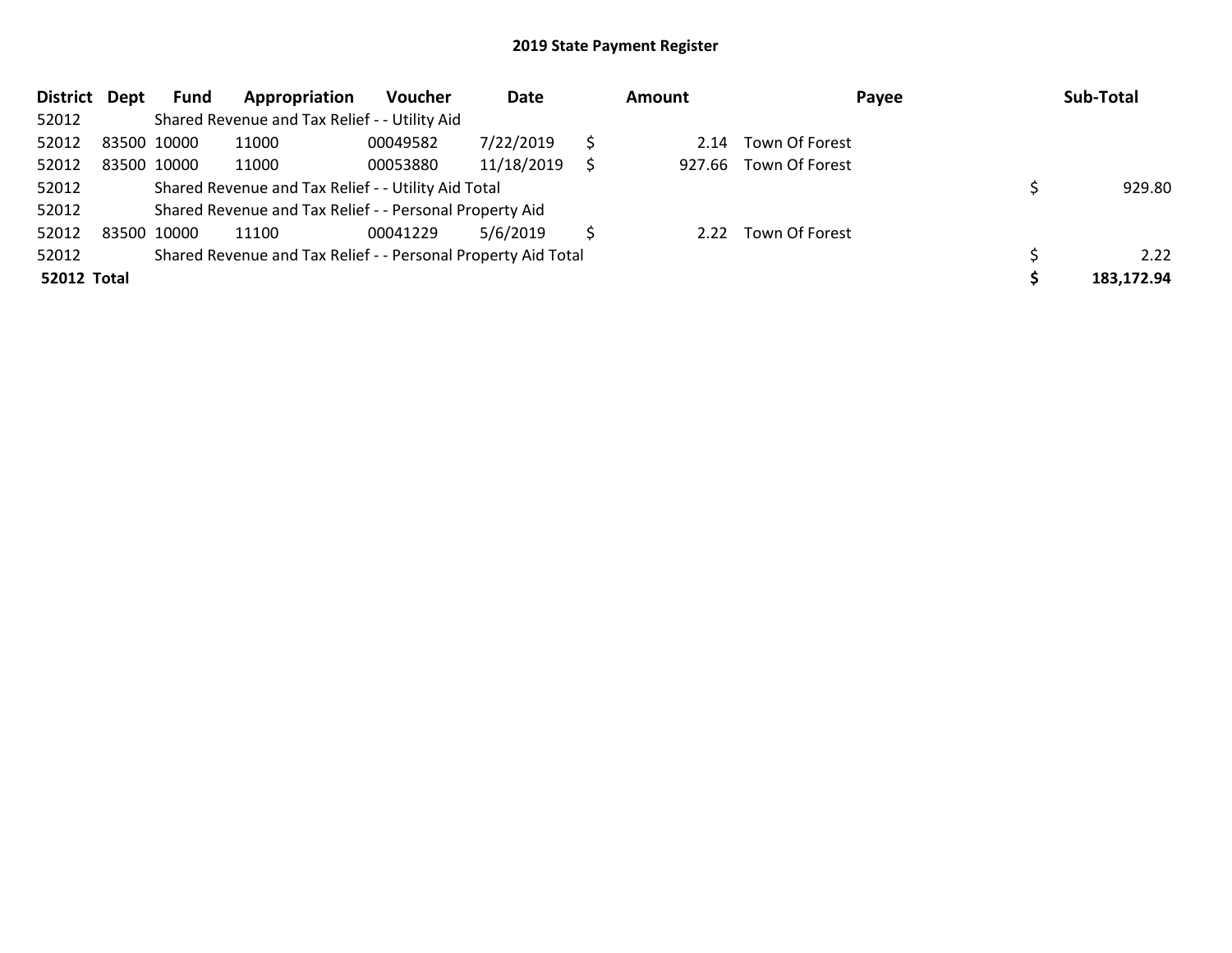## 2019 State Payment Register

| District | Dept | Fund | Appropriation | Voucher | Date | Amount | Payee | Sub-Total |
|---|---|---|---|---|---|---|---|---|
| 52012 | | Shared Revenue and Tax Relief - - Utility Aid | | | | | | |
| 52012 | 83500 | 10000 | 11000 | 00049582 | 7/22/2019 | $ 2.14 | Town Of Forest | |
| 52012 | 83500 | 10000 | 11000 | 00053880 | 11/18/2019 | $ 927.66 | Town Of Forest | |
| 52012 | | Shared Revenue and Tax Relief - - Utility Aid Total | | | | | | $ 929.80 |
| 52012 | | Shared Revenue and Tax Relief - - Personal Property Aid | | | | | | |
| 52012 | 83500 | 10000 | 11100 | 00041229 | 5/6/2019 | $ 2.22 | Town Of Forest | |
| 52012 | | Shared Revenue and Tax Relief - - Personal Property Aid Total | | | | | | $ 2.22 |
| **52012 Total** | | | | | | | | **$ 183,172.94** |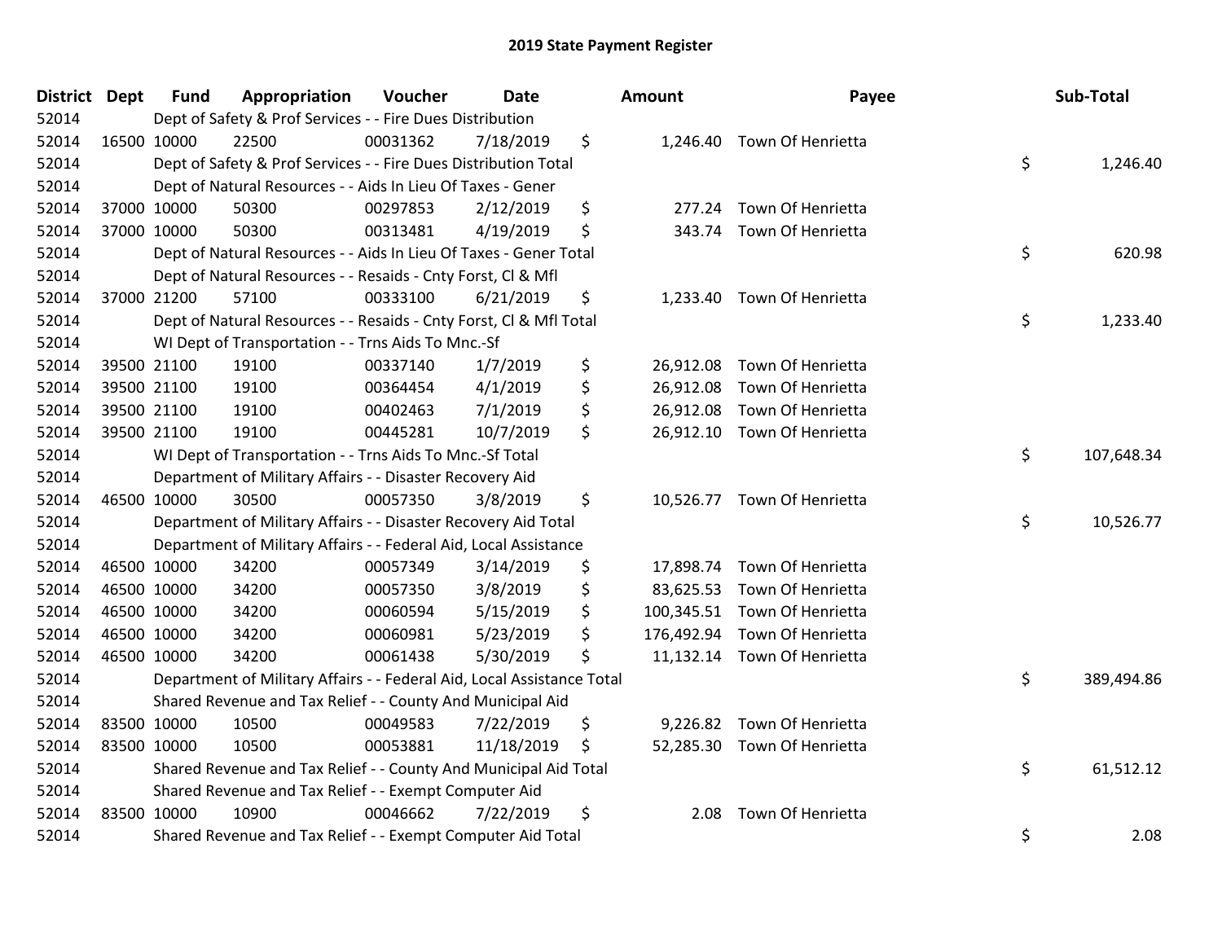# 2019 State Payment Register

| District | Dept | Fund | Appropriation | Voucher | Date | Amount | Payee | Sub-Total |
|---|---|---|---|---|---|---|---|---|
| 52014 | | Dept of Safety & Prof Services - - Fire Dues Distribution | | | | | | |
| 52014 | 16500 | 10000 | 22500 | 00031362 | 7/18/2019 | $ 1,246.40 | Town Of Henrietta | |
| 52014 | | Dept of Safety & Prof Services - - Fire Dues Distribution Total | | | | | | $ 1,246.40 |
| 52014 | | Dept of Natural Resources - - Aids In Lieu Of Taxes - Gener | | | | | | |
| 52014 | 37000 | 10000 | 50300 | 00297853 | 2/12/2019 | $ 277.24 | Town Of Henrietta | |
| 52014 | 37000 | 10000 | 50300 | 00313481 | 4/19/2019 | $ 343.74 | Town Of Henrietta | |
| 52014 | | Dept of Natural Resources - - Aids In Lieu Of Taxes - Gener Total | | | | | | $ 620.98 |
| 52014 | | Dept of Natural Resources - - Resaids - Cnty Forst, Cl & Mfl | | | | | | |
| 52014 | 37000 | 21200 | 57100 | 00333100 | 6/21/2019 | $ 1,233.40 | Town Of Henrietta | |
| 52014 | | Dept of Natural Resources - - Resaids - Cnty Forst, Cl & Mfl Total | | | | | | $ 1,233.40 |
| 52014 | | WI Dept of Transportation - - Trns Aids To Mnc.-Sf | | | | | | |
| 52014 | 39500 | 21100 | 19100 | 00337140 | 1/7/2019 | $ 26,912.08 | Town Of Henrietta | |
| 52014 | 39500 | 21100 | 19100 | 00364454 | 4/1/2019 | $ 26,912.08 | Town Of Henrietta | |
| 52014 | 39500 | 21100 | 19100 | 00402463 | 7/1/2019 | $ 26,912.08 | Town Of Henrietta | |
| 52014 | 39500 | 21100 | 19100 | 00445281 | 10/7/2019 | $ 26,912.10 | Town Of Henrietta | |
| 52014 | | WI Dept of Transportation - - Trns Aids To Mnc.-Sf Total | | | | | | $ 107,648.34 |
| 52014 | | Department of Military Affairs - - Disaster Recovery Aid | | | | | | |
| 52014 | 46500 | 10000 | 30500 | 00057350 | 3/8/2019 | $ 10,526.77 | Town Of Henrietta | |
| 52014 | | Department of Military Affairs - - Disaster Recovery Aid Total | | | | | | $ 10,526.77 |
| 52014 | | Department of Military Affairs - - Federal Aid, Local Assistance | | | | | | |
| 52014 | 46500 | 10000 | 34200 | 00057349 | 3/14/2019 | $ 17,898.74 | Town Of Henrietta | |
| 52014 | 46500 | 10000 | 34200 | 00057350 | 3/8/2019 | $ 83,625.53 | Town Of Henrietta | |
| 52014 | 46500 | 10000 | 34200 | 00060594 | 5/15/2019 | $ 100,345.51 | Town Of Henrietta | |
| 52014 | 46500 | 10000 | 34200 | 00060981 | 5/23/2019 | $ 176,492.94 | Town Of Henrietta | |
| 52014 | 46500 | 10000 | 34200 | 00061438 | 5/30/2019 | $ 11,132.14 | Town Of Henrietta | |
| 52014 | | Department of Military Affairs - - Federal Aid, Local Assistance Total | | | | | | $ 389,494.86 |
| 52014 | | Shared Revenue and Tax Relief - - County And Municipal Aid | | | | | | |
| 52014 | 83500 | 10000 | 10500 | 00049583 | 7/22/2019 | $ 9,226.82 | Town Of Henrietta | |
| 52014 | 83500 | 10000 | 10500 | 00053881 | 11/18/2019 | $ 52,285.30 | Town Of Henrietta | |
| 52014 | | Shared Revenue and Tax Relief - - County And Municipal Aid Total | | | | | | $ 61,512.12 |
| 52014 | | Shared Revenue and Tax Relief - - Exempt Computer Aid | | | | | | |
| 52014 | 83500 | 10000 | 10900 | 00046662 | 7/22/2019 | $ 2.08 | Town Of Henrietta | |
| 52014 | | Shared Revenue and Tax Relief - - Exempt Computer Aid Total | | | | | | $ 2.08 |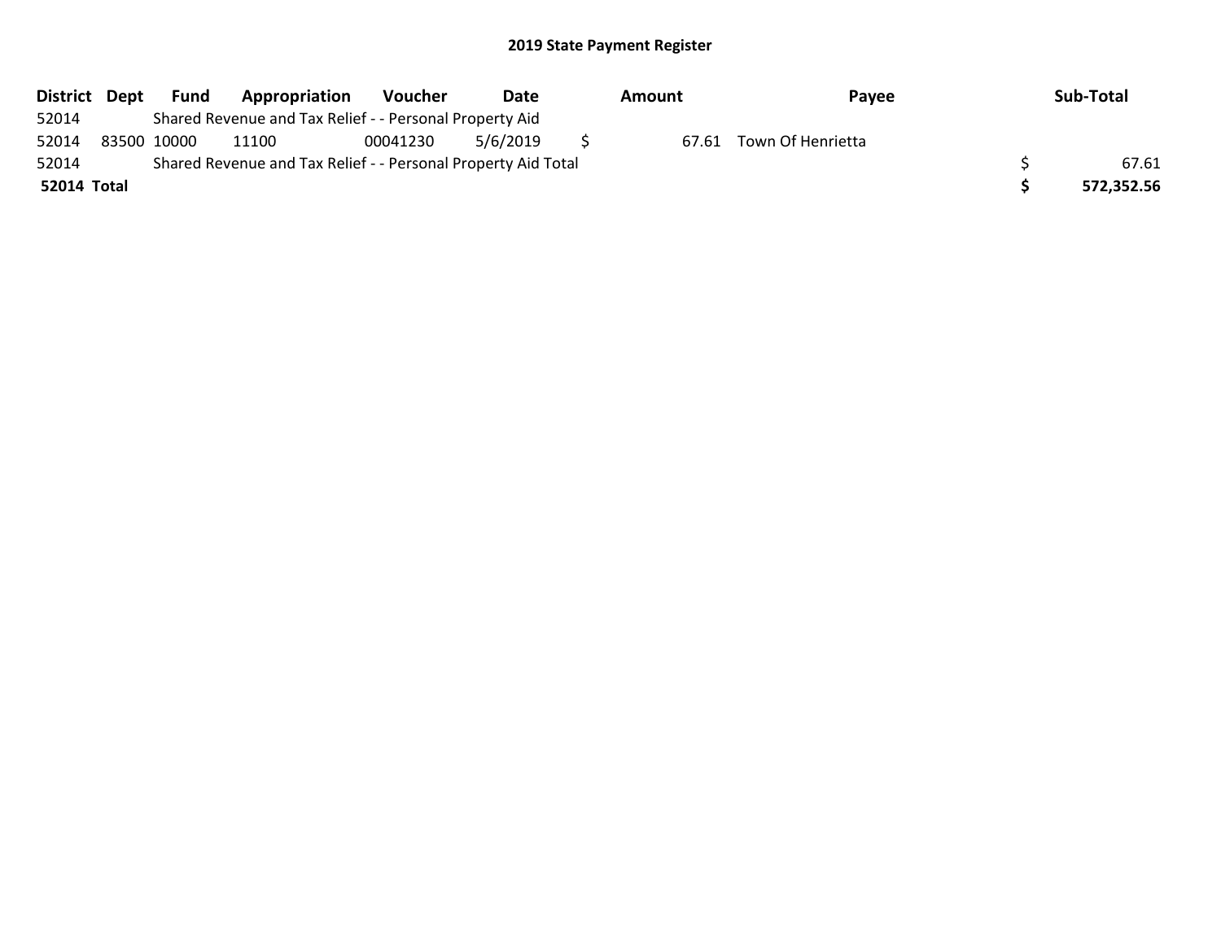# 2019 State Payment Register

| District | Dept | Fund | Appropriation | Voucher | Date | Amount | Payee | Sub-Total |
|---|---|---|---|---|---|---|---|---|
| 52014 | | Shared Revenue and Tax Relief - - Personal Property Aid | | | | | | |
| 52014 | 83500 | 10000 | 11100 | 00041230 | 5/6/2019 | $ 67.61 | Town Of Henrietta | |
| 52014 | | Shared Revenue and Tax Relief - - Personal Property Aid Total | | | | | | $ 67.61 |
| **52014 Total** | | | | | | | | **$ 572,352.56** |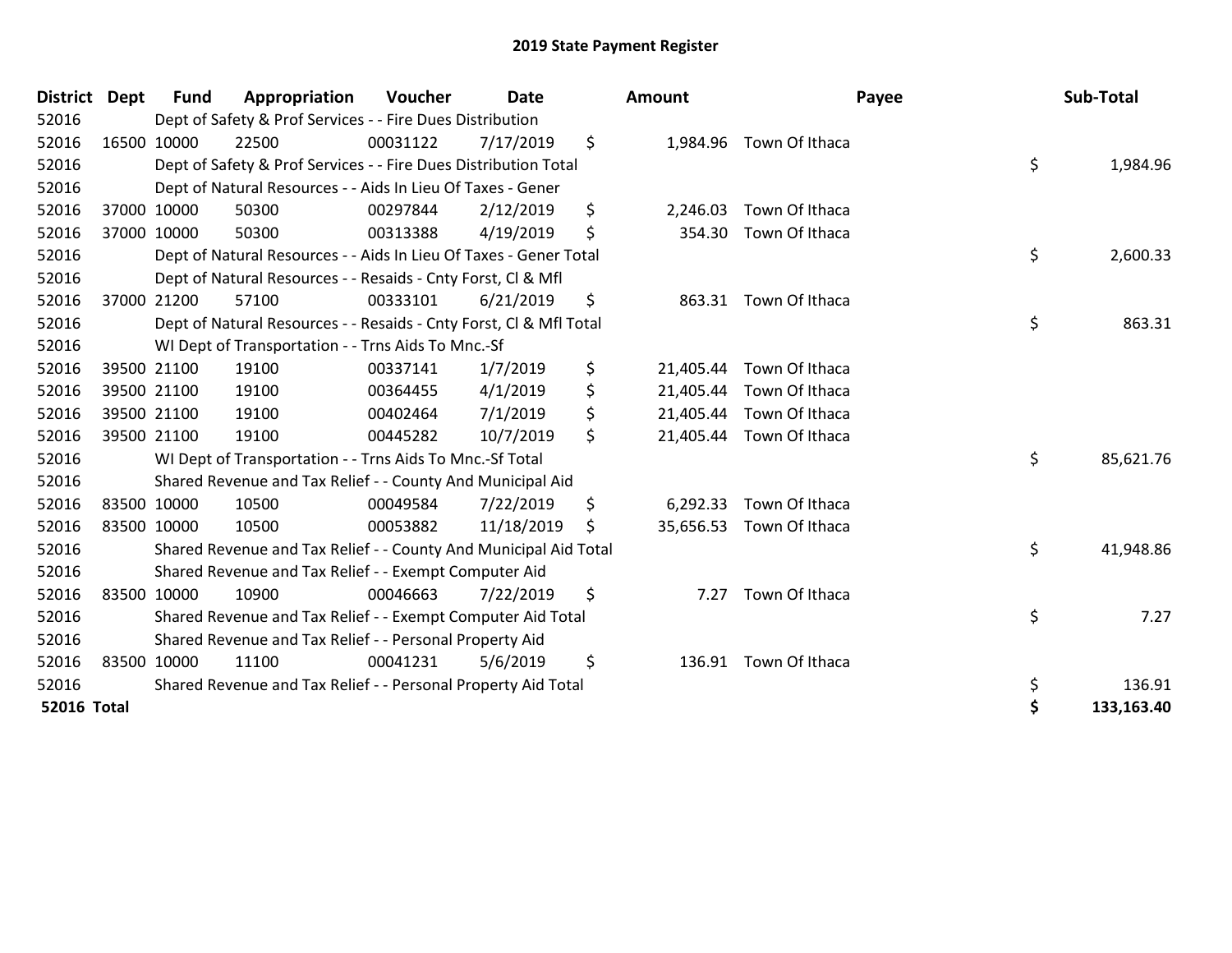# 2019 State Payment Register

| District | Dept | Fund | Appropriation | Voucher | Date | Amount | Payee | Sub-Total |
|---|---|---|---|---|---|---|---|---|
| 52016 | | Dept of Safety & Prof Services - - Fire Dues Distribution | | | | | | |
| 52016 | 16500 | 10000 | 22500 | 00031122 | 7/17/2019 | $ 1,984.96 | Town Of Ithaca | |
| 52016 | | Dept of Safety & Prof Services - - Fire Dues Distribution Total | | | | | | $ 1,984.96 |
| 52016 | | Dept of Natural Resources - - Aids In Lieu Of Taxes - Gener | | | | | | |
| 52016 | 37000 | 10000 | 50300 | 00297844 | 2/12/2019 | $ 2,246.03 | Town Of Ithaca | |
| 52016 | 37000 | 10000 | 50300 | 00313388 | 4/19/2019 | $ 354.30 | Town Of Ithaca | |
| 52016 | | Dept of Natural Resources - - Aids In Lieu Of Taxes - Gener Total | | | | | | $ 2,600.33 |
| 52016 | | Dept of Natural Resources - - Resaids - Cnty Forst, Cl & Mfl | | | | | | |
| 52016 | 37000 | 21200 | 57100 | 00333101 | 6/21/2019 | $ 863.31 | Town Of Ithaca | |
| 52016 | | Dept of Natural Resources - - Resaids - Cnty Forst, Cl & Mfl Total | | | | | | $ 863.31 |
| 52016 | | WI Dept of Transportation - - Trns Aids To Mnc.-Sf | | | | | | |
| 52016 | 39500 | 21100 | 19100 | 00337141 | 1/7/2019 | $ 21,405.44 | Town Of Ithaca | |
| 52016 | 39500 | 21100 | 19100 | 00364455 | 4/1/2019 | $ 21,405.44 | Town Of Ithaca | |
| 52016 | 39500 | 21100 | 19100 | 00402464 | 7/1/2019 | $ 21,405.44 | Town Of Ithaca | |
| 52016 | 39500 | 21100 | 19100 | 00445282 | 10/7/2019 | $ 21,405.44 | Town Of Ithaca | |
| 52016 | | WI Dept of Transportation - - Trns Aids To Mnc.-Sf Total | | | | | | $ 85,621.76 |
| 52016 | | Shared Revenue and Tax Relief - - County And Municipal Aid | | | | | | |
| 52016 | 83500 | 10000 | 10500 | 00049584 | 7/22/2019 | $ 6,292.33 | Town Of Ithaca | |
| 52016 | 83500 | 10000 | 10500 | 00053882 | 11/18/2019 | $ 35,656.53 | Town Of Ithaca | |
| 52016 | | Shared Revenue and Tax Relief - - County And Municipal Aid Total | | | | | | $ 41,948.86 |
| 52016 | | Shared Revenue and Tax Relief - - Exempt Computer Aid | | | | | | |
| 52016 | 83500 | 10000 | 10900 | 00046663 | 7/22/2019 | $ 7.27 | Town Of Ithaca | |
| 52016 | | Shared Revenue and Tax Relief - - Exempt Computer Aid Total | | | | | | $ 7.27 |
| 52016 | | Shared Revenue and Tax Relief - - Personal Property Aid | | | | | | |
| 52016 | 83500 | 10000 | 11100 | 00041231 | 5/6/2019 | $ 136.91 | Town Of Ithaca | |
| 52016 | | Shared Revenue and Tax Relief - - Personal Property Aid Total | | | | | | $ 136.91 |
| **52016 Total** | | | | | | | | **$ 133,163.40** |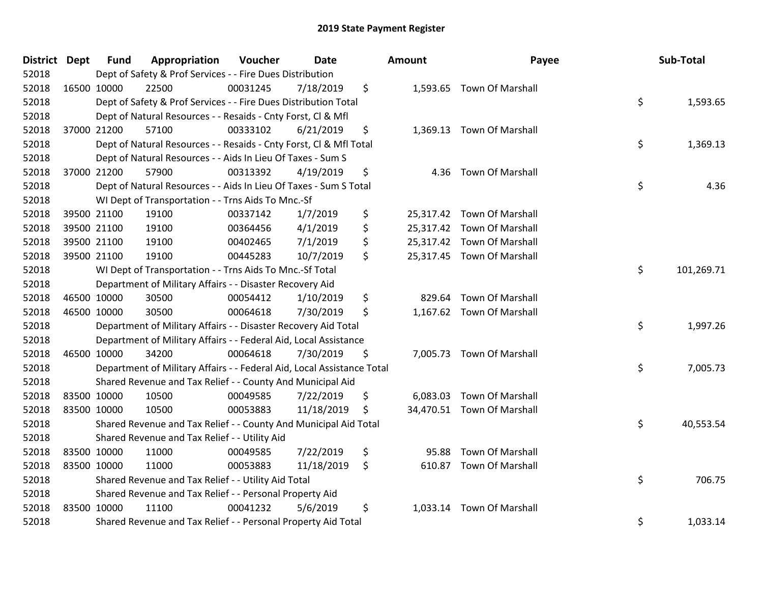# 2019 State Payment Register

| District | Dept | Fund | Appropriation | Voucher | Date | Amount | Payee | Sub-Total |
|---|---|---|---|---|---|---|---|---|
| 52018 | | Dept of Safety & Prof Services - - Fire Dues Distribution | | | | | | |
| 52018 | 16500 | 10000 | 22500 | 00031245 | 7/18/2019 | $ 1,593.65 | Town Of Marshall | |
| 52018 | | Dept of Safety & Prof Services - - Fire Dues Distribution Total | | | | | | $ 1,593.65 |
| 52018 | | Dept of Natural Resources - - Resaids - Cnty Forst, Cl & Mfl | | | | | | |
| 52018 | 37000 | 21200 | 57100 | 00333102 | 6/21/2019 | $ 1,369.13 | Town Of Marshall | |
| 52018 | | Dept of Natural Resources - - Resaids - Cnty Forst, Cl & Mfl Total | | | | | | $ 1,369.13 |
| 52018 | | Dept of Natural Resources - - Aids In Lieu Of Taxes - Sum S | | | | | | |
| 52018 | 37000 | 21200 | 57900 | 00313392 | 4/19/2019 | $ 4.36 | Town Of Marshall | |
| 52018 | | Dept of Natural Resources - - Aids In Lieu Of Taxes - Sum S Total | | | | | | $ 4.36 |
| 52018 | | WI Dept of Transportation - - Trns Aids To Mnc.-Sf | | | | | | |
| 52018 | 39500 | 21100 | 19100 | 00337142 | 1/7/2019 | $ 25,317.42 | Town Of Marshall | |
| 52018 | 39500 | 21100 | 19100 | 00364456 | 4/1/2019 | $ 25,317.42 | Town Of Marshall | |
| 52018 | 39500 | 21100 | 19100 | 00402465 | 7/1/2019 | $ 25,317.42 | Town Of Marshall | |
| 52018 | 39500 | 21100 | 19100 | 00445283 | 10/7/2019 | $ 25,317.45 | Town Of Marshall | |
| 52018 | | WI Dept of Transportation - - Trns Aids To Mnc.-Sf Total | | | | | | $ 101,269.71 |
| 52018 | | Department of Military Affairs - - Disaster Recovery Aid | | | | | | |
| 52018 | 46500 | 10000 | 30500 | 00054412 | 1/10/2019 | $ 829.64 | Town Of Marshall | |
| 52018 | 46500 | 10000 | 30500 | 00064618 | 7/30/2019 | $ 1,167.62 | Town Of Marshall | |
| 52018 | | Department of Military Affairs - - Disaster Recovery Aid Total | | | | | | $ 1,997.26 |
| 52018 | | Department of Military Affairs - - Federal Aid, Local Assistance | | | | | | |
| 52018 | 46500 | 10000 | 34200 | 00064618 | 7/30/2019 | $ 7,005.73 | Town Of Marshall | |
| 52018 | | Department of Military Affairs - - Federal Aid, Local Assistance Total | | | | | | $ 7,005.73 |
| 52018 | | Shared Revenue and Tax Relief - - County And Municipal Aid | | | | | | |
| 52018 | 83500 | 10000 | 10500 | 00049585 | 7/22/2019 | $ 6,083.03 | Town Of Marshall | |
| 52018 | 83500 | 10000 | 10500 | 00053883 | 11/18/2019 | $ 34,470.51 | Town Of Marshall | |
| 52018 | | Shared Revenue and Tax Relief - - County And Municipal Aid Total | | | | | | $ 40,553.54 |
| 52018 | | Shared Revenue and Tax Relief - - Utility Aid | | | | | | |
| 52018 | 83500 | 10000 | 11000 | 00049585 | 7/22/2019 | $ 95.88 | Town Of Marshall | |
| 52018 | 83500 | 10000 | 11000 | 00053883 | 11/18/2019 | $ 610.87 | Town Of Marshall | |
| 52018 | | Shared Revenue and Tax Relief - - Utility Aid Total | | | | | | $ 706.75 |
| 52018 | | Shared Revenue and Tax Relief - - Personal Property Aid | | | | | | |
| 52018 | 83500 | 10000 | 11100 | 00041232 | 5/6/2019 | $ 1,033.14 | Town Of Marshall | |
| 52018 | | Shared Revenue and Tax Relief - - Personal Property Aid Total | | | | | | $ 1,033.14 |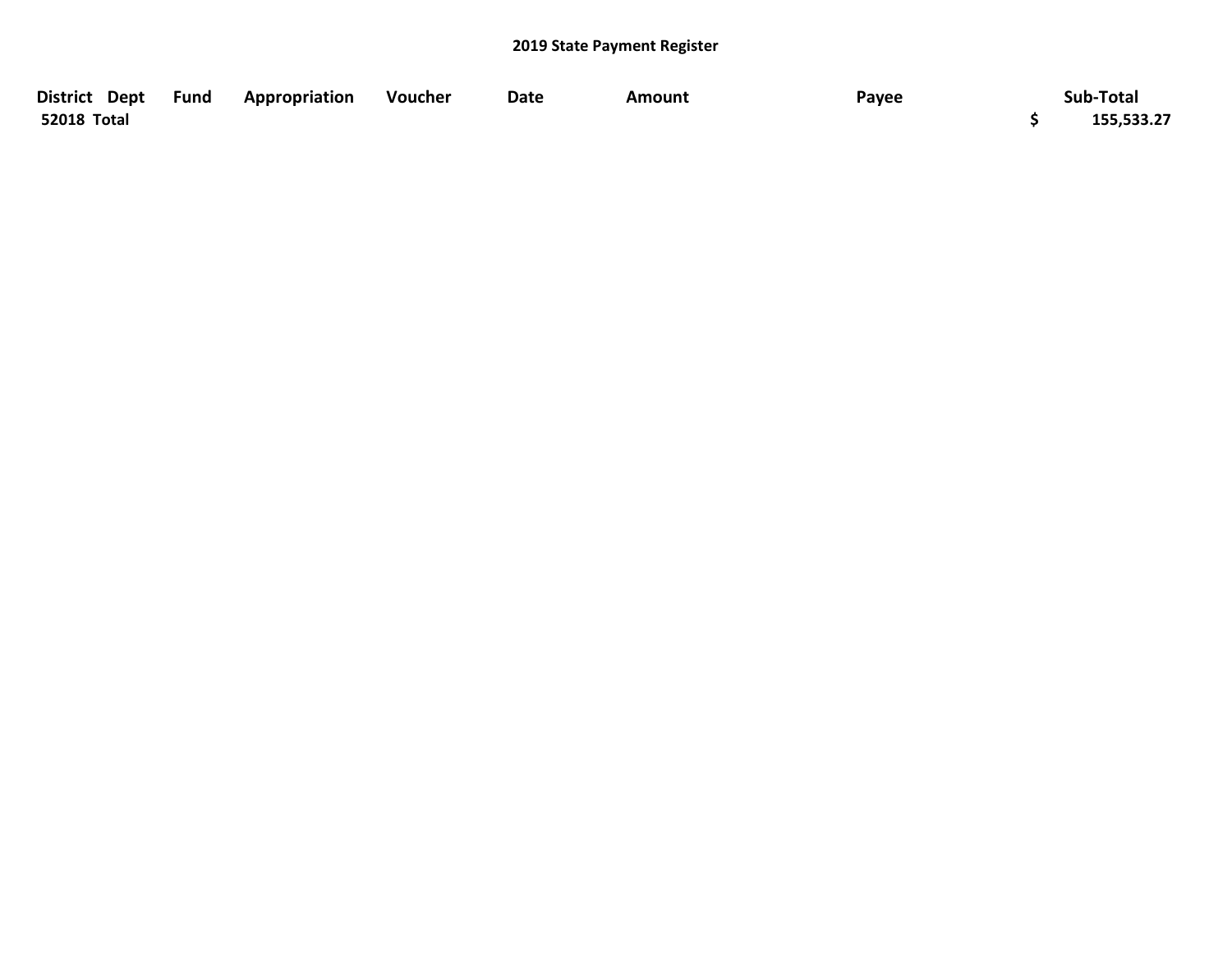2019 State Payment Register

| District | Dept | Fund | Appropriation | Voucher | Date | Amount | Payee | Sub-Total |
|---|---|---|---|---|---|---|---|---|
| 52018 Total | | | | | | | | $ 155,533.27 |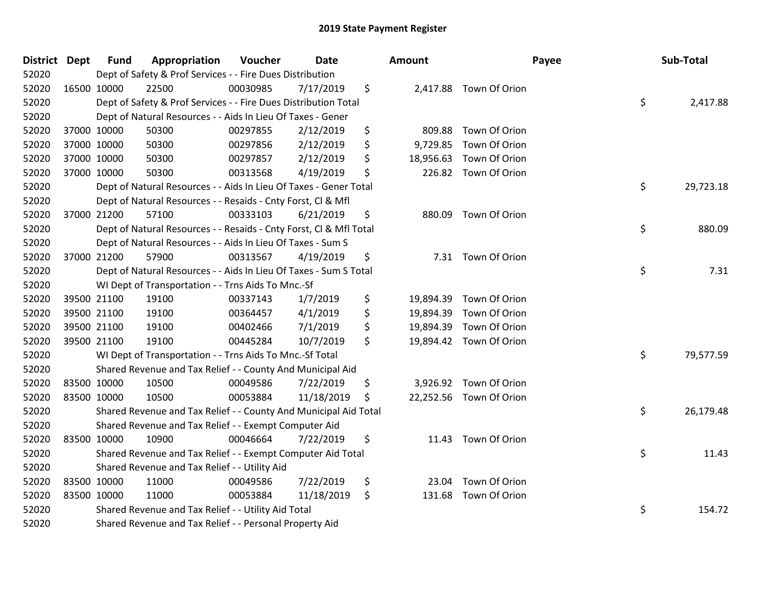# 2019 State Payment Register

| District | Dept | Fund | Appropriation | Voucher | Date | Amount | Payee | Sub-Total |
|---|---|---|---|---|---|---|---|---|
| 52020 | | Dept of Safety & Prof Services - - Fire Dues Distribution | | | | | | |
| 52020 | 16500 | 10000 | 22500 | 00030985 | 7/17/2019 | $ 2,417.88 | Town Of Orion | |
| 52020 | | Dept of Safety & Prof Services - - Fire Dues Distribution Total | | | | | | $ 2,417.88 |
| 52020 | | Dept of Natural Resources - - Aids In Lieu Of Taxes - Gener | | | | | | |
| 52020 | 37000 | 10000 | 50300 | 00297855 | 2/12/2019 | $ 809.88 | Town Of Orion | |
| 52020 | 37000 | 10000 | 50300 | 00297856 | 2/12/2019 | $ 9,729.85 | Town Of Orion | |
| 52020 | 37000 | 10000 | 50300 | 00297857 | 2/12/2019 | $ 18,956.63 | Town Of Orion | |
| 52020 | 37000 | 10000 | 50300 | 00313568 | 4/19/2019 | $ 226.82 | Town Of Orion | |
| 52020 | | Dept of Natural Resources - - Aids In Lieu Of Taxes - Gener Total | | | | | | $ 29,723.18 |
| 52020 | | Dept of Natural Resources - - Resaids - Cnty Forst, Cl & Mfl | | | | | | |
| 52020 | 37000 | 21200 | 57100 | 00333103 | 6/21/2019 | $ 880.09 | Town Of Orion | |
| 52020 | | Dept of Natural Resources - - Resaids - Cnty Forst, Cl & Mfl Total | | | | | | $ 880.09 |
| 52020 | | Dept of Natural Resources - - Aids In Lieu Of Taxes - Sum S | | | | | | |
| 52020 | 37000 | 21200 | 57900 | 00313567 | 4/19/2019 | $ 7.31 | Town Of Orion | |
| 52020 | | Dept of Natural Resources - - Aids In Lieu Of Taxes - Sum S Total | | | | | | $ 7.31 |
| 52020 | | WI Dept of Transportation - - Trns Aids To Mnc.-Sf | | | | | | |
| 52020 | 39500 | 21100 | 19100 | 00337143 | 1/7/2019 | $ 19,894.39 | Town Of Orion | |
| 52020 | 39500 | 21100 | 19100 | 00364457 | 4/1/2019 | $ 19,894.39 | Town Of Orion | |
| 52020 | 39500 | 21100 | 19100 | 00402466 | 7/1/2019 | $ 19,894.39 | Town Of Orion | |
| 52020 | 39500 | 21100 | 19100 | 00445284 | 10/7/2019 | $ 19,894.42 | Town Of Orion | |
| 52020 | | WI Dept of Transportation - - Trns Aids To Mnc.-Sf Total | | | | | | $ 79,577.59 |
| 52020 | | Shared Revenue and Tax Relief - - County And Municipal Aid | | | | | | |
| 52020 | 83500 | 10000 | 10500 | 00049586 | 7/22/2019 | $ 3,926.92 | Town Of Orion | |
| 52020 | 83500 | 10000 | 10500 | 00053884 | 11/18/2019 | $ 22,252.56 | Town Of Orion | |
| 52020 | | Shared Revenue and Tax Relief - - County And Municipal Aid Total | | | | | | $ 26,179.48 |
| 52020 | | Shared Revenue and Tax Relief - - Exempt Computer Aid | | | | | | |
| 52020 | 83500 | 10000 | 10900 | 00046664 | 7/22/2019 | $ 11.43 | Town Of Orion | |
| 52020 | | Shared Revenue and Tax Relief - - Exempt Computer Aid Total | | | | | | $ 11.43 |
| 52020 | | Shared Revenue and Tax Relief - - Utility Aid | | | | | | |
| 52020 | 83500 | 10000 | 11000 | 00049586 | 7/22/2019 | $ 23.04 | Town Of Orion | |
| 52020 | 83500 | 10000 | 11000 | 00053884 | 11/18/2019 | $ 131.68 | Town Of Orion | |
| 52020 | | Shared Revenue and Tax Relief - - Utility Aid Total | | | | | | $ 154.72 |
| 52020 | | Shared Revenue and Tax Relief - - Personal Property Aid | | | | | | |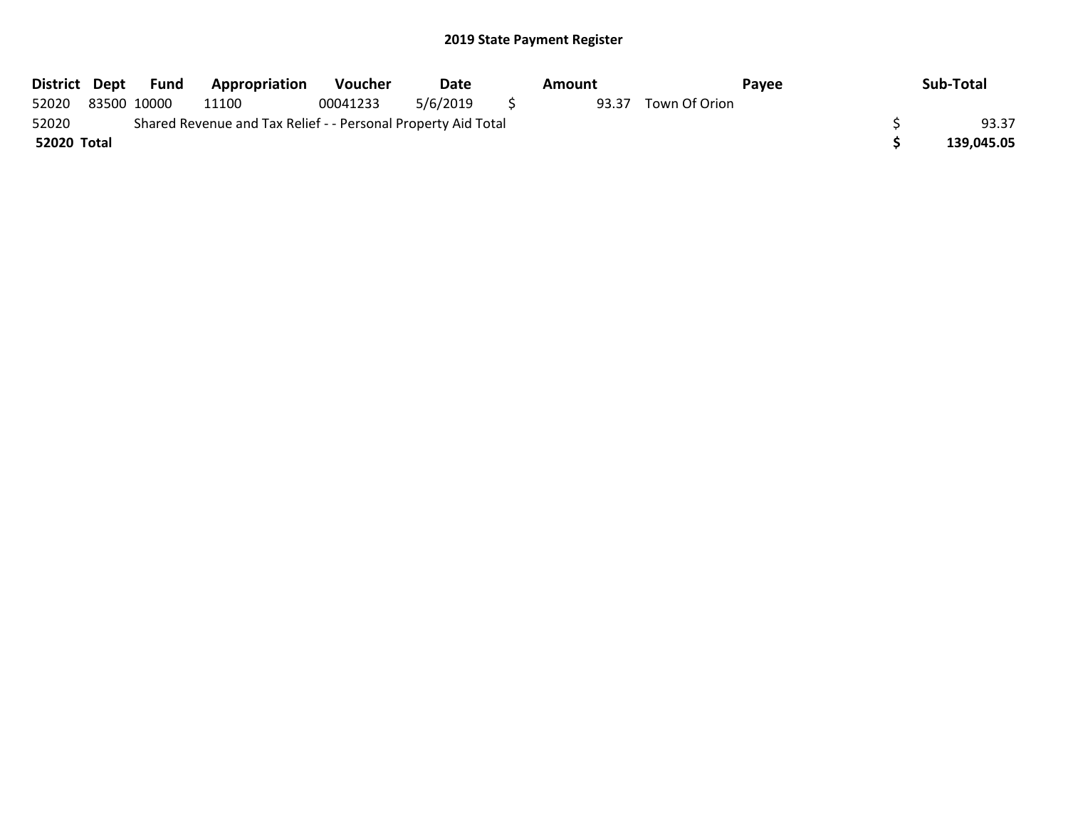## 2019 State Payment Register

| District | Dept | Fund | Appropriation | Voucher | Date | Amount | Payee | Sub-Total |
|---|---|---|---|---|---|---|---|---|
| 52020 | 83500 | 10000 | 11100 | 00041233 | 5/6/2019 | $ 93.37 | Town Of Orion | |
| 52020 | Shared Revenue and Tax Relief - - Personal Property Aid Total | | | | | | | $ 93.37 |
| **52020 Total** | | | | | | | | **$ 139,045.05** |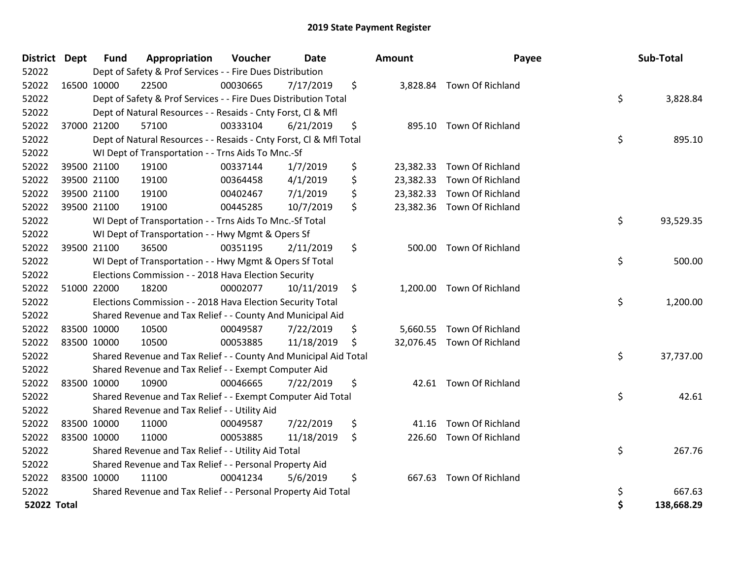# 2019 State Payment Register

| District | Dept | Fund | Appropriation | Voucher | Date | Amount | Payee | Sub-Total |
|---|---|---|---|---|---|---|---|---|
| 52022 | | Dept of Safety & Prof Services - - Fire Dues Distribution | | | | | | |
| 52022 | 16500 | 10000 | 22500 | 00030665 | 7/17/2019 | $ 3,828.84 | Town Of Richland | |
| 52022 | | Dept of Safety & Prof Services - - Fire Dues Distribution Total | | | | | | $ 3,828.84 |
| 52022 | | Dept of Natural Resources - - Resaids - Cnty Forst, Cl & Mfl | | | | | | |
| 52022 | 37000 | 21200 | 57100 | 00333104 | 6/21/2019 | $ 895.10 | Town Of Richland | |
| 52022 | | Dept of Natural Resources - - Resaids - Cnty Forst, Cl & Mfl Total | | | | | | $ 895.10 |
| 52022 | | WI Dept of Transportation - - Trns Aids To Mnc.-Sf | | | | | | |
| 52022 | 39500 | 21100 | 19100 | 00337144 | 1/7/2019 | $ 23,382.33 | Town Of Richland | |
| 52022 | 39500 | 21100 | 19100 | 00364458 | 4/1/2019 | $ 23,382.33 | Town Of Richland | |
| 52022 | 39500 | 21100 | 19100 | 00402467 | 7/1/2019 | $ 23,382.33 | Town Of Richland | |
| 52022 | 39500 | 21100 | 19100 | 00445285 | 10/7/2019 | $ 23,382.36 | Town Of Richland | |
| 52022 | | WI Dept of Transportation - - Trns Aids To Mnc.-Sf Total | | | | | | $ 93,529.35 |
| 52022 | | WI Dept of Transportation - - Hwy Mgmt & Opers Sf | | | | | | |
| 52022 | 39500 | 21100 | 36500 | 00351195 | 2/11/2019 | $ 500.00 | Town Of Richland | |
| 52022 | | WI Dept of Transportation - - Hwy Mgmt & Opers Sf Total | | | | | | $ 500.00 |
| 52022 | | Elections Commission - - 2018 Hava Election Security | | | | | | |
| 52022 | 51000 | 22000 | 18200 | 00002077 | 10/11/2019 | $ 1,200.00 | Town Of Richland | |
| 52022 | | Elections Commission - - 2018 Hava Election Security Total | | | | | | $ 1,200.00 |
| 52022 | | Shared Revenue and Tax Relief - - County And Municipal Aid | | | | | | |
| 52022 | 83500 | 10000 | 10500 | 00049587 | 7/22/2019 | $ 5,660.55 | Town Of Richland | |
| 52022 | 83500 | 10000 | 10500 | 00053885 | 11/18/2019 | $ 32,076.45 | Town Of Richland | |
| 52022 | | Shared Revenue and Tax Relief - - County And Municipal Aid Total | | | | | | $ 37,737.00 |
| 52022 | | Shared Revenue and Tax Relief - - Exempt Computer Aid | | | | | | |
| 52022 | 83500 | 10000 | 10900 | 00046665 | 7/22/2019 | $ 42.61 | Town Of Richland | |
| 52022 | | Shared Revenue and Tax Relief - - Exempt Computer Aid Total | | | | | | $ 42.61 |
| 52022 | | Shared Revenue and Tax Relief - - Utility Aid | | | | | | |
| 52022 | 83500 | 10000 | 11000 | 00049587 | 7/22/2019 | $ 41.16 | Town Of Richland | |
| 52022 | 83500 | 10000 | 11000 | 00053885 | 11/18/2019 | $ 226.60 | Town Of Richland | |
| 52022 | | Shared Revenue and Tax Relief - - Utility Aid Total | | | | | | $ 267.76 |
| 52022 | | Shared Revenue and Tax Relief - - Personal Property Aid | | | | | | |
| 52022 | 83500 | 10000 | 11100 | 00041234 | 5/6/2019 | $ 667.63 | Town Of Richland | |
| 52022 | | Shared Revenue and Tax Relief - - Personal Property Aid Total | | | | | | $ 667.63 |
| **52022 Total** | | | | | | | | **$ 138,668.29** |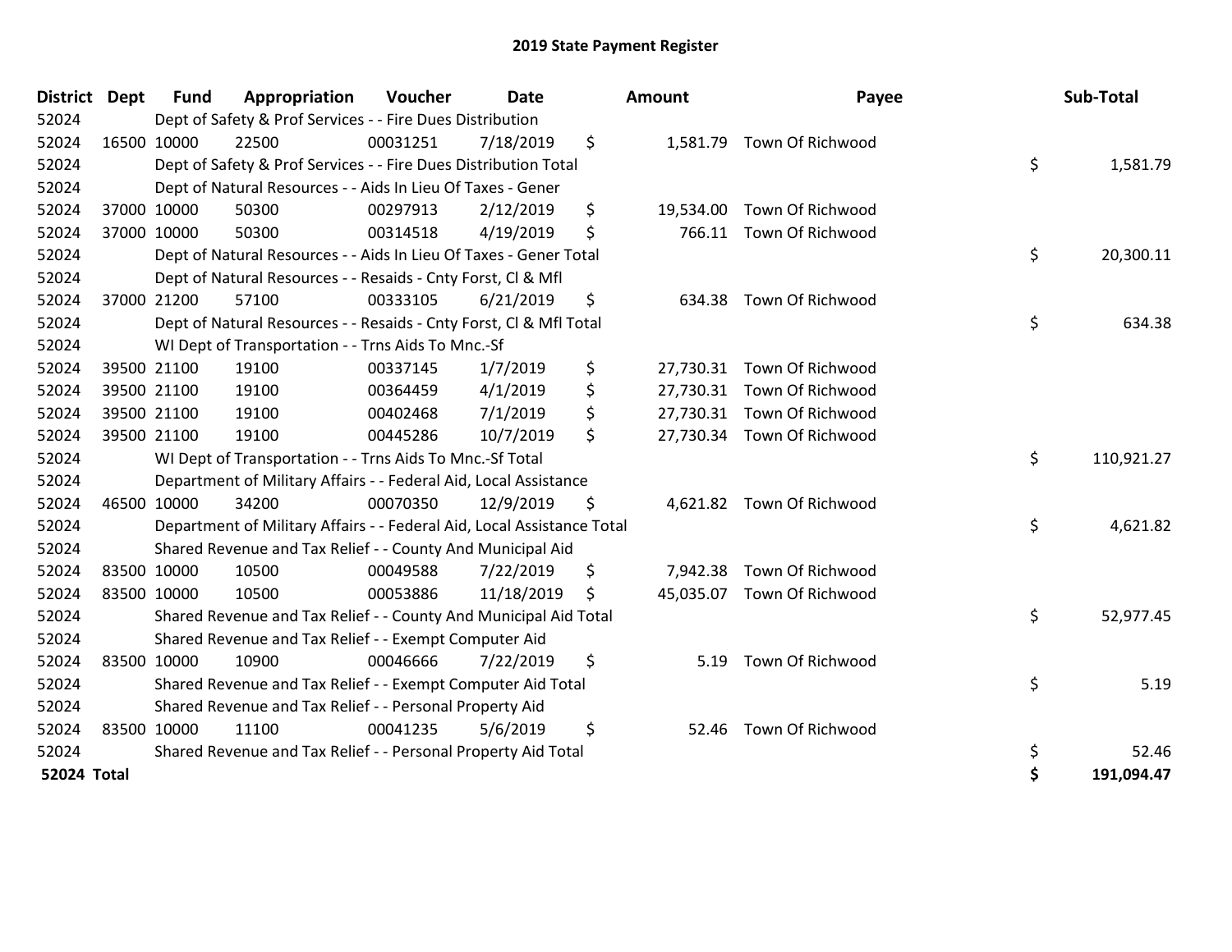# 2019 State Payment Register

| District | Dept | Fund | Appropriation | Voucher | Date | Amount | Payee | Sub-Total |
|---|---|---|---|---|---|---|---|---|
| 52024 | | Dept of Safety & Prof Services - - Fire Dues Distribution | | | | | | |
| 52024 | 16500 | 10000 | 22500 | 00031251 | 7/18/2019 | $ 1,581.79 | Town Of Richwood | |
| 52024 | | Dept of Safety & Prof Services - - Fire Dues Distribution Total | | | | | | $ 1,581.79 |
| 52024 | | Dept of Natural Resources - - Aids In Lieu Of Taxes - Gener | | | | | | |
| 52024 | 37000 | 10000 | 50300 | 00297913 | 2/12/2019 | $ 19,534.00 | Town Of Richwood | |
| 52024 | 37000 | 10000 | 50300 | 00314518 | 4/19/2019 | $ 766.11 | Town Of Richwood | |
| 52024 | | Dept of Natural Resources - - Aids In Lieu Of Taxes - Gener Total | | | | | | $ 20,300.11 |
| 52024 | | Dept of Natural Resources - - Resaids - Cnty Forst, Cl & Mfl | | | | | | |
| 52024 | 37000 | 21200 | 57100 | 00333105 | 6/21/2019 | $ 634.38 | Town Of Richwood | |
| 52024 | | Dept of Natural Resources - - Resaids - Cnty Forst, Cl & Mfl Total | | | | | | $ 634.38 |
| 52024 | | WI Dept of Transportation - - Trns Aids To Mnc.-Sf | | | | | | |
| 52024 | 39500 | 21100 | 19100 | 00337145 | 1/7/2019 | $ 27,730.31 | Town Of Richwood | |
| 52024 | 39500 | 21100 | 19100 | 00364459 | 4/1/2019 | $ 27,730.31 | Town Of Richwood | |
| 52024 | 39500 | 21100 | 19100 | 00402468 | 7/1/2019 | $ 27,730.31 | Town Of Richwood | |
| 52024 | 39500 | 21100 | 19100 | 00445286 | 10/7/2019 | $ 27,730.34 | Town Of Richwood | |
| 52024 | | WI Dept of Transportation - - Trns Aids To Mnc.-Sf Total | | | | | | $ 110,921.27 |
| 52024 | | Department of Military Affairs - - Federal Aid, Local Assistance | | | | | | |
| 52024 | 46500 | 10000 | 34200 | 00070350 | 12/9/2019 | $ 4,621.82 | Town Of Richwood | |
| 52024 | | Department of Military Affairs - - Federal Aid, Local Assistance Total | | | | | | $ 4,621.82 |
| 52024 | | Shared Revenue and Tax Relief - - County And Municipal Aid | | | | | | |
| 52024 | 83500 | 10000 | 10500 | 00049588 | 7/22/2019 | $ 7,942.38 | Town Of Richwood | |
| 52024 | 83500 | 10000 | 10500 | 00053886 | 11/18/2019 | $ 45,035.07 | Town Of Richwood | |
| 52024 | | Shared Revenue and Tax Relief - - County And Municipal Aid Total | | | | | | $ 52,977.45 |
| 52024 | | Shared Revenue and Tax Relief - - Exempt Computer Aid | | | | | | |
| 52024 | 83500 | 10000 | 10900 | 00046666 | 7/22/2019 | $ 5.19 | Town Of Richwood | |
| 52024 | | Shared Revenue and Tax Relief - - Exempt Computer Aid Total | | | | | | $ 5.19 |
| 52024 | | Shared Revenue and Tax Relief - - Personal Property Aid | | | | | | |
| 52024 | 83500 | 10000 | 11100 | 00041235 | 5/6/2019 | $ 52.46 | Town Of Richwood | |
| 52024 | | Shared Revenue and Tax Relief - - Personal Property Aid Total | | | | | | $ 52.46 |
| **52024 Total** | | | | | | | | **$ 191,094.47** |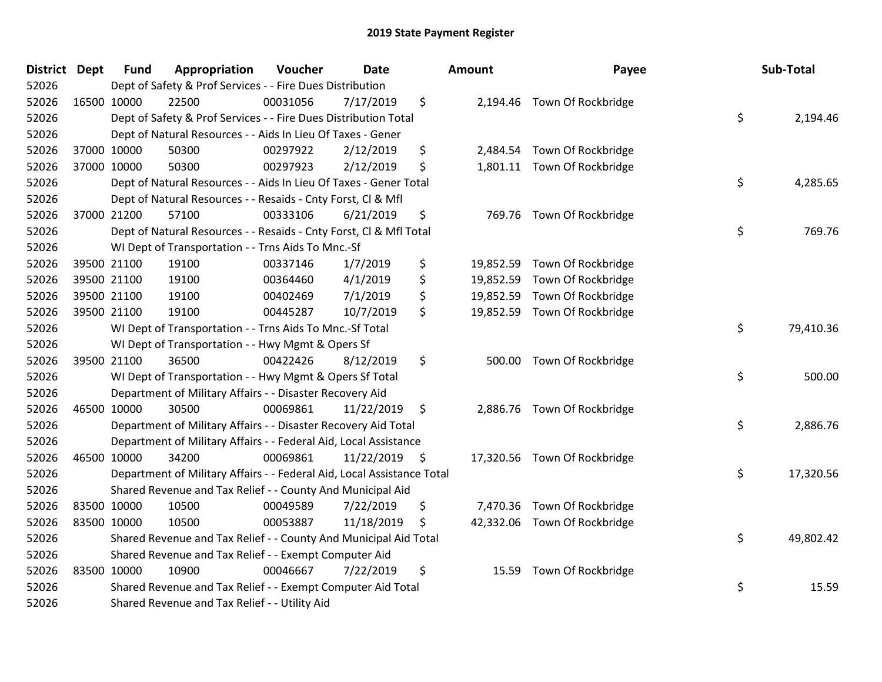# 2019 State Payment Register

| District | Dept | Fund | Appropriation | Voucher | Date | Amount | Payee | Sub-Total |
|---|---|---|---|---|---|---|---|---|
| 52026 | | Dept of Safety & Prof Services - - Fire Dues Distribution | | | | | | |
| 52026 | 16500 | 10000 | 22500 | 00031056 | 7/17/2019 | $ 2,194.46 | Town Of Rockbridge | |
| 52026 | | Dept of Safety & Prof Services - - Fire Dues Distribution Total | | | | | | $ 2,194.46 |
| 52026 | | Dept of Natural Resources - - Aids In Lieu Of Taxes - Gener | | | | | | |
| 52026 | 37000 | 10000 | 50300 | 00297922 | 2/12/2019 | $ 2,484.54 | Town Of Rockbridge | |
| 52026 | 37000 | 10000 | 50300 | 00297923 | 2/12/2019 | $ 1,801.11 | Town Of Rockbridge | |
| 52026 | | Dept of Natural Resources - - Aids In Lieu Of Taxes - Gener Total | | | | | | $ 4,285.65 |
| 52026 | | Dept of Natural Resources - - Resaids - Cnty Forst, Cl & Mfl | | | | | | |
| 52026 | 37000 | 21200 | 57100 | 00333106 | 6/21/2019 | $ 769.76 | Town Of Rockbridge | |
| 52026 | | Dept of Natural Resources - - Resaids - Cnty Forst, Cl & Mfl Total | | | | | | $ 769.76 |
| 52026 | | WI Dept of Transportation - - Trns Aids To Mnc.-Sf | | | | | | |
| 52026 | 39500 | 21100 | 19100 | 00337146 | 1/7/2019 | $ 19,852.59 | Town Of Rockbridge | |
| 52026 | 39500 | 21100 | 19100 | 00364460 | 4/1/2019 | $ 19,852.59 | Town Of Rockbridge | |
| 52026 | 39500 | 21100 | 19100 | 00402469 | 7/1/2019 | $ 19,852.59 | Town Of Rockbridge | |
| 52026 | 39500 | 21100 | 19100 | 00445287 | 10/7/2019 | $ 19,852.59 | Town Of Rockbridge | |
| 52026 | | WI Dept of Transportation - - Trns Aids To Mnc.-Sf Total | | | | | | $ 79,410.36 |
| 52026 | | WI Dept of Transportation - - Hwy Mgmt & Opers Sf | | | | | | |
| 52026 | 39500 | 21100 | 36500 | 00422426 | 8/12/2019 | $ 500.00 | Town Of Rockbridge | |
| 52026 | | WI Dept of Transportation - - Hwy Mgmt & Opers Sf Total | | | | | | $ 500.00 |
| 52026 | | Department of Military Affairs - - Disaster Recovery Aid | | | | | | |
| 52026 | 46500 | 10000 | 30500 | 00069861 | 11/22/2019 | $ 2,886.76 | Town Of Rockbridge | |
| 52026 | | Department of Military Affairs - - Disaster Recovery Aid Total | | | | | | $ 2,886.76 |
| 52026 | | Department of Military Affairs - - Federal Aid, Local Assistance | | | | | | |
| 52026 | 46500 | 10000 | 34200 | 00069861 | 11/22/2019 | $ 17,320.56 | Town Of Rockbridge | |
| 52026 | | Department of Military Affairs - - Federal Aid, Local Assistance Total | | | | | | $ 17,320.56 |
| 52026 | | Shared Revenue and Tax Relief - - County And Municipal Aid | | | | | | |
| 52026 | 83500 | 10000 | 10500 | 00049589 | 7/22/2019 | $ 7,470.36 | Town Of Rockbridge | |
| 52026 | 83500 | 10000 | 10500 | 00053887 | 11/18/2019 | $ 42,332.06 | Town Of Rockbridge | |
| 52026 | | Shared Revenue and Tax Relief - - County And Municipal Aid Total | | | | | | $ 49,802.42 |
| 52026 | | Shared Revenue and Tax Relief - - Exempt Computer Aid | | | | | | |
| 52026 | 83500 | 10000 | 10900 | 00046667 | 7/22/2019 | $ 15.59 | Town Of Rockbridge | |
| 52026 | | Shared Revenue and Tax Relief - - Exempt Computer Aid Total | | | | | | $ 15.59 |
| 52026 | | Shared Revenue and Tax Relief - - Utility Aid | | | | | | |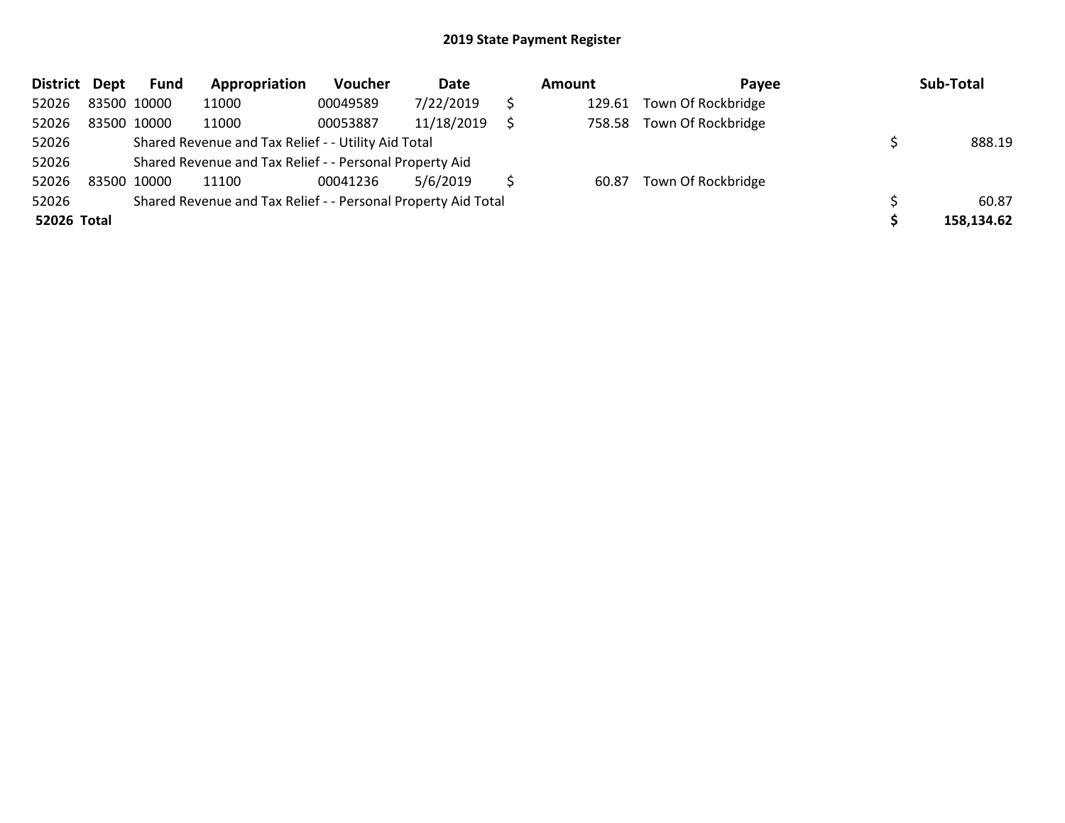## 2019 State Payment Register

| District | Dept | Fund | Appropriation | Voucher | Date | Amount | Payee | Sub-Total |
|---|---|---|---|---|---|---|---|---|
| 52026 | 83500 | 10000 | 11000 | 00049589 | 7/22/2019 | $ 129.61 | Town Of Rockbridge | |
| 52026 | 83500 | 10000 | 11000 | 00053887 | 11/18/2019 | $ 758.58 | Town Of Rockbridge | |
| 52026 | | Shared Revenue and Tax Relief - - Utility Aid Total | | | | | | $ 888.19 |
| 52026 | | Shared Revenue and Tax Relief - - Personal Property Aid | | | | | | |
| 52026 | 83500 | 10000 | 11100 | 00041236 | 5/6/2019 | $ 60.87 | Town Of Rockbridge | |
| 52026 | | Shared Revenue and Tax Relief - - Personal Property Aid Total | | | | | | $ 60.87 |
| **52026 Total** | | | | | | | | **$ 158,134.62** |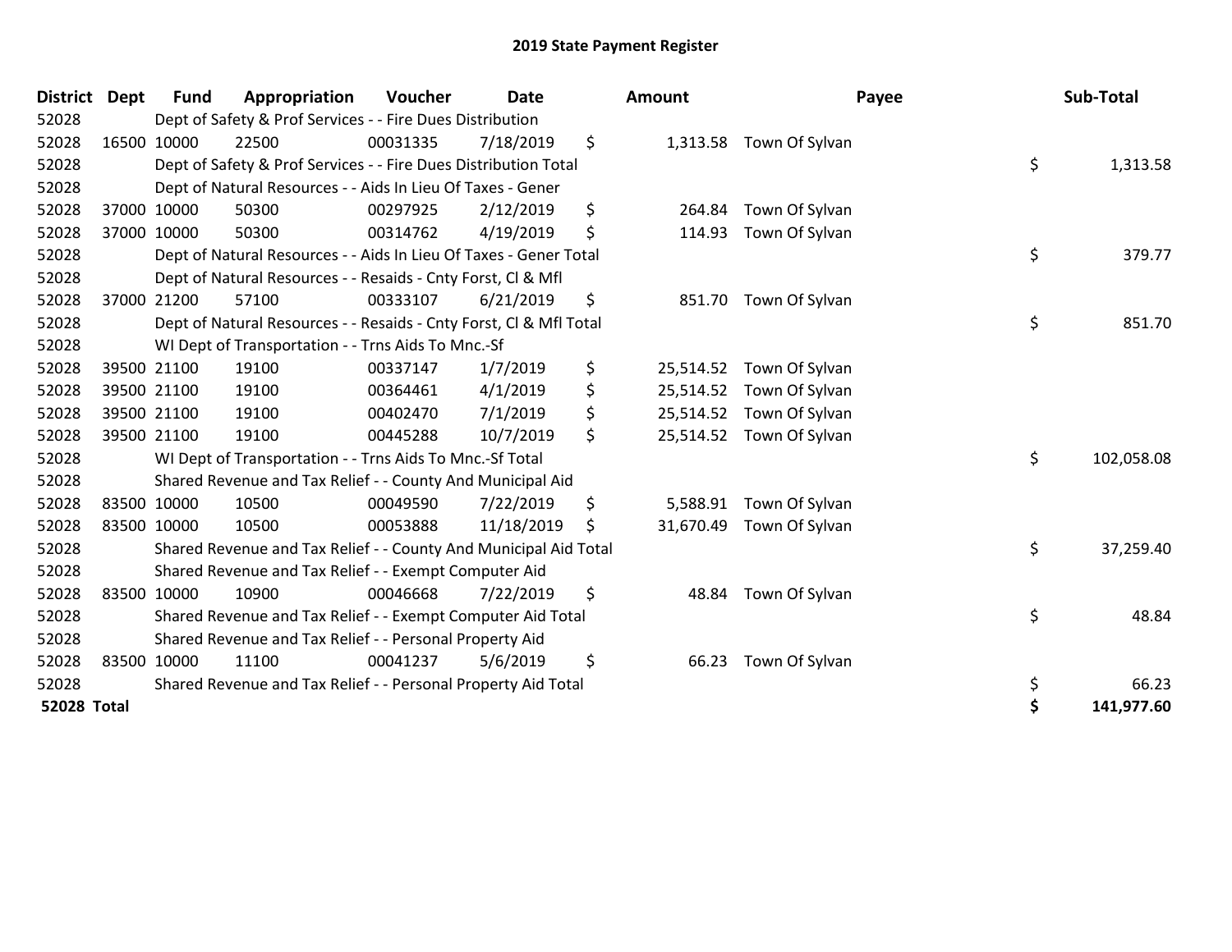# 2019 State Payment Register

| District | Dept | Fund | Appropriation | Voucher | Date | Amount | Payee | Sub-Total |
|---|---|---|---|---|---|---|---|---|
| 52028 | | Dept of Safety & Prof Services - - Fire Dues Distribution | | | | | | |
| 52028 | 16500 | 10000 | 22500 | 00031335 | 7/18/2019 | $ 1,313.58 | Town Of Sylvan | |
| 52028 | | Dept of Safety & Prof Services - - Fire Dues Distribution Total | | | | | | $ 1,313.58 |
| 52028 | | Dept of Natural Resources - - Aids In Lieu Of Taxes - Gener | | | | | | |
| 52028 | 37000 | 10000 | 50300 | 00297925 | 2/12/2019 | $ 264.84 | Town Of Sylvan | |
| 52028 | 37000 | 10000 | 50300 | 00314762 | 4/19/2019 | $ 114.93 | Town Of Sylvan | |
| 52028 | | Dept of Natural Resources - - Aids In Lieu Of Taxes - Gener Total | | | | | | $ 379.77 |
| 52028 | | Dept of Natural Resources - - Resaids - Cnty Forst, Cl & Mfl | | | | | | |
| 52028 | 37000 | 21200 | 57100 | 00333107 | 6/21/2019 | $ 851.70 | Town Of Sylvan | |
| 52028 | | Dept of Natural Resources - - Resaids - Cnty Forst, Cl & Mfl Total | | | | | | $ 851.70 |
| 52028 | | WI Dept of Transportation - - Trns Aids To Mnc.-Sf | | | | | | |
| 52028 | 39500 | 21100 | 19100 | 00337147 | 1/7/2019 | $ 25,514.52 | Town Of Sylvan | |
| 52028 | 39500 | 21100 | 19100 | 00364461 | 4/1/2019 | $ 25,514.52 | Town Of Sylvan | |
| 52028 | 39500 | 21100 | 19100 | 00402470 | 7/1/2019 | $ 25,514.52 | Town Of Sylvan | |
| 52028 | 39500 | 21100 | 19100 | 00445288 | 10/7/2019 | $ 25,514.52 | Town Of Sylvan | |
| 52028 | | WI Dept of Transportation - - Trns Aids To Mnc.-Sf Total | | | | | | $ 102,058.08 |
| 52028 | | Shared Revenue and Tax Relief - - County And Municipal Aid | | | | | | |
| 52028 | 83500 | 10000 | 10500 | 00049590 | 7/22/2019 | $ 5,588.91 | Town Of Sylvan | |
| 52028 | 83500 | 10000 | 10500 | 00053888 | 11/18/2019 | $ 31,670.49 | Town Of Sylvan | |
| 52028 | | Shared Revenue and Tax Relief - - County And Municipal Aid Total | | | | | | $ 37,259.40 |
| 52028 | | Shared Revenue and Tax Relief - - Exempt Computer Aid | | | | | | |
| 52028 | 83500 | 10000 | 10900 | 00046668 | 7/22/2019 | $ 48.84 | Town Of Sylvan | |
| 52028 | | Shared Revenue and Tax Relief - - Exempt Computer Aid Total | | | | | | $ 48.84 |
| 52028 | | Shared Revenue and Tax Relief - - Personal Property Aid | | | | | | |
| 52028 | 83500 | 10000 | 11100 | 00041237 | 5/6/2019 | $ 66.23 | Town Of Sylvan | |
| 52028 | | Shared Revenue and Tax Relief - - Personal Property Aid Total | | | | | | $ 66.23 |
| **52028 Total** | | | | | | | | **$ 141,977.60** |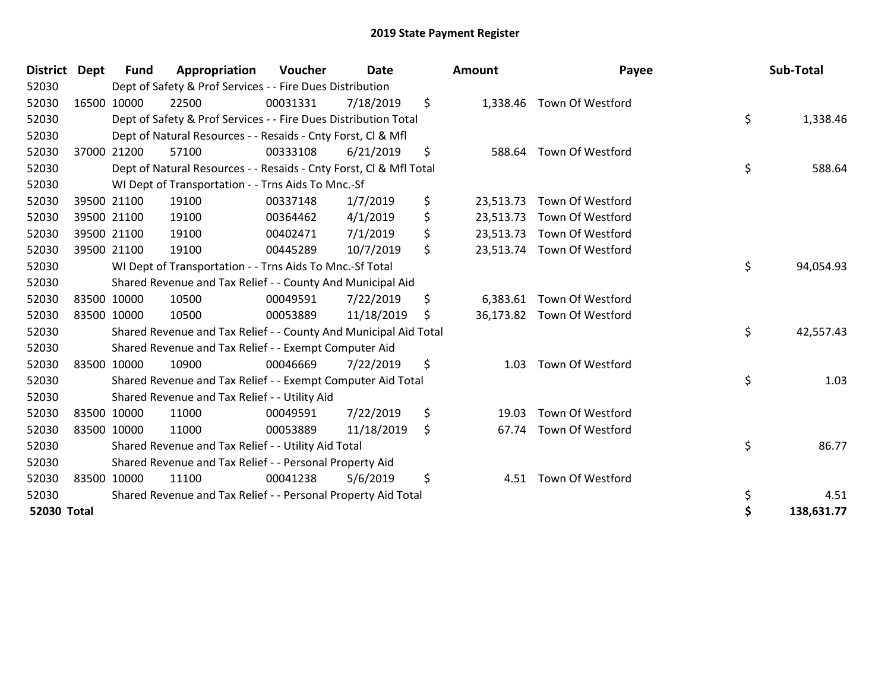# 2019 State Payment Register

| District | Dept | Fund | Appropriation | Voucher | Date | Amount | Payee | Sub-Total |
|---|---|---|---|---|---|---|---|---|
| 52030 | | Dept of Safety & Prof Services - - Fire Dues Distribution | | | | | | |
| 52030 | 16500 | 10000 | 22500 | 00031331 | 7/18/2019 | $ 1,338.46 | Town Of Westford | |
| 52030 | | Dept of Safety & Prof Services - - Fire Dues Distribution Total | | | | | | $ 1,338.46 |
| 52030 | | Dept of Natural Resources - - Resaids - Cnty Forst, Cl & Mfl | | | | | | |
| 52030 | 37000 | 21200 | 57100 | 00333108 | 6/21/2019 | $ 588.64 | Town Of Westford | |
| 52030 | | Dept of Natural Resources - - Resaids - Cnty Forst, Cl & Mfl Total | | | | | | $ 588.64 |
| 52030 | | WI Dept of Transportation - - Trns Aids To Mnc.-Sf | | | | | | |
| 52030 | 39500 | 21100 | 19100 | 00337148 | 1/7/2019 | $ 23,513.73 | Town Of Westford | |
| 52030 | 39500 | 21100 | 19100 | 00364462 | 4/1/2019 | $ 23,513.73 | Town Of Westford | |
| 52030 | 39500 | 21100 | 19100 | 00402471 | 7/1/2019 | $ 23,513.73 | Town Of Westford | |
| 52030 | 39500 | 21100 | 19100 | 00445289 | 10/7/2019 | $ 23,513.74 | Town Of Westford | |
| 52030 | | WI Dept of Transportation - - Trns Aids To Mnc.-Sf Total | | | | | | $ 94,054.93 |
| 52030 | | Shared Revenue and Tax Relief - - County And Municipal Aid | | | | | | |
| 52030 | 83500 | 10000 | 10500 | 00049591 | 7/22/2019 | $ 6,383.61 | Town Of Westford | |
| 52030 | 83500 | 10000 | 10500 | 00053889 | 11/18/2019 | $ 36,173.82 | Town Of Westford | |
| 52030 | | Shared Revenue and Tax Relief - - County And Municipal Aid Total | | | | | | $ 42,557.43 |
| 52030 | | Shared Revenue and Tax Relief - - Exempt Computer Aid | | | | | | |
| 52030 | 83500 | 10000 | 10900 | 00046669 | 7/22/2019 | $ 1.03 | Town Of Westford | |
| 52030 | | Shared Revenue and Tax Relief - - Exempt Computer Aid Total | | | | | | $ 1.03 |
| 52030 | | Shared Revenue and Tax Relief - - Utility Aid | | | | | | |
| 52030 | 83500 | 10000 | 11000 | 00049591 | 7/22/2019 | $ 19.03 | Town Of Westford | |
| 52030 | 83500 | 10000 | 11000 | 00053889 | 11/18/2019 | $ 67.74 | Town Of Westford | |
| 52030 | | Shared Revenue and Tax Relief - - Utility Aid Total | | | | | | $ 86.77 |
| 52030 | | Shared Revenue and Tax Relief - - Personal Property Aid | | | | | | |
| 52030 | 83500 | 10000 | 11100 | 00041238 | 5/6/2019 | $ 4.51 | Town Of Westford | |
| 52030 | | Shared Revenue and Tax Relief - - Personal Property Aid Total | | | | | | $ 4.51 |
| **52030 Total** | | | | | | | | **$ 138,631.77** |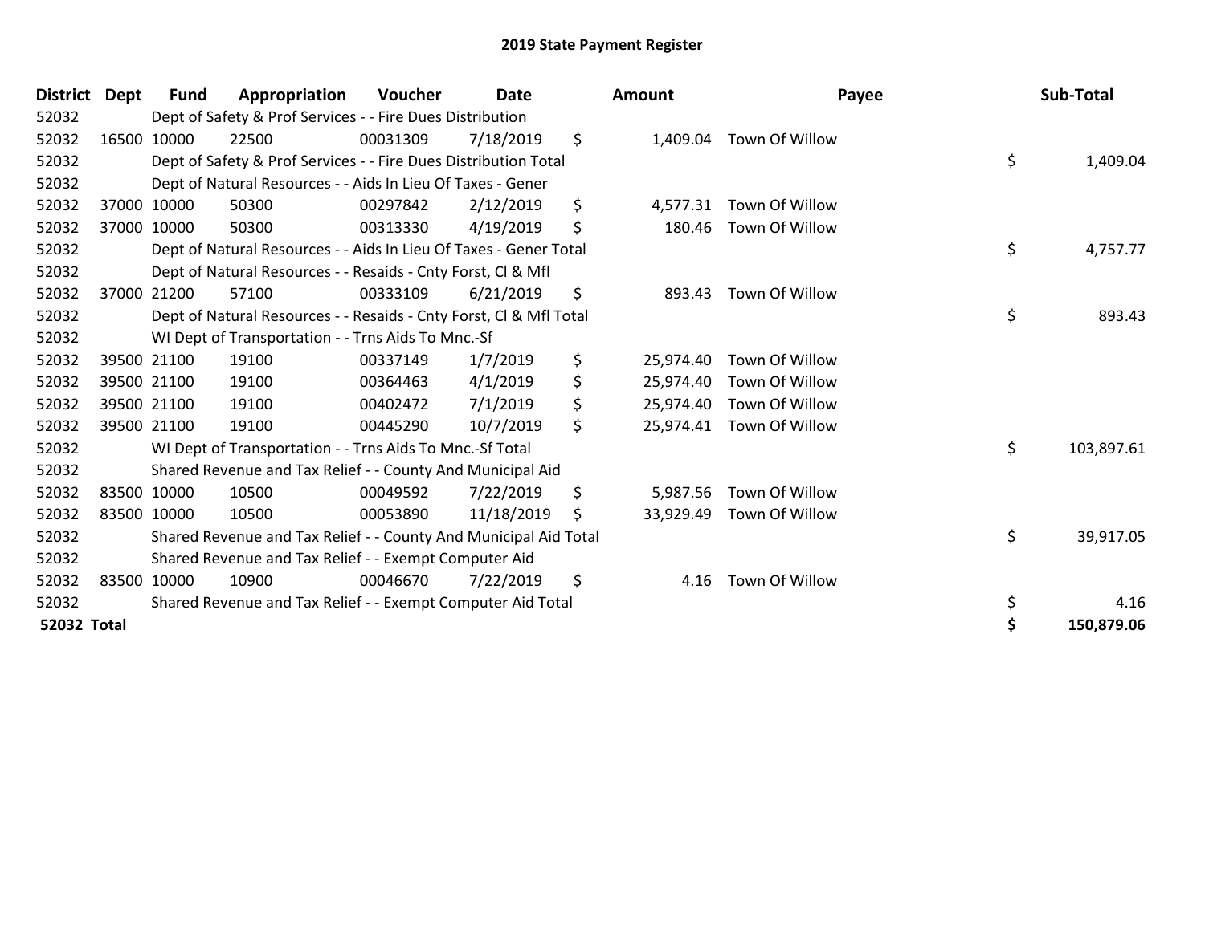# 2019 State Payment Register

| District | Dept | Fund | Appropriation | Voucher | Date | Amount | Payee | Sub-Total |
|---|---|---|---|---|---|---|---|---|
| 52032 | | Dept of Safety & Prof Services - - Fire Dues Distribution | | | | | | |
| 52032 | 16500 | 10000 | 22500 | 00031309 | 7/18/2019 | $ 1,409.04 | Town Of Willow | |
| 52032 | | Dept of Safety & Prof Services - - Fire Dues Distribution Total | | | | | | $ 1,409.04 |
| 52032 | | Dept of Natural Resources - - Aids In Lieu Of Taxes - Gener | | | | | | |
| 52032 | 37000 | 10000 | 50300 | 00297842 | 2/12/2019 | $ 4,577.31 | Town Of Willow | |
| 52032 | 37000 | 10000 | 50300 | 00313330 | 4/19/2019 | $ 180.46 | Town Of Willow | |
| 52032 | | Dept of Natural Resources - - Aids In Lieu Of Taxes - Gener Total | | | | | | $ 4,757.77 |
| 52032 | | Dept of Natural Resources - - Resaids - Cnty Forst, Cl & Mfl | | | | | | |
| 52032 | 37000 | 21200 | 57100 | 00333109 | 6/21/2019 | $ 893.43 | Town Of Willow | |
| 52032 | | Dept of Natural Resources - - Resaids - Cnty Forst, Cl & Mfl Total | | | | | | $ 893.43 |
| 52032 | | WI Dept of Transportation - - Trns Aids To Mnc.-Sf | | | | | | |
| 52032 | 39500 | 21100 | 19100 | 00337149 | 1/7/2019 | $ 25,974.40 | Town Of Willow | |
| 52032 | 39500 | 21100 | 19100 | 00364463 | 4/1/2019 | $ 25,974.40 | Town Of Willow | |
| 52032 | 39500 | 21100 | 19100 | 00402472 | 7/1/2019 | $ 25,974.40 | Town Of Willow | |
| 52032 | 39500 | 21100 | 19100 | 00445290 | 10/7/2019 | $ 25,974.41 | Town Of Willow | |
| 52032 | | WI Dept of Transportation - - Trns Aids To Mnc.-Sf Total | | | | | | $ 103,897.61 |
| 52032 | | Shared Revenue and Tax Relief - - County And Municipal Aid | | | | | | |
| 52032 | 83500 | 10000 | 10500 | 00049592 | 7/22/2019 | $ 5,987.56 | Town Of Willow | |
| 52032 | 83500 | 10000 | 10500 | 00053890 | 11/18/2019 | $ 33,929.49 | Town Of Willow | |
| 52032 | | Shared Revenue and Tax Relief - - County And Municipal Aid Total | | | | | | $ 39,917.05 |
| 52032 | | Shared Revenue and Tax Relief - - Exempt Computer Aid | | | | | | |
| 52032 | 83500 | 10000 | 10900 | 00046670 | 7/22/2019 | $ 4.16 | Town Of Willow | |
| 52032 | | Shared Revenue and Tax Relief - - Exempt Computer Aid Total | | | | | | $ 4.16 |
| **52032 Total** | | | | | | | | **$ 150,879.06** |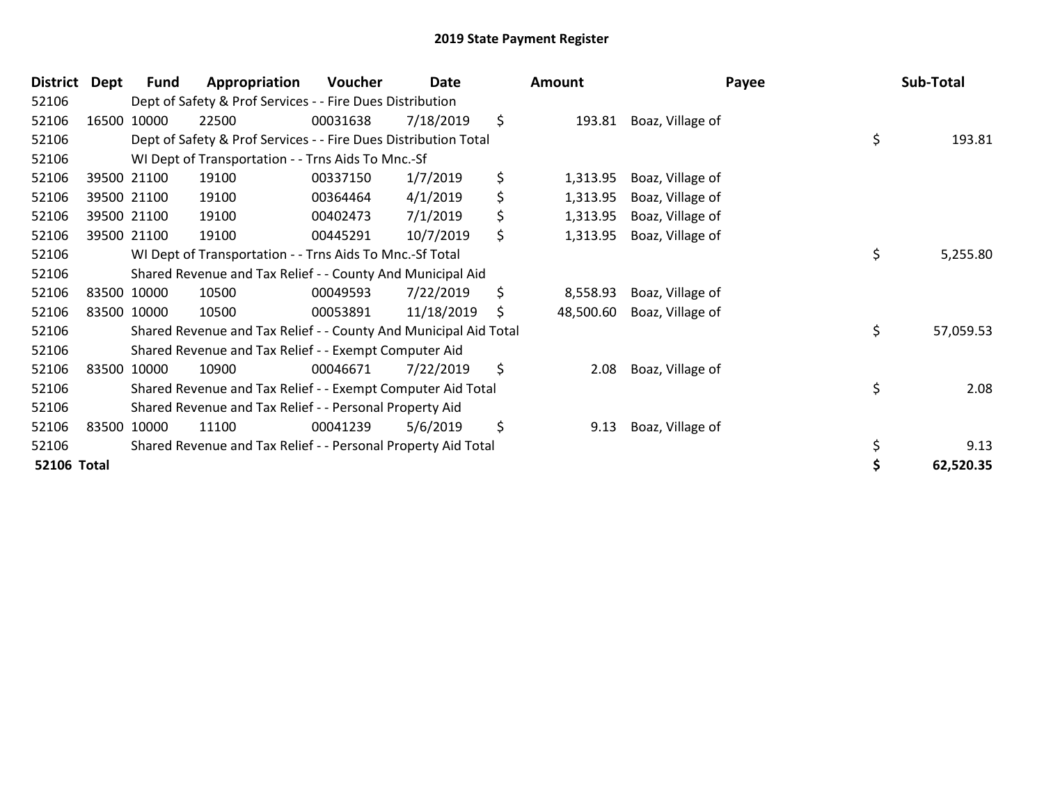# 2019 State Payment Register

| District | Dept | Fund | Appropriation | Voucher | Date | Amount | Payee | Sub-Total |
|---|---|---|---|---|---|---|---|---|
| 52106 | | Dept of Safety & Prof Services - - Fire Dues Distribution | | | | | | |
| 52106 | 16500 | 10000 | 22500 | 00031638 | 7/18/2019 | $ 193.81 | Boaz, Village of | |
| 52106 | | Dept of Safety & Prof Services - - Fire Dues Distribution Total | | | | | | $ 193.81 |
| 52106 | | WI Dept of Transportation - - Trns Aids To Mnc.-Sf | | | | | | |
| 52106 | 39500 | 21100 | 19100 | 00337150 | 1/7/2019 | $ 1,313.95 | Boaz, Village of | |
| 52106 | 39500 | 21100 | 19100 | 00364464 | 4/1/2019 | $ 1,313.95 | Boaz, Village of | |
| 52106 | 39500 | 21100 | 19100 | 00402473 | 7/1/2019 | $ 1,313.95 | Boaz, Village of | |
| 52106 | 39500 | 21100 | 19100 | 00445291 | 10/7/2019 | $ 1,313.95 | Boaz, Village of | |
| 52106 | | WI Dept of Transportation - - Trns Aids To Mnc.-Sf Total | | | | | | $ 5,255.80 |
| 52106 | | Shared Revenue and Tax Relief - - County And Municipal Aid | | | | | | |
| 52106 | 83500 | 10000 | 10500 | 00049593 | 7/22/2019 | $ 8,558.93 | Boaz, Village of | |
| 52106 | 83500 | 10000 | 10500 | 00053891 | 11/18/2019 | $ 48,500.60 | Boaz, Village of | |
| 52106 | | Shared Revenue and Tax Relief - - County And Municipal Aid Total | | | | | | $ 57,059.53 |
| 52106 | | Shared Revenue and Tax Relief - - Exempt Computer Aid | | | | | | |
| 52106 | 83500 | 10000 | 10900 | 00046671 | 7/22/2019 | $ 2.08 | Boaz, Village of | |
| 52106 | | Shared Revenue and Tax Relief - - Exempt Computer Aid Total | | | | | | $ 2.08 |
| 52106 | | Shared Revenue and Tax Relief - - Personal Property Aid | | | | | | |
| 52106 | 83500 | 10000 | 11100 | 00041239 | 5/6/2019 | $ 9.13 | Boaz, Village of | |
| 52106 | | Shared Revenue and Tax Relief - - Personal Property Aid Total | | | | | | $ 9.13 |
| **52106 Total** | | | | | | | | **$ 62,520.35** |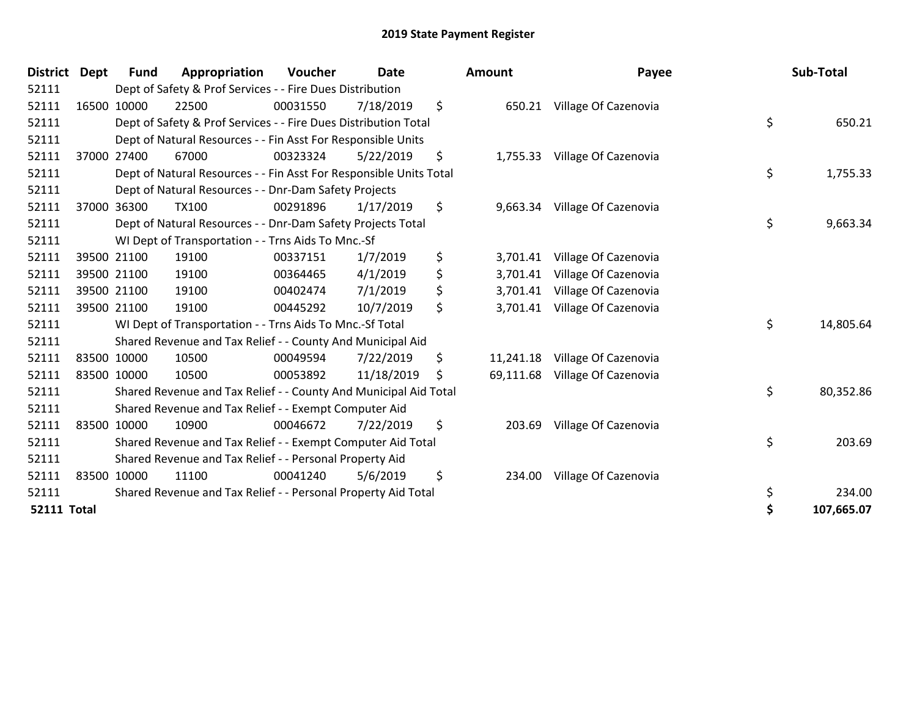# 2019 State Payment Register

| District | Dept | Fund | Appropriation | Voucher | Date | Amount | Payee | Sub-Total |
|---|---|---|---|---|---|---|---|---|
| 52111 | | Dept of Safety & Prof Services - - Fire Dues Distribution | | | | | | |
| 52111 | 16500 | 10000 | 22500 | 00031550 | 7/18/2019 | $ 650.21 | Village Of Cazenovia | |
| 52111 | | Dept of Safety & Prof Services - - Fire Dues Distribution Total | | | | | | $ 650.21 |
| 52111 | | Dept of Natural Resources - - Fin Asst For Responsible Units | | | | | | |
| 52111 | 37000 | 27400 | 67000 | 00323324 | 5/22/2019 | $ 1,755.33 | Village Of Cazenovia | |
| 52111 | | Dept of Natural Resources - - Fin Asst For Responsible Units Total | | | | | | $ 1,755.33 |
| 52111 | | Dept of Natural Resources - - Dnr-Dam Safety Projects | | | | | | |
| 52111 | 37000 | 36300 | TX100 | 00291896 | 1/17/2019 | $ 9,663.34 | Village Of Cazenovia | |
| 52111 | | Dept of Natural Resources - - Dnr-Dam Safety Projects Total | | | | | | $ 9,663.34 |
| 52111 | | WI Dept of Transportation - - Trns Aids To Mnc.-Sf | | | | | | |
| 52111 | 39500 | 21100 | 19100 | 00337151 | 1/7/2019 | $ 3,701.41 | Village Of Cazenovia | |
| 52111 | 39500 | 21100 | 19100 | 00364465 | 4/1/2019 | $ 3,701.41 | Village Of Cazenovia | |
| 52111 | 39500 | 21100 | 19100 | 00402474 | 7/1/2019 | $ 3,701.41 | Village Of Cazenovia | |
| 52111 | 39500 | 21100 | 19100 | 00445292 | 10/7/2019 | $ 3,701.41 | Village Of Cazenovia | |
| 52111 | | WI Dept of Transportation - - Trns Aids To Mnc.-Sf Total | | | | | | $ 14,805.64 |
| 52111 | | Shared Revenue and Tax Relief - - County And Municipal Aid | | | | | | |
| 52111 | 83500 | 10000 | 10500 | 00049594 | 7/22/2019 | $ 11,241.18 | Village Of Cazenovia | |
| 52111 | 83500 | 10000 | 10500 | 00053892 | 11/18/2019 | $ 69,111.68 | Village Of Cazenovia | |
| 52111 | | Shared Revenue and Tax Relief - - County And Municipal Aid Total | | | | | | $ 80,352.86 |
| 52111 | | Shared Revenue and Tax Relief - - Exempt Computer Aid | | | | | | |
| 52111 | 83500 | 10000 | 10900 | 00046672 | 7/22/2019 | $ 203.69 | Village Of Cazenovia | |
| 52111 | | Shared Revenue and Tax Relief - - Exempt Computer Aid Total | | | | | | $ 203.69 |
| 52111 | | Shared Revenue and Tax Relief - - Personal Property Aid | | | | | | |
| 52111 | 83500 | 10000 | 11100 | 00041240 | 5/6/2019 | $ 234.00 | Village Of Cazenovia | |
| 52111 | | Shared Revenue and Tax Relief - - Personal Property Aid Total | | | | | | $ 234.00 |
| **52111 Total** | | | | | | | | **$ 107,665.07** |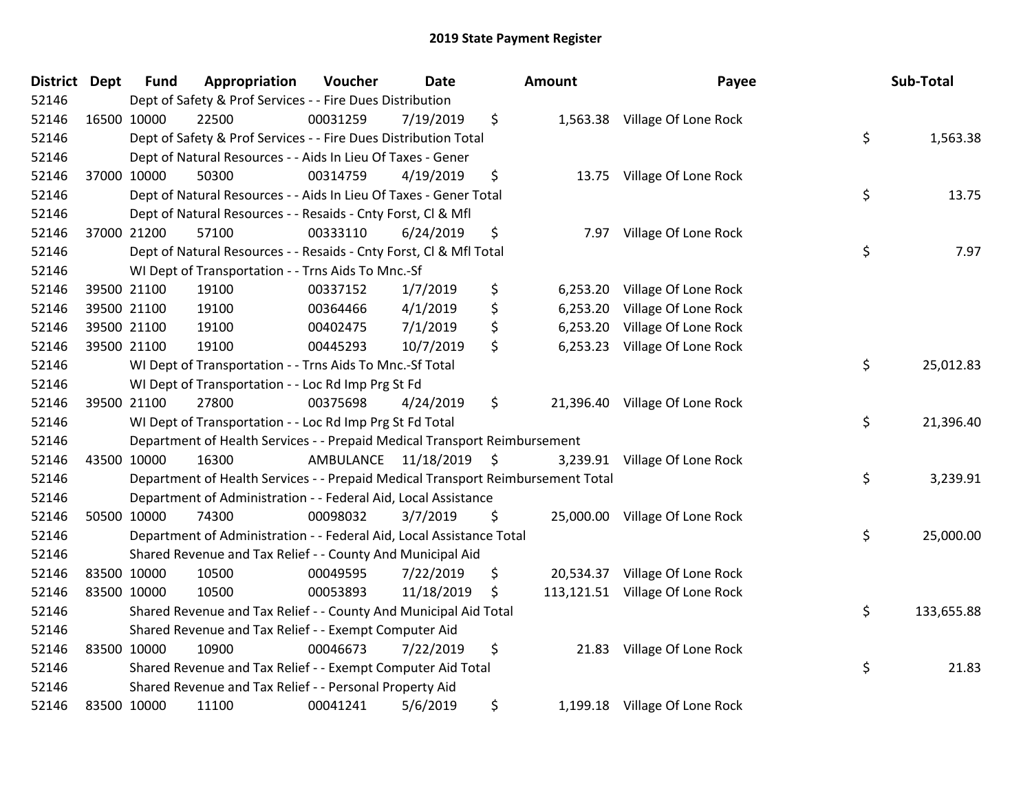## 2019 State Payment Register

| District | Dept | Fund | Appropriation | Voucher | Date | Amount | Payee | Sub-Total |
|---|---|---|---|---|---|---|---|---|
| 52146 | Dept of Safety & Prof Services - - Fire Dues Distribution | | | | | | | |
| 52146 | 16500 | 10000 | 22500 | 00031259 | 7/19/2019 | $ 1,563.38 | Village Of Lone Rock | |
| 52146 | Dept of Safety & Prof Services - - Fire Dues Distribution Total | | | | | | | $ 1,563.38 |
| 52146 | Dept of Natural Resources - - Aids In Lieu Of Taxes - Gener | | | | | | | |
| 52146 | 37000 | 10000 | 50300 | 00314759 | 4/19/2019 | $ 13.75 | Village Of Lone Rock | |
| 52146 | Dept of Natural Resources - - Aids In Lieu Of Taxes - Gener Total | | | | | | | $ 13.75 |
| 52146 | Dept of Natural Resources - - Resaids - Cnty Forst, Cl & Mfl | | | | | | | |
| 52146 | 37000 | 21200 | 57100 | 00333110 | 6/24/2019 | $ 7.97 | Village Of Lone Rock | |
| 52146 | Dept of Natural Resources - - Resaids - Cnty Forst, Cl & Mfl Total | | | | | | | $ 7.97 |
| 52146 | WI Dept of Transportation - - Trns Aids To Mnc.-Sf | | | | | | | |
| 52146 | 39500 | 21100 | 19100 | 00337152 | 1/7/2019 | $ 6,253.20 | Village Of Lone Rock | |
| 52146 | 39500 | 21100 | 19100 | 00364466 | 4/1/2019 | $ 6,253.20 | Village Of Lone Rock | |
| 52146 | 39500 | 21100 | 19100 | 00402475 | 7/1/2019 | $ 6,253.20 | Village Of Lone Rock | |
| 52146 | 39500 | 21100 | 19100 | 00445293 | 10/7/2019 | $ 6,253.23 | Village Of Lone Rock | |
| 52146 | WI Dept of Transportation - - Trns Aids To Mnc.-Sf Total | | | | | | | $ 25,012.83 |
| 52146 | WI Dept of Transportation - - Loc Rd Imp Prg St Fd | | | | | | | |
| 52146 | 39500 | 21100 | 27800 | 00375698 | 4/24/2019 | $ 21,396.40 | Village Of Lone Rock | |
| 52146 | WI Dept of Transportation - - Loc Rd Imp Prg St Fd Total | | | | | | | $ 21,396.40 |
| 52146 | Department of Health Services - - Prepaid Medical Transport Reimbursement | | | | | | | |
| 52146 | 43500 | 10000 | 16300 | AMBULANCE | 11/18/2019 | $ 3,239.91 | Village Of Lone Rock | |
| 52146 | Department of Health Services - - Prepaid Medical Transport Reimbursement Total | | | | | | | $ 3,239.91 |
| 52146 | Department of Administration - - Federal Aid, Local Assistance | | | | | | | |
| 52146 | 50500 | 10000 | 74300 | 00098032 | 3/7/2019 | $ 25,000.00 | Village Of Lone Rock | |
| 52146 | Department of Administration - - Federal Aid, Local Assistance Total | | | | | | | $ 25,000.00 |
| 52146 | Shared Revenue and Tax Relief - - County And Municipal Aid | | | | | | | |
| 52146 | 83500 | 10000 | 10500 | 00049595 | 7/22/2019 | $ 20,534.37 | Village Of Lone Rock | |
| 52146 | 83500 | 10000 | 10500 | 00053893 | 11/18/2019 | $ 113,121.51 | Village Of Lone Rock | |
| 52146 | Shared Revenue and Tax Relief - - County And Municipal Aid Total | | | | | | | $ 133,655.88 |
| 52146 | Shared Revenue and Tax Relief - - Exempt Computer Aid | | | | | | | |
| 52146 | 83500 | 10000 | 10900 | 00046673 | 7/22/2019 | $ 21.83 | Village Of Lone Rock | |
| 52146 | Shared Revenue and Tax Relief - - Exempt Computer Aid Total | | | | | | | $ 21.83 |
| 52146 | Shared Revenue and Tax Relief - - Personal Property Aid | | | | | | | |
| 52146 | 83500 | 10000 | 11100 | 00041241 | 5/6/2019 | $ 1,199.18 | Village Of Lone Rock | |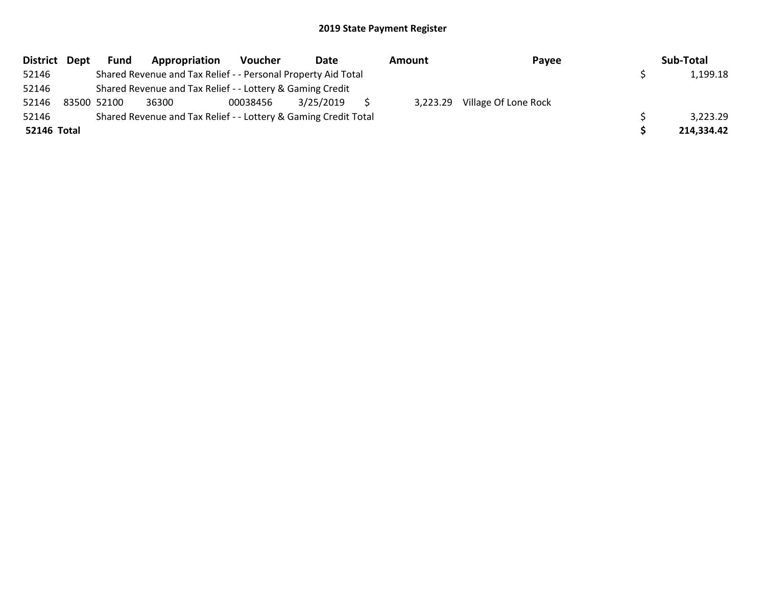## 2019 State Payment Register

| District | Dept | Fund | Appropriation | Voucher | Date | Amount | Payee | Sub-Total |
|---|---|---|---|---|---|---|---|---|
| 52146 | | Shared Revenue and Tax Relief - - Personal Property Aid Total | | | | | | $ 1,199.18 |
| 52146 | | Shared Revenue and Tax Relief - - Lottery & Gaming Credit | | | | | | |
| 52146 | 83500 | 52100 | 36300 | 00038456 | 3/25/2019 | $ 3,223.29 | Village Of Lone Rock | |
| 52146 | | Shared Revenue and Tax Relief - - Lottery & Gaming Credit Total | | | | | | $ 3,223.29 |
| **52146 Total** | | | | | | | | **$ 214,334.42** |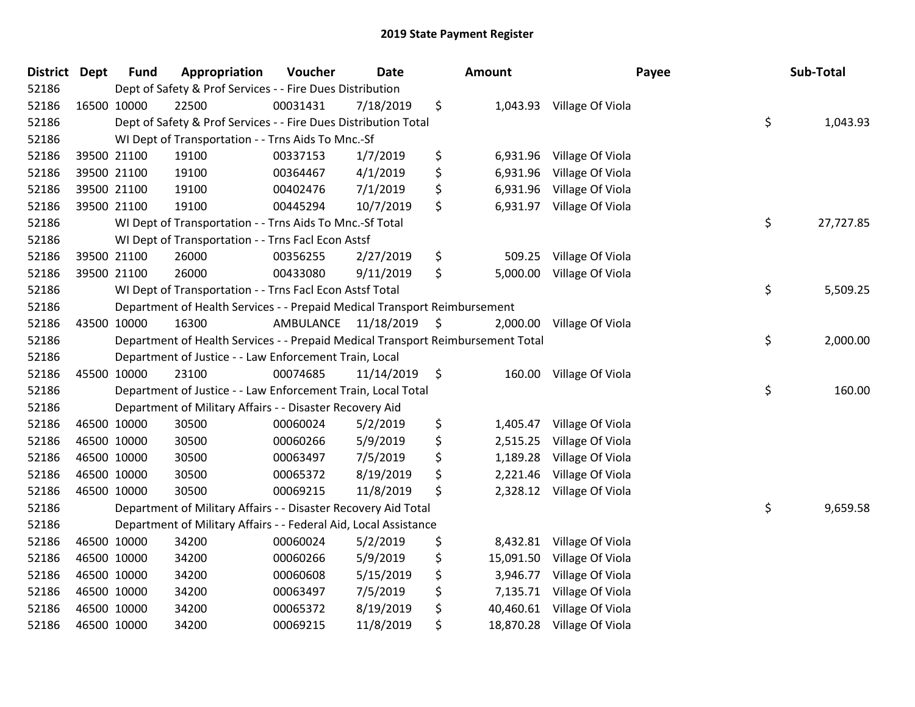# 2019 State Payment Register

| District | Dept | Fund | Appropriation | Voucher | Date | Amount | Payee | Sub-Total |
|---|---|---|---|---|---|---|---|---|
| 52186 | | Dept of Safety & Prof Services - - Fire Dues Distribution | | | | | | |
| 52186 | 16500 | 10000 | 22500 | 00031431 | 7/18/2019 | $ 1,043.93 | Village Of Viola | |
| 52186 | | Dept of Safety & Prof Services - - Fire Dues Distribution Total | | | | | | $ 1,043.93 |
| 52186 | | WI Dept of Transportation - - Trns Aids To Mnc.-Sf | | | | | | |
| 52186 | 39500 | 21100 | 19100 | 00337153 | 1/7/2019 | $ 6,931.96 | Village Of Viola | |
| 52186 | 39500 | 21100 | 19100 | 00364467 | 4/1/2019 | $ 6,931.96 | Village Of Viola | |
| 52186 | 39500 | 21100 | 19100 | 00402476 | 7/1/2019 | $ 6,931.96 | Village Of Viola | |
| 52186 | 39500 | 21100 | 19100 | 00445294 | 10/7/2019 | $ 6,931.97 | Village Of Viola | |
| 52186 | | WI Dept of Transportation - - Trns Aids To Mnc.-Sf Total | | | | | | $ 27,727.85 |
| 52186 | | WI Dept of Transportation - - Trns Facl Econ Astsf | | | | | | |
| 52186 | 39500 | 21100 | 26000 | 00356255 | 2/27/2019 | $ 509.25 | Village Of Viola | |
| 52186 | 39500 | 21100 | 26000 | 00433080 | 9/11/2019 | $ 5,000.00 | Village Of Viola | |
| 52186 | | WI Dept of Transportation - - Trns Facl Econ Astsf Total | | | | | | $ 5,509.25 |
| 52186 | | Department of Health Services - - Prepaid Medical Transport Reimbursement | | | | | | |
| 52186 | 43500 | 10000 | 16300 | AMBULANCE | 11/18/2019 | $ 2,000.00 | Village Of Viola | |
| 52186 | | Department of Health Services - - Prepaid Medical Transport Reimbursement Total | | | | | | $ 2,000.00 |
| 52186 | | Department of Justice - - Law Enforcement Train, Local | | | | | | |
| 52186 | 45500 | 10000 | 23100 | 00074685 | 11/14/2019 | $ 160.00 | Village Of Viola | |
| 52186 | | Department of Justice - - Law Enforcement Train, Local Total | | | | | | $ 160.00 |
| 52186 | | Department of Military Affairs - - Disaster Recovery Aid | | | | | | |
| 52186 | 46500 | 10000 | 30500 | 00060024 | 5/2/2019 | $ 1,405.47 | Village Of Viola | |
| 52186 | 46500 | 10000 | 30500 | 00060266 | 5/9/2019 | $ 2,515.25 | Village Of Viola | |
| 52186 | 46500 | 10000 | 30500 | 00063497 | 7/5/2019 | $ 1,189.28 | Village Of Viola | |
| 52186 | 46500 | 10000 | 30500 | 00065372 | 8/19/2019 | $ 2,221.46 | Village Of Viola | |
| 52186 | 46500 | 10000 | 30500 | 00069215 | 11/8/2019 | $ 2,328.12 | Village Of Viola | |
| 52186 | | Department of Military Affairs - - Disaster Recovery Aid Total | | | | | | $ 9,659.58 |
| 52186 | | Department of Military Affairs - - Federal Aid, Local Assistance | | | | | | |
| 52186 | 46500 | 10000 | 34200 | 00060024 | 5/2/2019 | $ 8,432.81 | Village Of Viola | |
| 52186 | 46500 | 10000 | 34200 | 00060266 | 5/9/2019 | $ 15,091.50 | Village Of Viola | |
| 52186 | 46500 | 10000 | 34200 | 00060608 | 5/15/2019 | $ 3,946.77 | Village Of Viola | |
| 52186 | 46500 | 10000 | 34200 | 00063497 | 7/5/2019 | $ 7,135.71 | Village Of Viola | |
| 52186 | 46500 | 10000 | 34200 | 00065372 | 8/19/2019 | $ 40,460.61 | Village Of Viola | |
| 52186 | 46500 | 10000 | 34200 | 00069215 | 11/8/2019 | $ 18,870.28 | Village Of Viola | |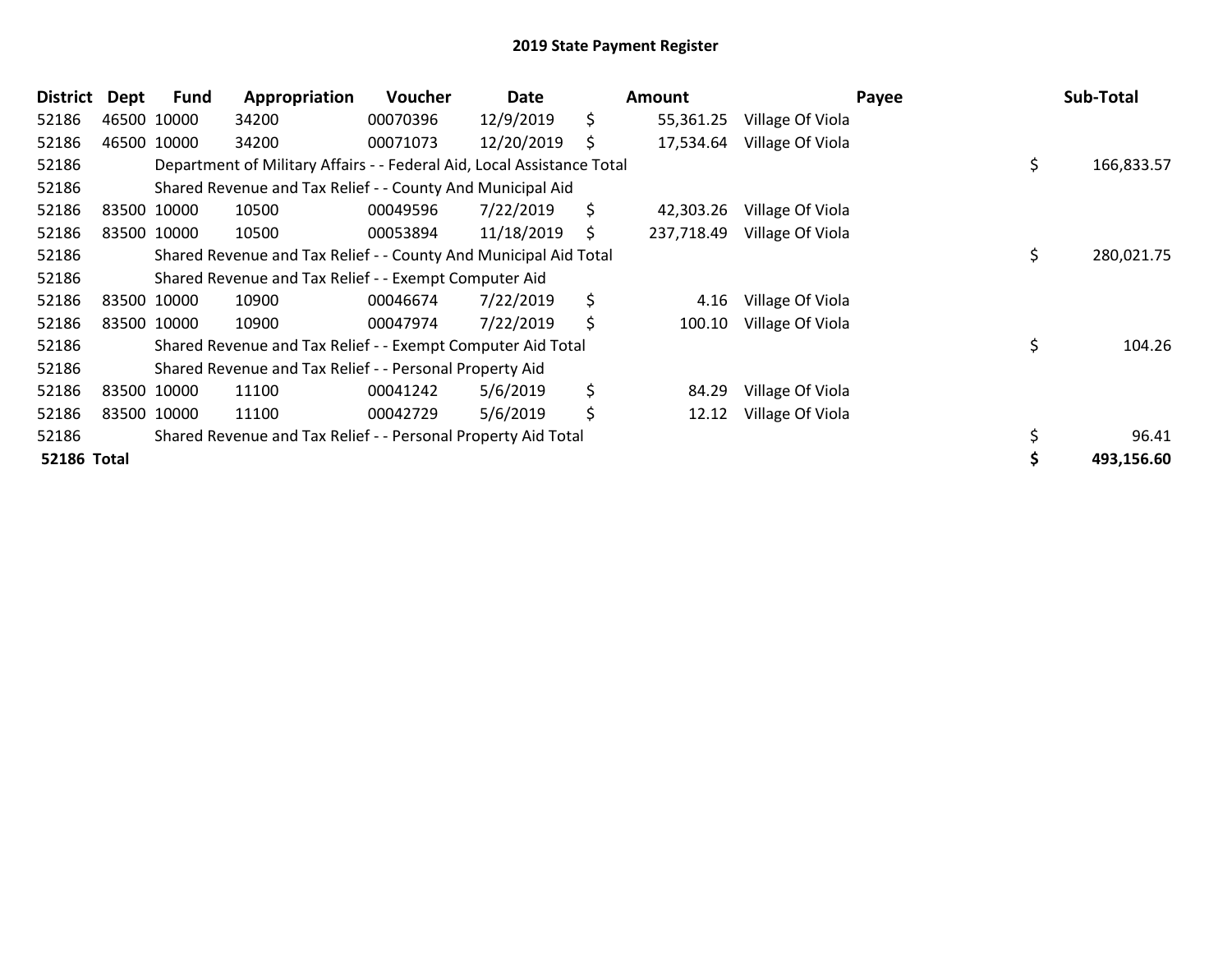## 2019 State Payment Register

| District | Dept | Fund | Appropriation | Voucher | Date | Amount | Payee | Sub-Total |
|---|---|---|---|---|---|---|---|---|
| 52186 | 46500 | 10000 | 34200 | 00070396 | 12/9/2019 | $ 55,361.25 | Village Of Viola | |
| 52186 | 46500 | 10000 | 34200 | 00071073 | 12/20/2019 | $ 17,534.64 | Village Of Viola | |
| 52186 | | Department of Military Affairs - - Federal Aid, Local Assistance Total | | | | | | $ 166,833.57 |
| 52186 | | Shared Revenue and Tax Relief - - County And Municipal Aid | | | | | | |
| 52186 | 83500 | 10000 | 10500 | 00049596 | 7/22/2019 | $ 42,303.26 | Village Of Viola | |
| 52186 | 83500 | 10000 | 10500 | 00053894 | 11/18/2019 | $ 237,718.49 | Village Of Viola | |
| 52186 | | Shared Revenue and Tax Relief - - County And Municipal Aid Total | | | | | | $ 280,021.75 |
| 52186 | | Shared Revenue and Tax Relief - - Exempt Computer Aid | | | | | | |
| 52186 | 83500 | 10000 | 10900 | 00046674 | 7/22/2019 | $ 4.16 | Village Of Viola | |
| 52186 | 83500 | 10000 | 10900 | 00047974 | 7/22/2019 | $ 100.10 | Village Of Viola | |
| 52186 | | Shared Revenue and Tax Relief - - Exempt Computer Aid Total | | | | | | $ 104.26 |
| 52186 | | Shared Revenue and Tax Relief - - Personal Property Aid | | | | | | |
| 52186 | 83500 | 10000 | 11100 | 00041242 | 5/6/2019 | $ 84.29 | Village Of Viola | |
| 52186 | 83500 | 10000 | 11100 | 00042729 | 5/6/2019 | $ 12.12 | Village Of Viola | |
| 52186 | | Shared Revenue and Tax Relief - - Personal Property Aid Total | | | | | | $ 96.41 |
| **52186 Total** | | | | | | | | **$ 493,156.60** |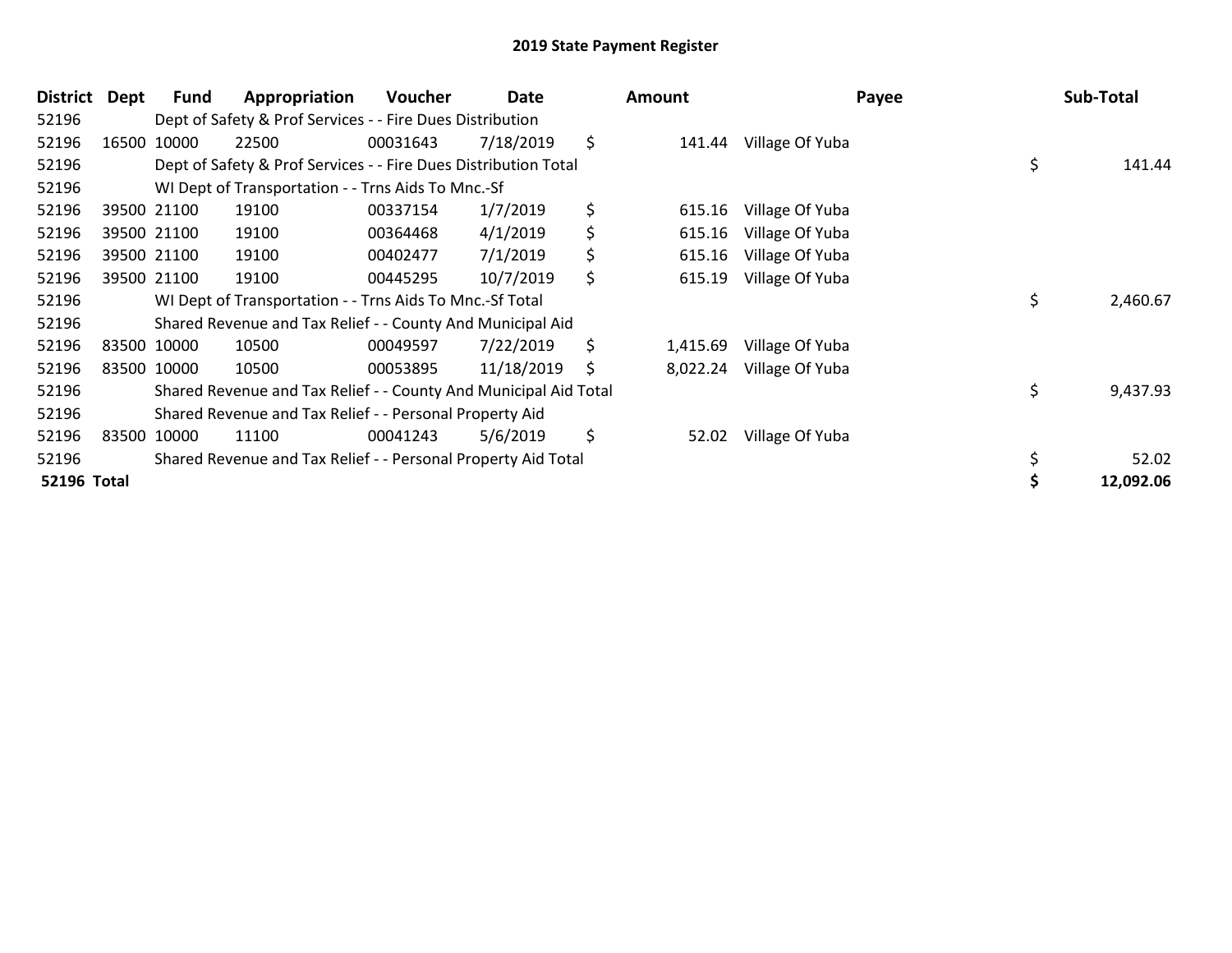# 2019 State Payment Register

| District | Dept | Fund | Appropriation | Voucher | Date | Amount | Payee | Sub-Total |
|---|---|---|---|---|---|---|---|---|
| 52196 | | Dept of Safety & Prof Services - - Fire Dues Distribution | | | | | | |
| 52196 | 16500 | 10000 | 22500 | 00031643 | 7/18/2019 | $ 141.44 | Village Of Yuba | |
| 52196 | | Dept of Safety & Prof Services - - Fire Dues Distribution Total | | | | | | $ 141.44 |
| 52196 | | WI Dept of Transportation - - Trns Aids To Mnc.-Sf | | | | | | |
| 52196 | 39500 | 21100 | 19100 | 00337154 | 1/7/2019 | $ 615.16 | Village Of Yuba | |
| 52196 | 39500 | 21100 | 19100 | 00364468 | 4/1/2019 | $ 615.16 | Village Of Yuba | |
| 52196 | 39500 | 21100 | 19100 | 00402477 | 7/1/2019 | $ 615.16 | Village Of Yuba | |
| 52196 | 39500 | 21100 | 19100 | 00445295 | 10/7/2019 | $ 615.19 | Village Of Yuba | |
| 52196 | | WI Dept of Transportation - - Trns Aids To Mnc.-Sf Total | | | | | | $ 2,460.67 |
| 52196 | | Shared Revenue and Tax Relief - - County And Municipal Aid | | | | | | |
| 52196 | 83500 | 10000 | 10500 | 00049597 | 7/22/2019 | $ 1,415.69 | Village Of Yuba | |
| 52196 | 83500 | 10000 | 10500 | 00053895 | 11/18/2019 | $ 8,022.24 | Village Of Yuba | |
| 52196 | | Shared Revenue and Tax Relief - - County And Municipal Aid Total | | | | | | $ 9,437.93 |
| 52196 | | Shared Revenue and Tax Relief - - Personal Property Aid | | | | | | |
| 52196 | 83500 | 10000 | 11100 | 00041243 | 5/6/2019 | $ 52.02 | Village Of Yuba | |
| 52196 | | Shared Revenue and Tax Relief - - Personal Property Aid Total | | | | | | $ 52.02 |
| **52196 Total** | | | | | | | | **$ 12,092.06** |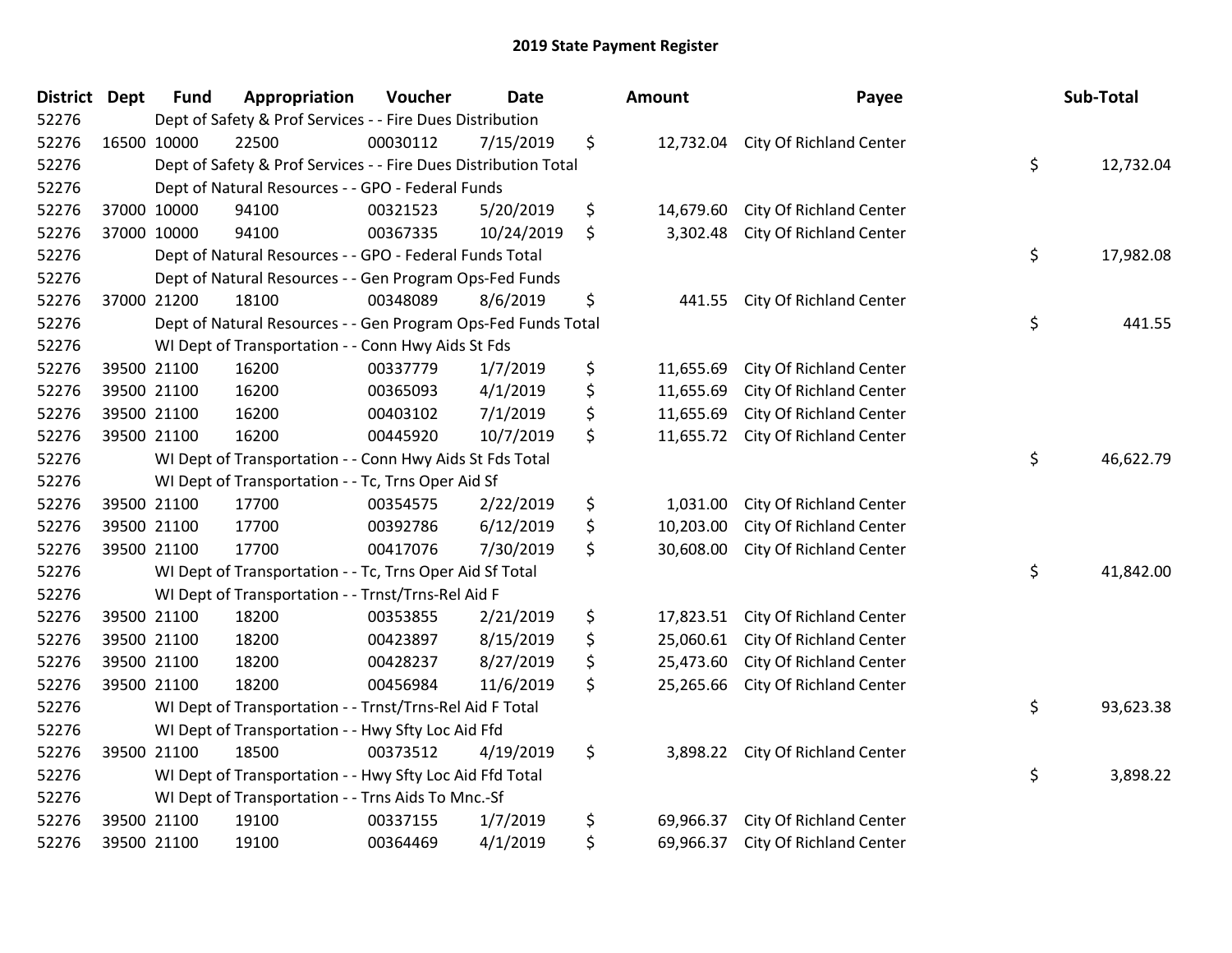# 2019 State Payment Register

| District | Dept | Fund | Appropriation | Voucher | Date | Amount | Payee | Sub-Total |
|---|---|---|---|---|---|---|---|---|
| 52276 | | Dept of Safety & Prof Services - - Fire Dues Distribution | | | | | | |
| 52276 | 16500 | 10000 | 22500 | 00030112 | 7/15/2019 | $ 12,732.04 | City Of Richland Center | |
| 52276 | | Dept of Safety & Prof Services - - Fire Dues Distribution Total | | | | | | $ 12,732.04 |
| 52276 | | Dept of Natural Resources - - GPO - Federal Funds | | | | | | |
| 52276 | 37000 | 10000 | 94100 | 00321523 | 5/20/2019 | $ 14,679.60 | City Of Richland Center | |
| 52276 | 37000 | 10000 | 94100 | 00367335 | 10/24/2019 | $ 3,302.48 | City Of Richland Center | |
| 52276 | | Dept of Natural Resources - - GPO - Federal Funds Total | | | | | | $ 17,982.08 |
| 52276 | | Dept of Natural Resources - - Gen Program Ops-Fed Funds | | | | | | |
| 52276 | 37000 | 21200 | 18100 | 00348089 | 8/6/2019 | $ 441.55 | City Of Richland Center | |
| 52276 | | Dept of Natural Resources - - Gen Program Ops-Fed Funds Total | | | | | | $ 441.55 |
| 52276 | | WI Dept of Transportation - - Conn Hwy Aids St Fds | | | | | | |
| 52276 | 39500 | 21100 | 16200 | 00337779 | 1/7/2019 | $ 11,655.69 | City Of Richland Center | |
| 52276 | 39500 | 21100 | 16200 | 00365093 | 4/1/2019 | $ 11,655.69 | City Of Richland Center | |
| 52276 | 39500 | 21100 | 16200 | 00403102 | 7/1/2019 | $ 11,655.69 | City Of Richland Center | |
| 52276 | 39500 | 21100 | 16200 | 00445920 | 10/7/2019 | $ 11,655.72 | City Of Richland Center | |
| 52276 | | WI Dept of Transportation - - Conn Hwy Aids St Fds Total | | | | | | $ 46,622.79 |
| 52276 | | WI Dept of Transportation - - Tc, Trns Oper Aid Sf | | | | | | |
| 52276 | 39500 | 21100 | 17700 | 00354575 | 2/22/2019 | $ 1,031.00 | City Of Richland Center | |
| 52276 | 39500 | 21100 | 17700 | 00392786 | 6/12/2019 | $ 10,203.00 | City Of Richland Center | |
| 52276 | 39500 | 21100 | 17700 | 00417076 | 7/30/2019 | $ 30,608.00 | City Of Richland Center | |
| 52276 | | WI Dept of Transportation - - Tc, Trns Oper Aid Sf Total | | | | | | $ 41,842.00 |
| 52276 | | WI Dept of Transportation - - Trnst/Trns-Rel Aid F | | | | | | |
| 52276 | 39500 | 21100 | 18200 | 00353855 | 2/21/2019 | $ 17,823.51 | City Of Richland Center | |
| 52276 | 39500 | 21100 | 18200 | 00423897 | 8/15/2019 | $ 25,060.61 | City Of Richland Center | |
| 52276 | 39500 | 21100 | 18200 | 00428237 | 8/27/2019 | $ 25,473.60 | City Of Richland Center | |
| 52276 | 39500 | 21100 | 18200 | 00456984 | 11/6/2019 | $ 25,265.66 | City Of Richland Center | |
| 52276 | | WI Dept of Transportation - - Trnst/Trns-Rel Aid F Total | | | | | | $ 93,623.38 |
| 52276 | | WI Dept of Transportation - - Hwy Sfty Loc Aid Ffd | | | | | | |
| 52276 | 39500 | 21100 | 18500 | 00373512 | 4/19/2019 | $ 3,898.22 | City Of Richland Center | |
| 52276 | | WI Dept of Transportation - - Hwy Sfty Loc Aid Ffd Total | | | | | | $ 3,898.22 |
| 52276 | | WI Dept of Transportation - - Trns Aids To Mnc.-Sf | | | | | | |
| 52276 | 39500 | 21100 | 19100 | 00337155 | 1/7/2019 | $ 69,966.37 | City Of Richland Center | |
| 52276 | 39500 | 21100 | 19100 | 00364469 | 4/1/2019 | $ 69,966.37 | City Of Richland Center | |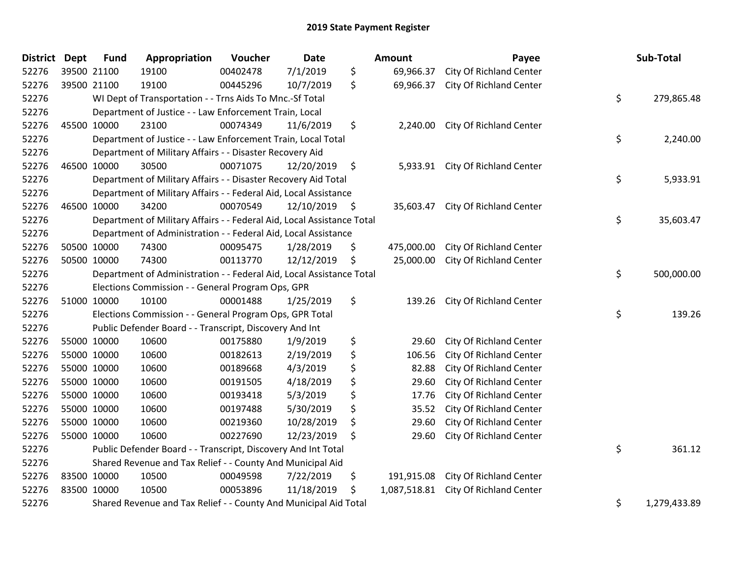## 2019 State Payment Register

| District | Dept | Fund | Appropriation | Voucher | Date | Amount | Payee | Sub-Total |
|---|---|---|---|---|---|---|---|---|
| 52276 | 39500 | 21100 | 19100 | 00402478 | 7/1/2019 | $ 69,966.37 | City Of Richland Center | |
| 52276 | 39500 | 21100 | 19100 | 00445296 | 10/7/2019 | $ 69,966.37 | City Of Richland Center | |
| 52276 | | WI Dept of Transportation - - Trns Aids To Mnc.-Sf Total | | | | | | $ 279,865.48 |
| 52276 | | Department of Justice - - Law Enforcement Train, Local | | | | | | |
| 52276 | 45500 | 10000 | 23100 | 00074349 | 11/6/2019 | $ 2,240.00 | City Of Richland Center | |
| 52276 | | Department of Justice - - Law Enforcement Train, Local Total | | | | | | $ 2,240.00 |
| 52276 | | Department of Military Affairs - - Disaster Recovery Aid | | | | | | |
| 52276 | 46500 | 10000 | 30500 | 00071075 | 12/20/2019 | $ 5,933.91 | City Of Richland Center | |
| 52276 | | Department of Military Affairs - - Disaster Recovery Aid Total | | | | | | $ 5,933.91 |
| 52276 | | Department of Military Affairs - - Federal Aid, Local Assistance | | | | | | |
| 52276 | 46500 | 10000 | 34200 | 00070549 | 12/10/2019 | $ 35,603.47 | City Of Richland Center | |
| 52276 | | Department of Military Affairs - - Federal Aid, Local Assistance Total | | | | | | $ 35,603.47 |
| 52276 | | Department of Administration - - Federal Aid, Local Assistance | | | | | | |
| 52276 | 50500 | 10000 | 74300 | 00095475 | 1/28/2019 | $ 475,000.00 | City Of Richland Center | |
| 52276 | 50500 | 10000 | 74300 | 00113770 | 12/12/2019 | $ 25,000.00 | City Of Richland Center | |
| 52276 | | Department of Administration - - Federal Aid, Local Assistance Total | | | | | | $ 500,000.00 |
| 52276 | | Elections Commission - - General Program Ops, GPR | | | | | | |
| 52276 | 51000 | 10000 | 10100 | 00001488 | 1/25/2019 | $ 139.26 | City Of Richland Center | |
| 52276 | | Elections Commission - - General Program Ops, GPR Total | | | | | | $ 139.26 |
| 52276 | | Public Defender Board - - Transcript, Discovery And Int | | | | | | |
| 52276 | 55000 | 10000 | 10600 | 00175880 | 1/9/2019 | $ 29.60 | City Of Richland Center | |
| 52276 | 55000 | 10000 | 10600 | 00182613 | 2/19/2019 | $ 106.56 | City Of Richland Center | |
| 52276 | 55000 | 10000 | 10600 | 00189668 | 4/3/2019 | $ 82.88 | City Of Richland Center | |
| 52276 | 55000 | 10000 | 10600 | 00191505 | 4/18/2019 | $ 29.60 | City Of Richland Center | |
| 52276 | 55000 | 10000 | 10600 | 00193418 | 5/3/2019 | $ 17.76 | City Of Richland Center | |
| 52276 | 55000 | 10000 | 10600 | 00197488 | 5/30/2019 | $ 35.52 | City Of Richland Center | |
| 52276 | 55000 | 10000 | 10600 | 00219360 | 10/28/2019 | $ 29.60 | City Of Richland Center | |
| 52276 | 55000 | 10000 | 10600 | 00227690 | 12/23/2019 | $ 29.60 | City Of Richland Center | |
| 52276 | | Public Defender Board - - Transcript, Discovery And Int Total | | | | | | $ 361.12 |
| 52276 | | Shared Revenue and Tax Relief - - County And Municipal Aid | | | | | | |
| 52276 | 83500 | 10000 | 10500 | 00049598 | 7/22/2019 | $ 191,915.08 | City Of Richland Center | |
| 52276 | 83500 | 10000 | 10500 | 00053896 | 11/18/2019 | $ 1,087,518.81 | City Of Richland Center | |
| 52276 | | Shared Revenue and Tax Relief - - County And Municipal Aid Total | | | | | | $ 1,279,433.89 |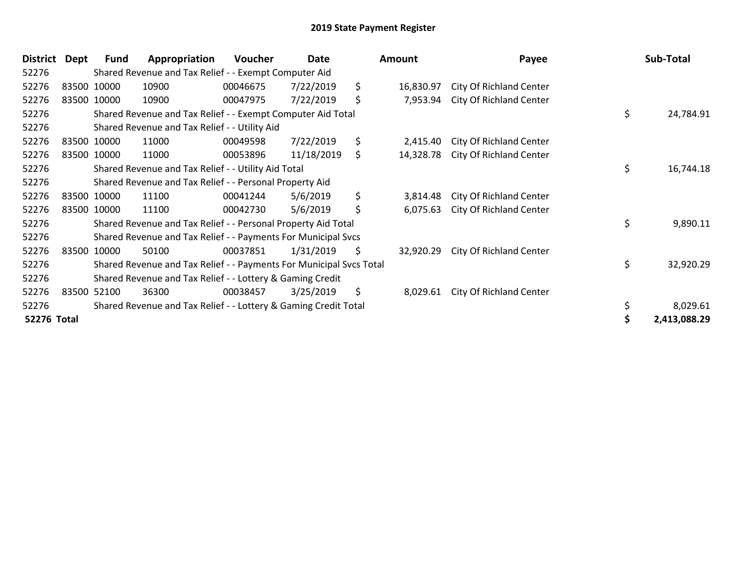# 2019 State Payment Register

| District | Dept | Fund | Appropriation | Voucher | Date | Amount | Payee | Sub-Total |
|---|---|---|---|---|---|---|---|---|
| 52276 | | Shared Revenue and Tax Relief - - Exempt Computer Aid | | | | | | |
| 52276 | 83500 | 10000 | 10900 | 00046675 | 7/22/2019 | $ 16,830.97 | City Of Richland Center | |
| 52276 | 83500 | 10000 | 10900 | 00047975 | 7/22/2019 | $ 7,953.94 | City Of Richland Center | |
| 52276 | | Shared Revenue and Tax Relief - - Exempt Computer Aid Total | | | | | | $ 24,784.91 |
| 52276 | | Shared Revenue and Tax Relief - - Utility Aid | | | | | | |
| 52276 | 83500 | 10000 | 11000 | 00049598 | 7/22/2019 | $ 2,415.40 | City Of Richland Center | |
| 52276 | 83500 | 10000 | 11000 | 00053896 | 11/18/2019 | $ 14,328.78 | City Of Richland Center | |
| 52276 | | Shared Revenue and Tax Relief - - Utility Aid Total | | | | | | $ 16,744.18 |
| 52276 | | Shared Revenue and Tax Relief - - Personal Property Aid | | | | | | |
| 52276 | 83500 | 10000 | 11100 | 00041244 | 5/6/2019 | $ 3,814.48 | City Of Richland Center | |
| 52276 | 83500 | 10000 | 11100 | 00042730 | 5/6/2019 | $ 6,075.63 | City Of Richland Center | |
| 52276 | | Shared Revenue and Tax Relief - - Personal Property Aid Total | | | | | | $ 9,890.11 |
| 52276 | | Shared Revenue and Tax Relief - - Payments For Municipal Svcs | | | | | | |
| 52276 | 83500 | 10000 | 50100 | 00037851 | 1/31/2019 | $ 32,920.29 | City Of Richland Center | |
| 52276 | | Shared Revenue and Tax Relief - - Payments For Municipal Svcs Total | | | | | | $ 32,920.29 |
| 52276 | | Shared Revenue and Tax Relief - - Lottery & Gaming Credit | | | | | | |
| 52276 | 83500 | 52100 | 36300 | 00038457 | 3/25/2019 | $ 8,029.61 | City Of Richland Center | |
| 52276 | | Shared Revenue and Tax Relief - - Lottery & Gaming Credit Total | | | | | | $ 8,029.61 |
| **52276 Total** | | | | | | | | **$ 2,413,088.29** |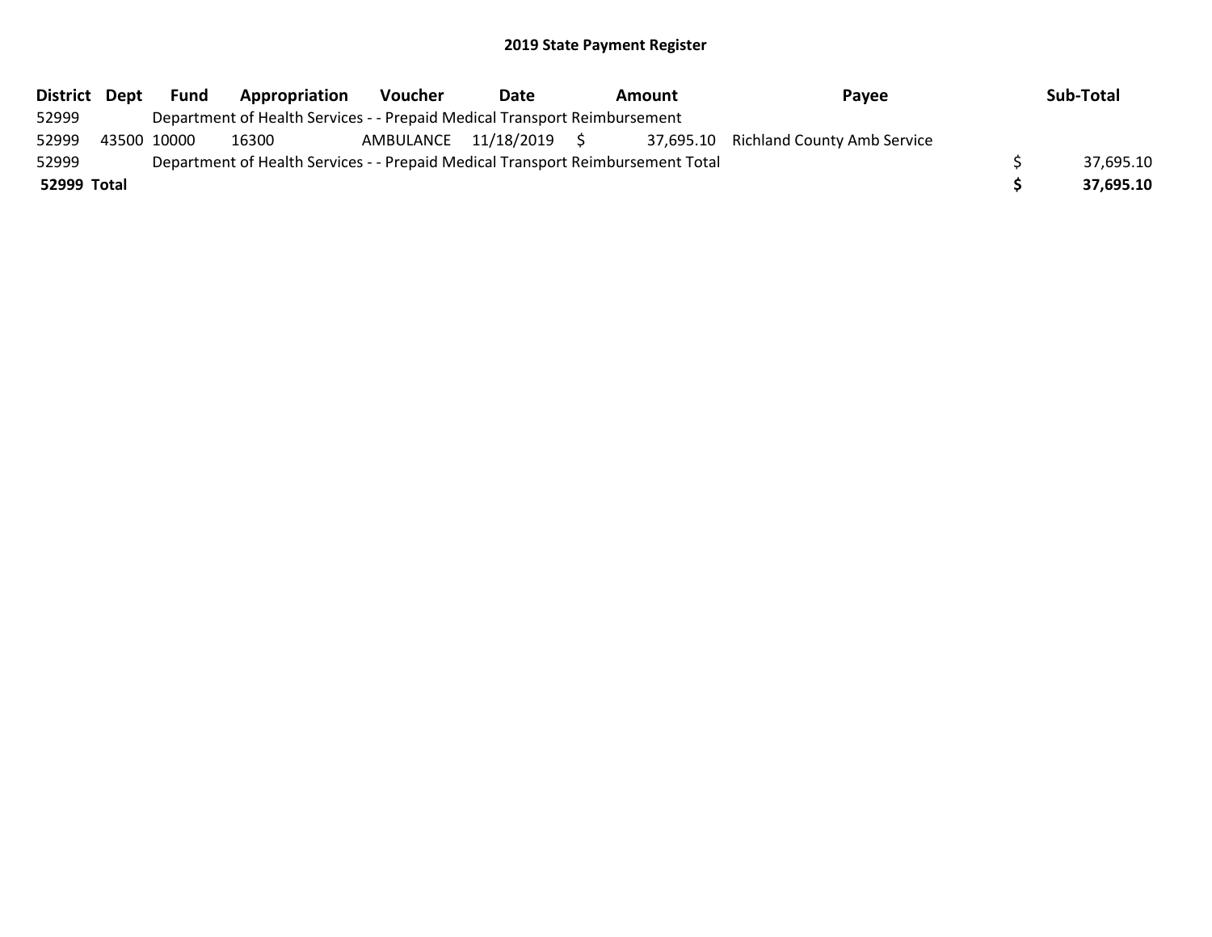# 2019 State Payment Register

| District | Dept | Fund | Appropriation | Voucher | Date | Amount | Payee | Sub-Total |
|---|---|---|---|---|---|---|---|---|
| 52999 | | Department of Health Services - - Prepaid Medical Transport Reimbursement | | | | | | |
| 52999 | 43500 | 10000 | 16300 | AMBULANCE | 11/18/2019 | $ 37,695.10 | Richland County Amb Service | |
| 52999 | | Department of Health Services - - Prepaid Medical Transport Reimbursement Total | | | | | | $ 37,695.10 |
| **52999 Total** | | | | | | | | **$ 37,695.10** |